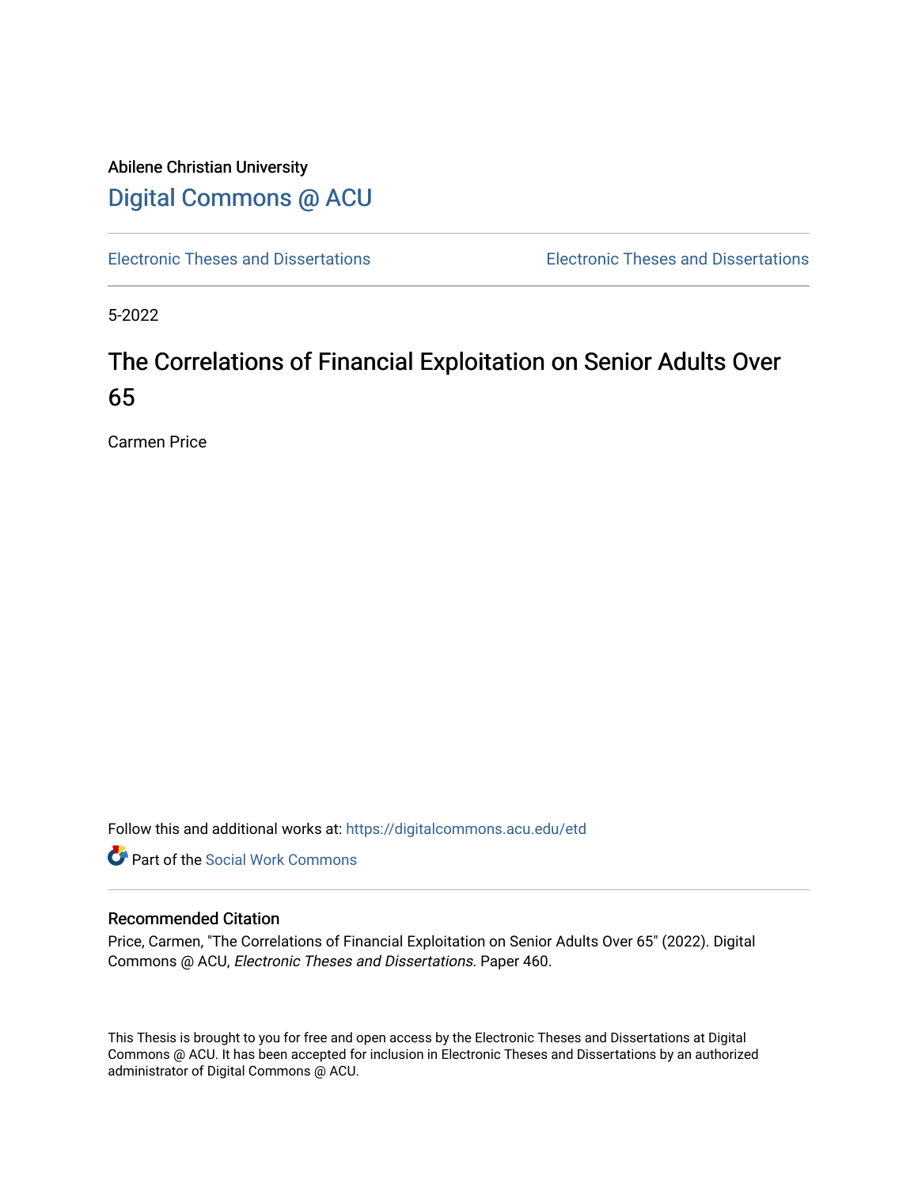Abilene Christian University

Digital Commons @ ACU

Electronic Theses and Dissertations | Electronic Theses and Dissertations

5-2022

# The Correlations of Financial Exploitation on Senior Adults Over 65

Carmen Price

Follow this and additional works at: https://digitalcommons.acu.edu/etd

Part of the Social Work Commons

## Recommended Citation

Price, Carmen, "The Correlations of Financial Exploitation on Senior Adults Over 65" (2022). Digital Commons @ ACU, *Electronic Theses and Dissertations.* Paper 460.

This Thesis is brought to you for free and open access by the Electronic Theses and Dissertations at Digital Commons @ ACU. It has been accepted for inclusion in Electronic Theses and Dissertations by an authorized administrator of Digital Commons @ ACU.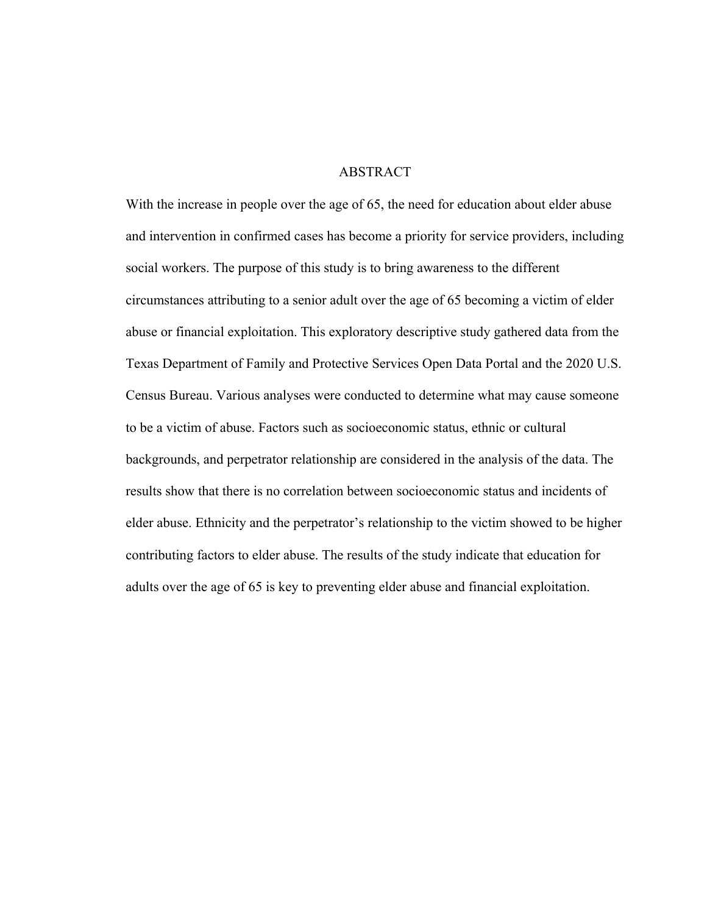# ABSTRACT

With the increase in people over the age of 65, the need for education about elder abuse and intervention in confirmed cases has become a priority for service providers, including social workers. The purpose of this study is to bring awareness to the different circumstances attributing to a senior adult over the age of 65 becoming a victim of elder abuse or financial exploitation. This exploratory descriptive study gathered data from the Texas Department of Family and Protective Services Open Data Portal and the 2020 U.S. Census Bureau. Various analyses were conducted to determine what may cause someone to be a victim of abuse. Factors such as socioeconomic status, ethnic or cultural backgrounds, and perpetrator relationship are considered in the analysis of the data. The results show that there is no correlation between socioeconomic status and incidents of elder abuse. Ethnicity and the perpetrator's relationship to the victim showed to be higher contributing factors to elder abuse. The results of the study indicate that education for adults over the age of 65 is key to preventing elder abuse and financial exploitation.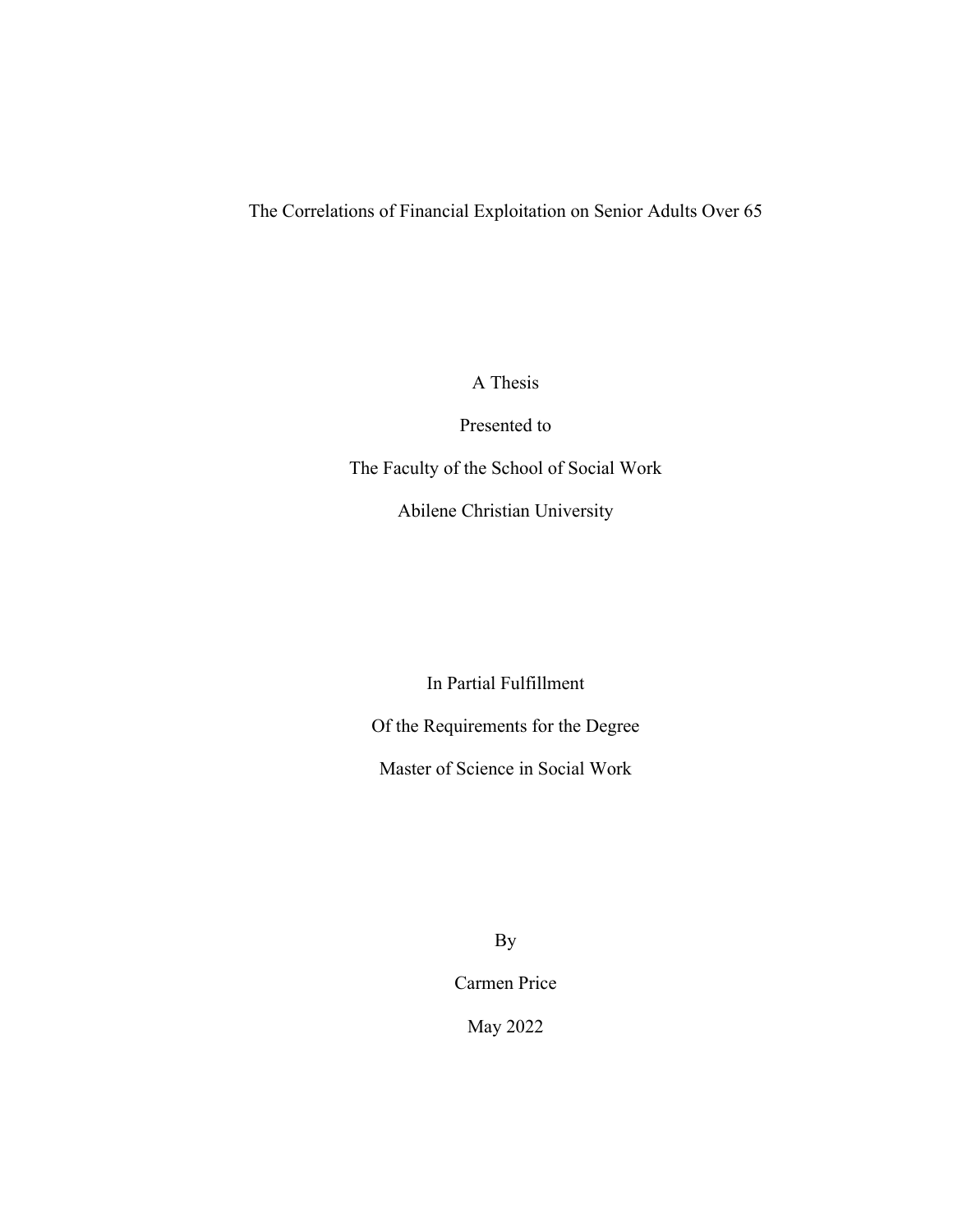# The Correlations of Financial Exploitation on Senior Adults Over 65

A Thesis

Presented to

The Faculty of the School of Social Work

Abilene Christian University

In Partial Fulfillment

Of the Requirements for the Degree

Master of Science in Social Work

By

Carmen Price

May 2022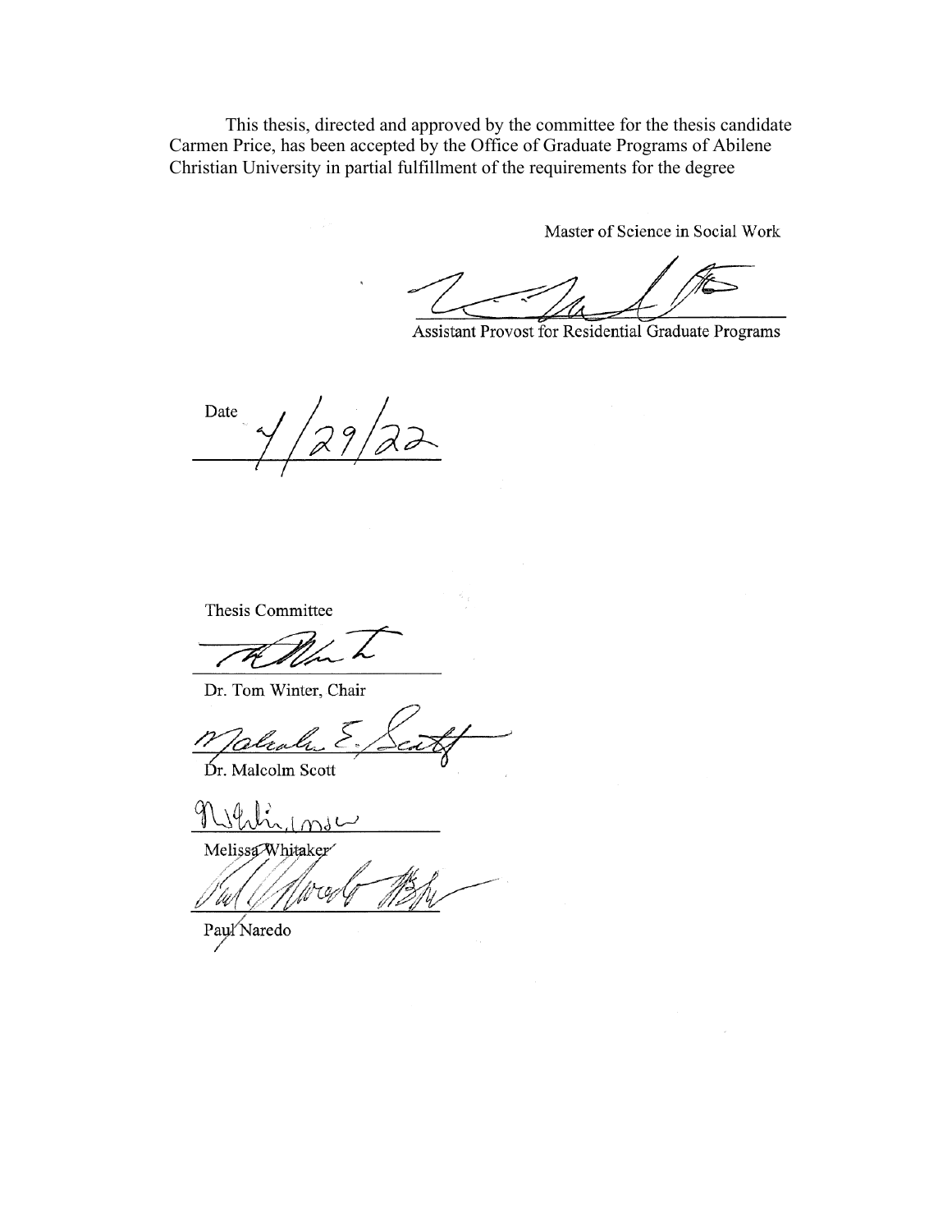This thesis, directed and approved by the committee for the thesis candidate Carmen Price, has been accepted by the Office of Graduate Programs of Abilene Christian University in partial fulfillment of the requirements for the degree

Master of Science in Social Work

Assistant Provost for Residential Graduate Programs

Date 4/29/22

Thesis Committee

Dr. Tom Winter, Chair

Dr. Malcolm Scott

Melissa Whitaker

Paul Naredo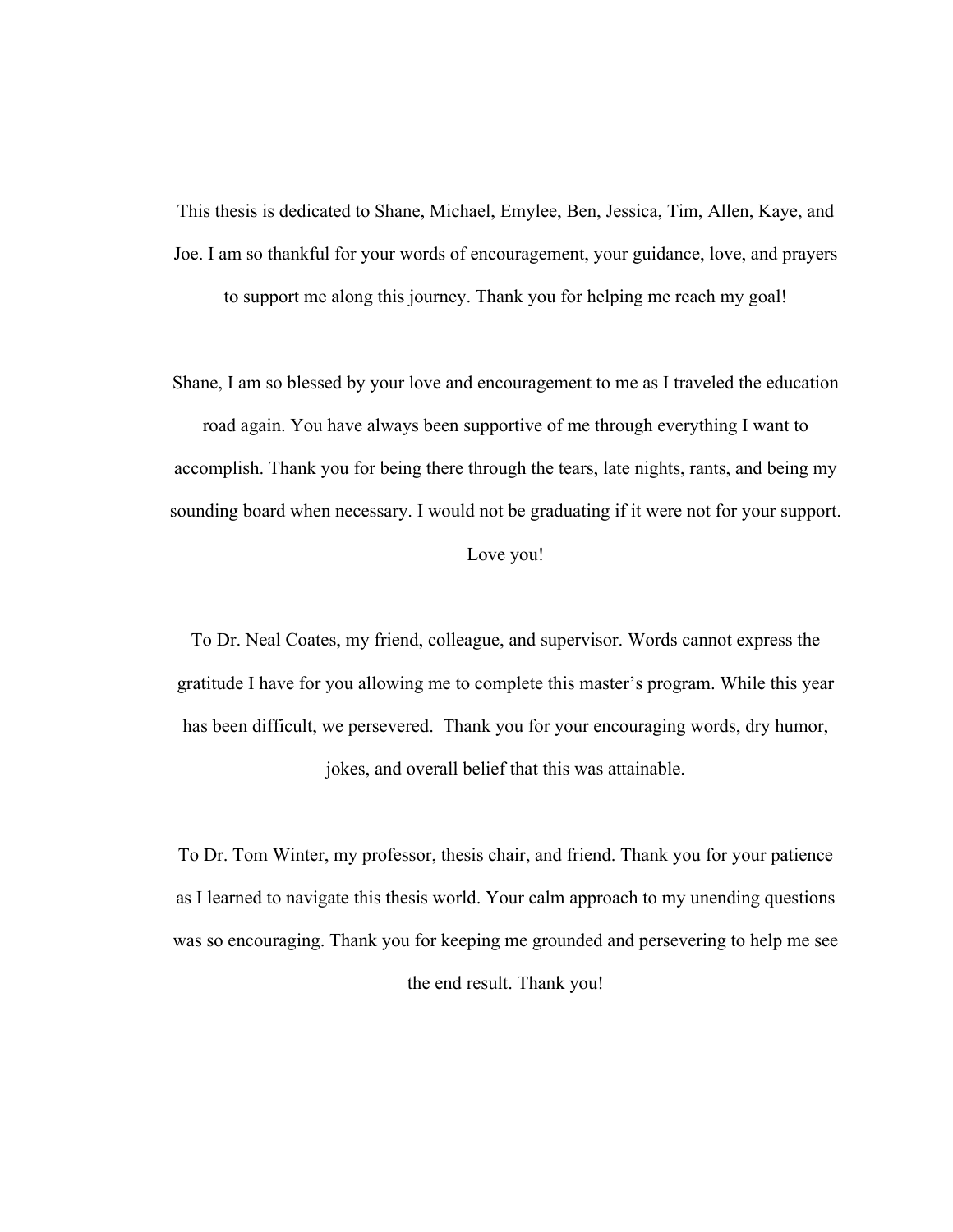This thesis is dedicated to Shane, Michael, Emylee, Ben, Jessica, Tim, Allen, Kaye, and Joe. I am so thankful for your words of encouragement, your guidance, love, and prayers to support me along this journey. Thank you for helping me reach my goal!

Shane, I am so blessed by your love and encouragement to me as I traveled the education road again. You have always been supportive of me through everything I want to accomplish. Thank you for being there through the tears, late nights, rants, and being my sounding board when necessary. I would not be graduating if it were not for your support. Love you!

To Dr. Neal Coates, my friend, colleague, and supervisor. Words cannot express the gratitude I have for you allowing me to complete this master's program. While this year has been difficult, we persevered. Thank you for your encouraging words, dry humor, jokes, and overall belief that this was attainable.

To Dr. Tom Winter, my professor, thesis chair, and friend. Thank you for your patience as I learned to navigate this thesis world. Your calm approach to my unending questions was so encouraging. Thank you for keeping me grounded and persevering to help me see the end result. Thank you!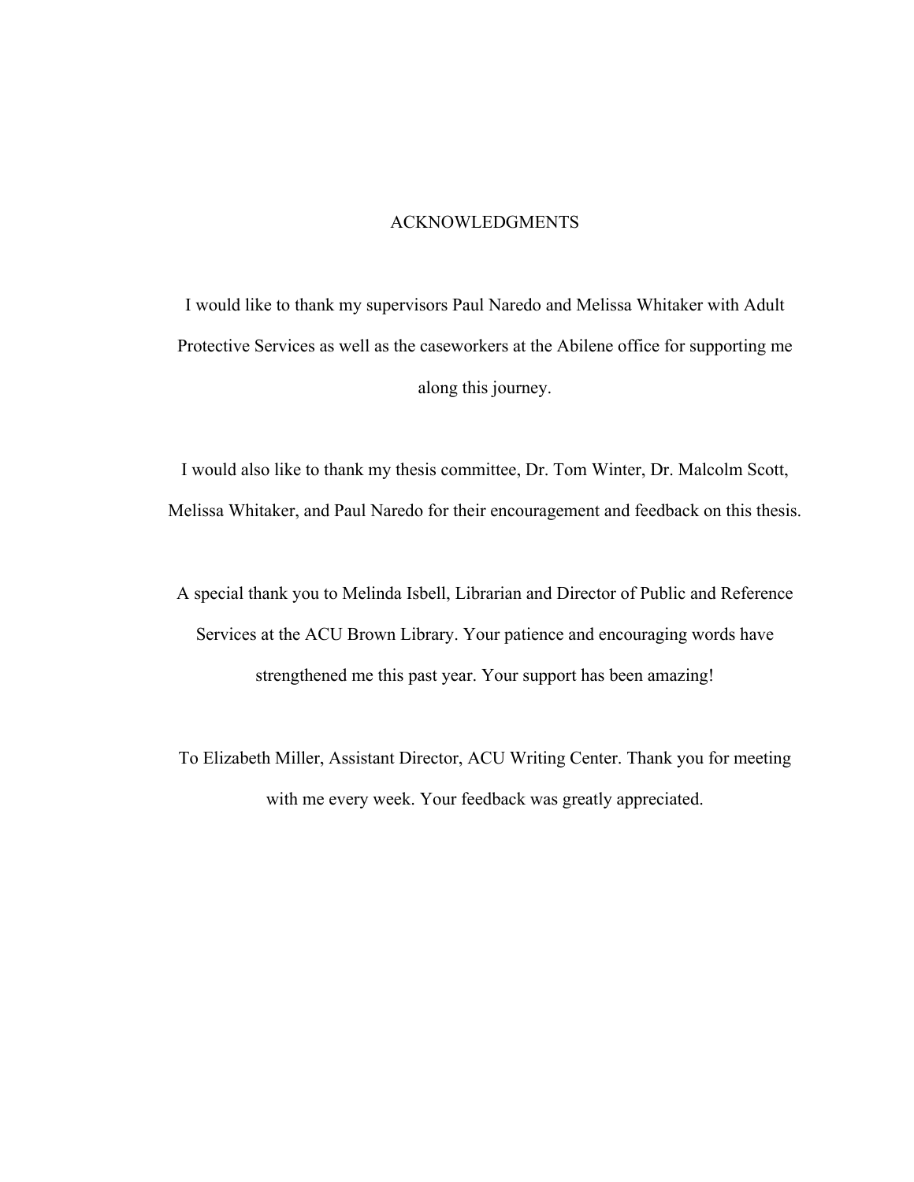# ACKNOWLEDGMENTS

I would like to thank my supervisors Paul Naredo and Melissa Whitaker with Adult Protective Services as well as the caseworkers at the Abilene office for supporting me along this journey.

I would also like to thank my thesis committee, Dr. Tom Winter, Dr. Malcolm Scott, Melissa Whitaker, and Paul Naredo for their encouragement and feedback on this thesis.

A special thank you to Melinda Isbell, Librarian and Director of Public and Reference Services at the ACU Brown Library. Your patience and encouraging words have strengthened me this past year. Your support has been amazing!

To Elizabeth Miller, Assistant Director, ACU Writing Center. Thank you for meeting with me every week. Your feedback was greatly appreciated.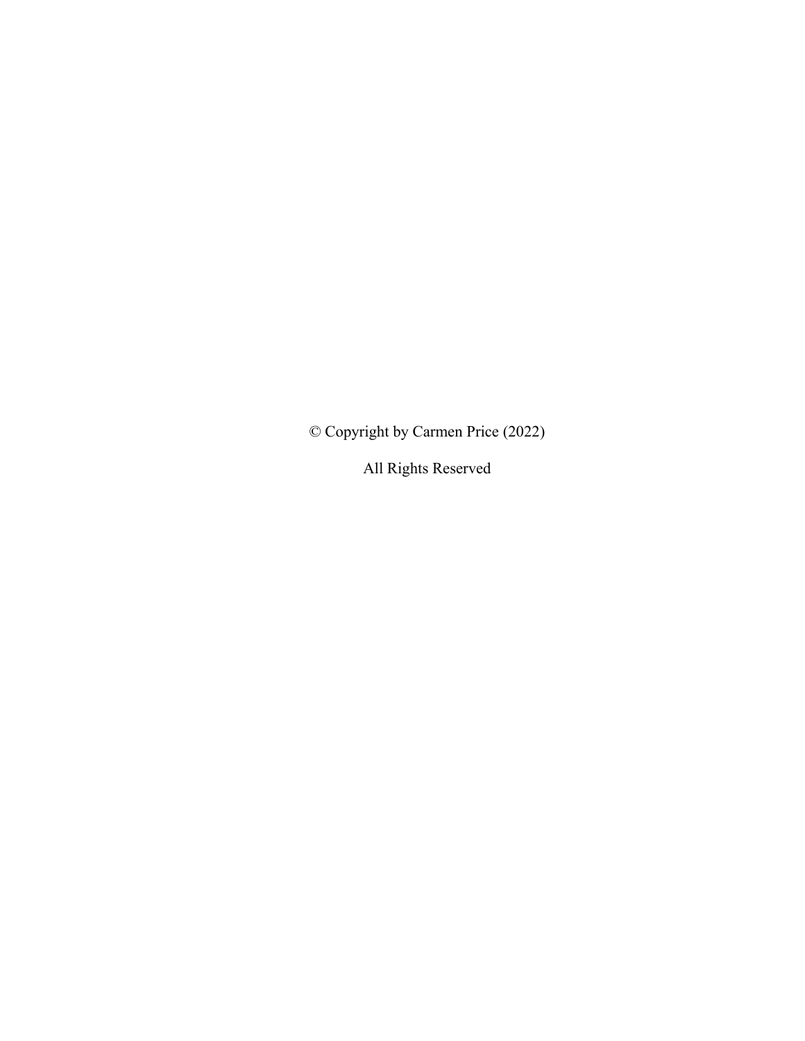© Copyright by Carmen Price (2022)

All Rights Reserved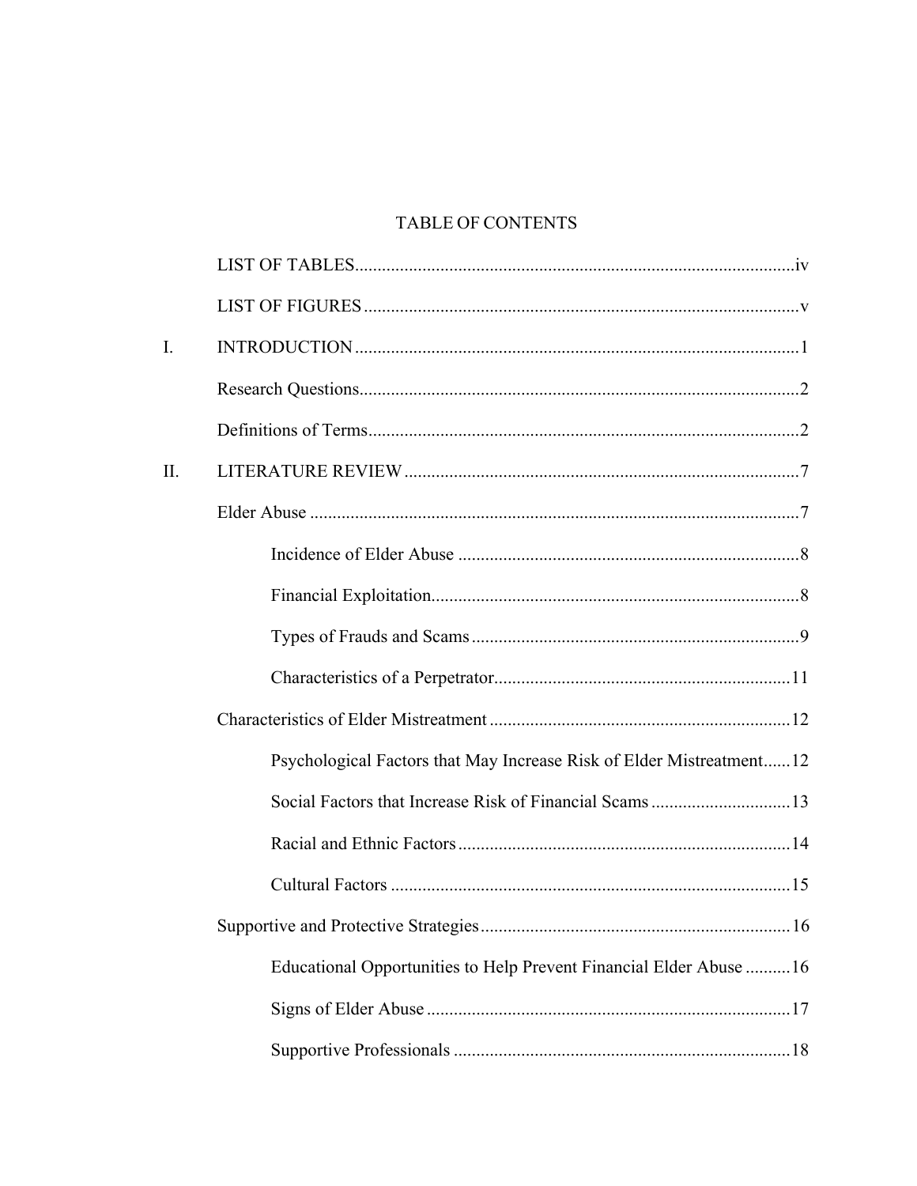# TABLE OF CONTENTS

LIST OF TABLES....................................................................................................iv

LIST OF FIGURES ..................................................................................................v

I. INTRODUCTION ..................................................................................................1

Research Questions..................................................................................................2

Definitions of Terms................................................................................................2

II. LITERATURE REVIEW ........................................................................................7

Elder Abuse .............................................................................................................7

- Incidence of Elder Abuse ............................................................................8
- Financial Exploitation..................................................................................8
- Types of Frauds and Scams .........................................................................9
- Characteristics of a Perpetrator..................................................................11

Characteristics of Elder Mistreatment ...................................................................12

- Psychological Factors that May Increase Risk of Elder Mistreatment......12
- Social Factors that Increase Risk of Financial Scams ...............................13
- Racial and Ethnic Factors ..........................................................................14
- Cultural Factors .........................................................................................15

Supportive and Protective Strategies.....................................................................16

- Educational Opportunities to Help Prevent Financial Elder Abuse ..........16
- Signs of Elder Abuse .................................................................................17
- Supportive Professionals ...........................................................................18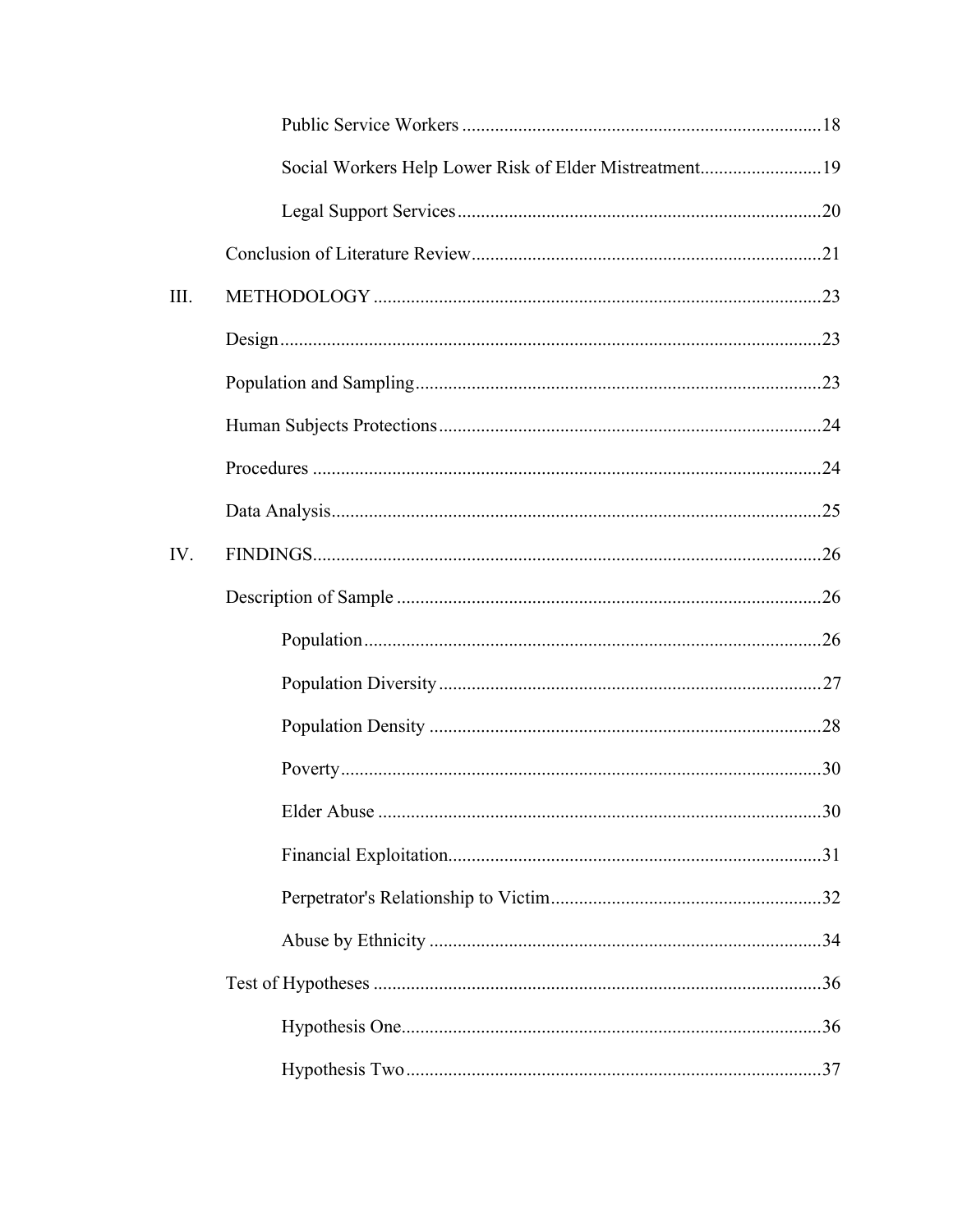Public Service Workers ............................................................................18

Social Workers Help Lower Risk of Elder Mistreatment..........................19

Legal Support Services .............................................................................20

Conclusion of Literature Review..........................................................................21

III. METHODOLOGY ...............................................................................................23

Design...................................................................................................................23

Population and Sampling......................................................................................23

Human Subjects Protections.................................................................................24

Procedures ............................................................................................................24

Data Analysis........................................................................................................25

IV. FINDINGS............................................................................................................26

Description of Sample ..........................................................................................26

Population.................................................................................................26

Population Diversity .................................................................................27

Population Density ...................................................................................28

Poverty......................................................................................................30

Elder Abuse ..............................................................................................30

Financial Exploitation...............................................................................31

Perpetrator's Relationship to Victim.........................................................32

Abuse by Ethnicity ...................................................................................34

Test of Hypotheses ...............................................................................................36

Hypothesis One.........................................................................................36

Hypothesis Two........................................................................................37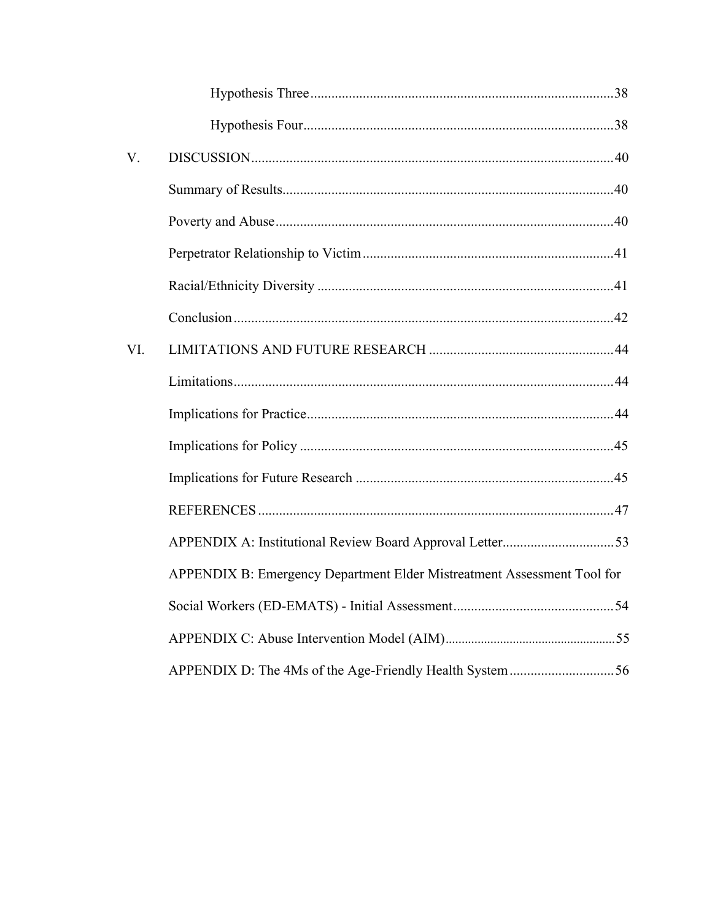Hypothesis Three ........................................................................................ 38

Hypothesis Four .......................................................................................... 38

V. DISCUSSION ........................................................................................................ 40

Summary of Results ............................................................................................... 40

Poverty and Abuse ................................................................................................. 40

Perpetrator Relationship to Victim ........................................................................ 41

Racial/Ethnicity Diversity ..................................................................................... 41

Conclusion ............................................................................................................. 42

VI. LIMITATIONS AND FUTURE RESEARCH ..................................................... 44

Limitations ............................................................................................................. 44

Implications for Practice ........................................................................................ 44

Implications for Policy .......................................................................................... 45

Implications for Future Research .......................................................................... 45

REFERENCES ...................................................................................................... 47

APPENDIX A: Institutional Review Board Approval Letter ................................ 53

APPENDIX B: Emergency Department Elder Mistreatment Assessment Tool for Social Workers (ED-EMATS) - Initial Assessment .............................................. 54

APPENDIX C: Abuse Intervention Model (AIM) ................................................. 55

APPENDIX D: The 4Ms of the Age-Friendly Health System .............................. 56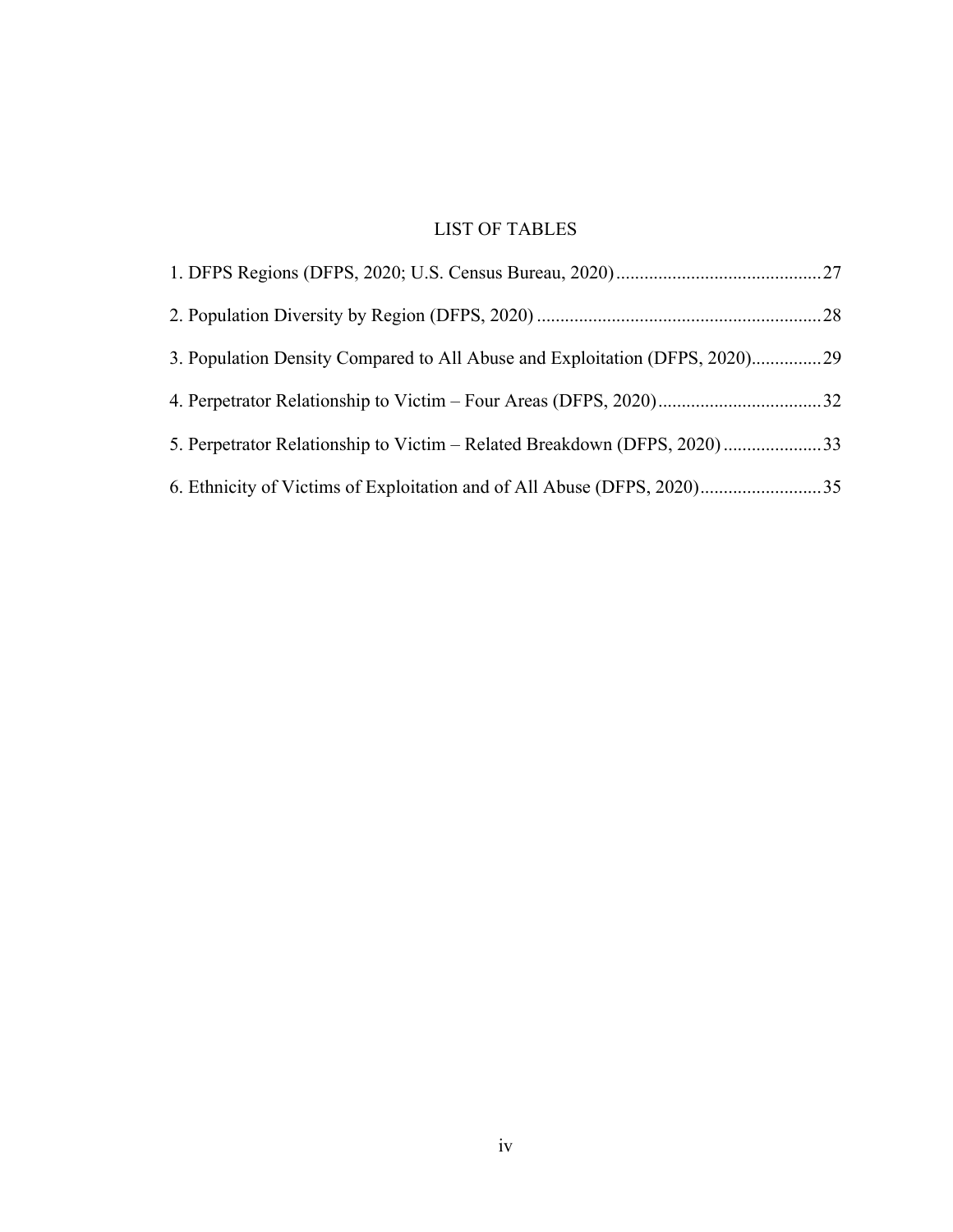# LIST OF TABLES

1. DFPS Regions (DFPS, 2020; U.S. Census Bureau, 2020) ........................................... 27
2. Population Diversity by Region (DFPS, 2020) ............................................................ 28
3. Population Density Compared to All Abuse and Exploitation (DFPS, 2020)............... 29
4. Perpetrator Relationship to Victim – Four Areas (DFPS, 2020) .................................. 32
5. Perpetrator Relationship to Victim – Related Breakdown (DFPS, 2020) ..................... 33
6. Ethnicity of Victims of Exploitation and of All Abuse (DFPS, 2020).......................... 35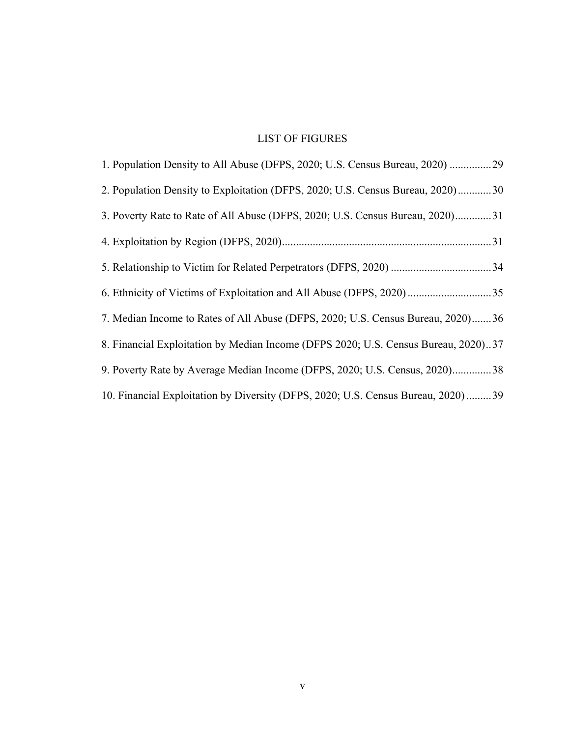# LIST OF FIGURES

1. Population Density to All Abuse (DFPS, 2020; U.S. Census Bureau, 2020) ...............29
2. Population Density to Exploitation (DFPS, 2020; U.S. Census Bureau, 2020)............30
3. Poverty Rate to Rate of All Abuse (DFPS, 2020; U.S. Census Bureau, 2020).............31
4. Exploitation by Region (DFPS, 2020)..........................................................................31
5. Relationship to Victim for Related Perpetrators (DFPS, 2020) ....................................34
6. Ethnicity of Victims of Exploitation and All Abuse (DFPS, 2020) ..............................35
7. Median Income to Rates of All Abuse (DFPS, 2020; U.S. Census Bureau, 2020).......36
8. Financial Exploitation by Median Income (DFPS 2020; U.S. Census Bureau, 2020)..37
9. Poverty Rate by Average Median Income (DFPS, 2020; U.S. Census, 2020)..............38
10. Financial Exploitation by Diversity (DFPS, 2020; U.S. Census Bureau, 2020) .........39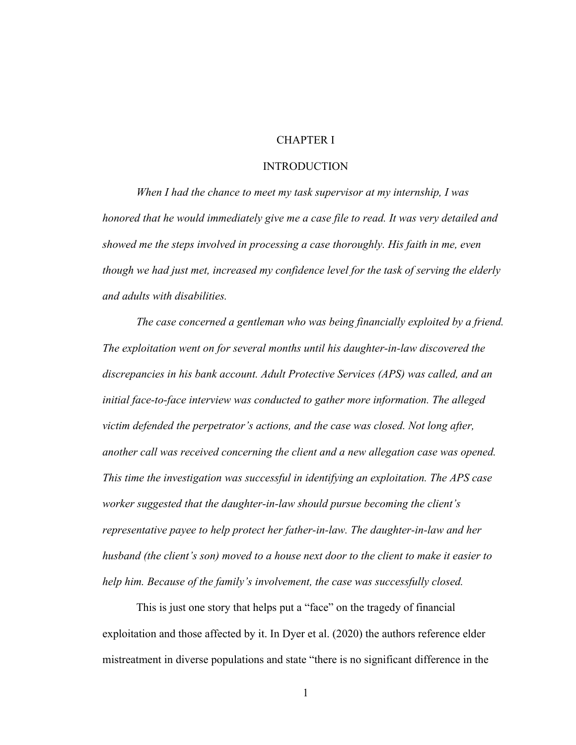# CHAPTER I

# INTRODUCTION

*When I had the chance to meet my task supervisor at my internship, I was honored that he would immediately give me a case file to read. It was very detailed and showed me the steps involved in processing a case thoroughly. His faith in me, even though we had just met, increased my confidence level for the task of serving the elderly and adults with disabilities.*

*The case concerned a gentleman who was being financially exploited by a friend. The exploitation went on for several months until his daughter-in-law discovered the discrepancies in his bank account. Adult Protective Services (APS) was called, and an initial face-to-face interview was conducted to gather more information. The alleged victim defended the perpetrator's actions, and the case was closed. Not long after, another call was received concerning the client and a new allegation case was opened. This time the investigation was successful in identifying an exploitation. The APS case worker suggested that the daughter-in-law should pursue becoming the client's representative payee to help protect her father-in-law. The daughter-in-law and her husband (the client's son) moved to a house next door to the client to make it easier to help him. Because of the family's involvement, the case was successfully closed.*

This is just one story that helps put a "face" on the tragedy of financial exploitation and those affected by it. In Dyer et al. (2020) the authors reference elder mistreatment in diverse populations and state "there is no significant difference in the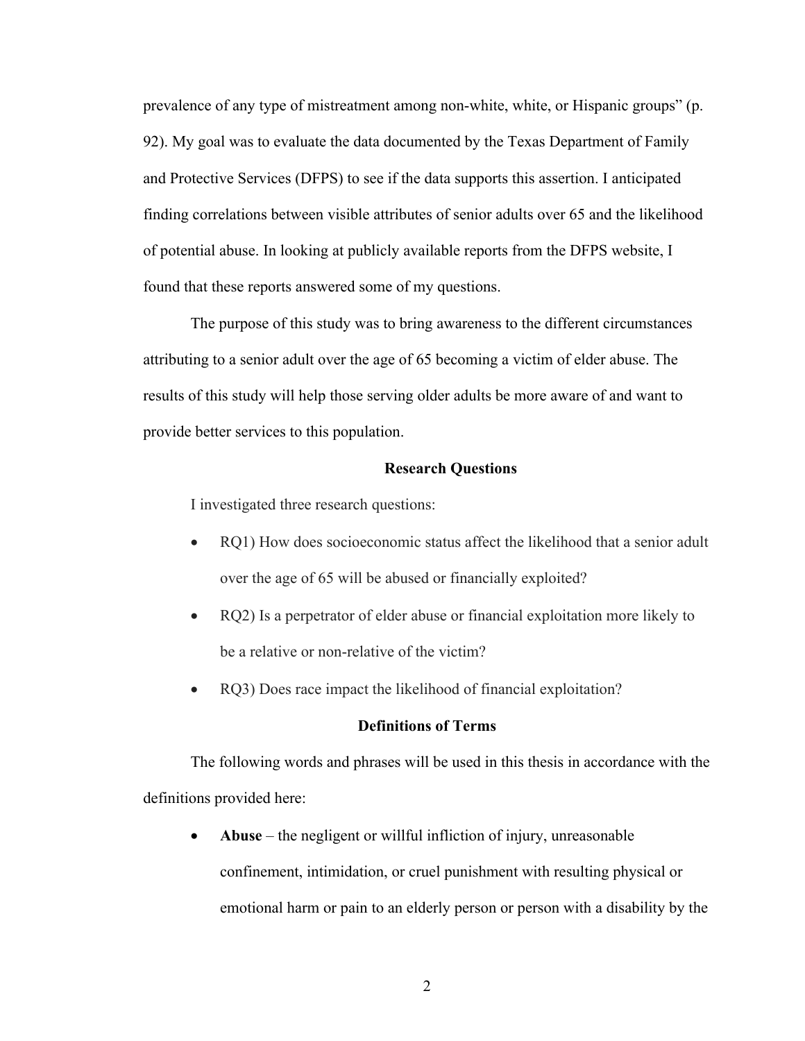prevalence of any type of mistreatment among non-white, white, or Hispanic groups" (p. 92). My goal was to evaluate the data documented by the Texas Department of Family and Protective Services (DFPS) to see if the data supports this assertion. I anticipated finding correlations between visible attributes of senior adults over 65 and the likelihood of potential abuse. In looking at publicly available reports from the DFPS website, I found that these reports answered some of my questions.

The purpose of this study was to bring awareness to the different circumstances attributing to a senior adult over the age of 65 becoming a victim of elder abuse. The results of this study will help those serving older adults be more aware of and want to provide better services to this population.

## Research Questions

I investigated three research questions:

- RQ1) How does socioeconomic status affect the likelihood that a senior adult over the age of 65 will be abused or financially exploited?
- RQ2) Is a perpetrator of elder abuse or financial exploitation more likely to be a relative or non-relative of the victim?
- RQ3) Does race impact the likelihood of financial exploitation?

## Definitions of Terms

The following words and phrases will be used in this thesis in accordance with the definitions provided here:

- **Abuse** – the negligent or willful infliction of injury, unreasonable confinement, intimidation, or cruel punishment with resulting physical or emotional harm or pain to an elderly person or person with a disability by the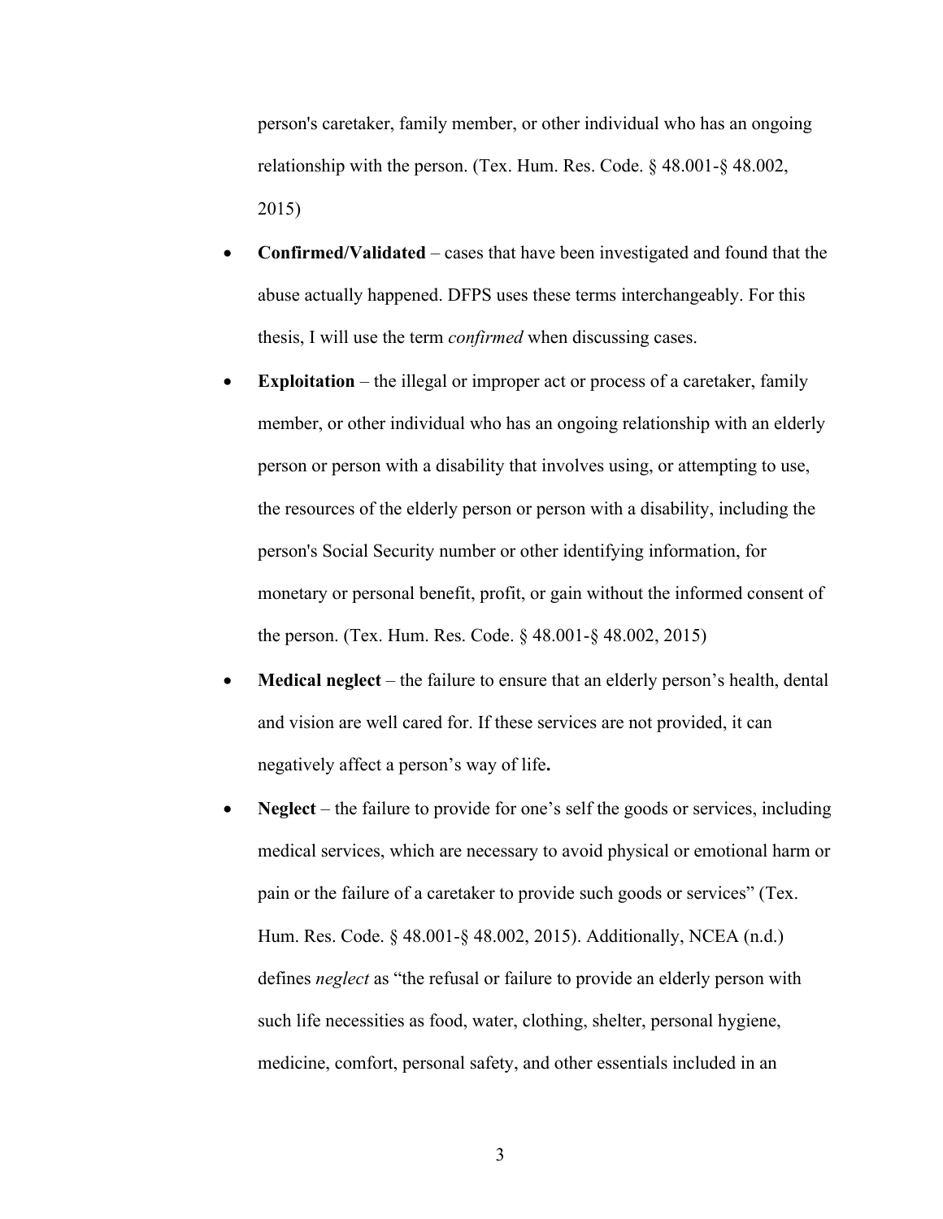person's caretaker, family member, or other individual who has an ongoing relationship with the person. (Tex. Hum. Res. Code. § 48.001-§ 48.002, 2015)

- **Confirmed/Validated** – cases that have been investigated and found that the abuse actually happened. DFPS uses these terms interchangeably. For this thesis, I will use the term *confirmed* when discussing cases.
- **Exploitation** – the illegal or improper act or process of a caretaker, family member, or other individual who has an ongoing relationship with an elderly person or person with a disability that involves using, or attempting to use, the resources of the elderly person or person with a disability, including the person's Social Security number or other identifying information, for monetary or personal benefit, profit, or gain without the informed consent of the person. (Tex. Hum. Res. Code. § 48.001-§ 48.002, 2015)
- **Medical neglect** – the failure to ensure that an elderly person's health, dental and vision are well cared for. If these services are not provided, it can negatively affect a person's way of life**.**
- **Neglect** – the failure to provide for one's self the goods or services, including medical services, which are necessary to avoid physical or emotional harm or pain or the failure of a caretaker to provide such goods or services" (Tex. Hum. Res. Code. § 48.001-§ 48.002, 2015). Additionally, NCEA (n.d.) defines *neglect* as "the refusal or failure to provide an elderly person with such life necessities as food, water, clothing, shelter, personal hygiene, medicine, comfort, personal safety, and other essentials included in an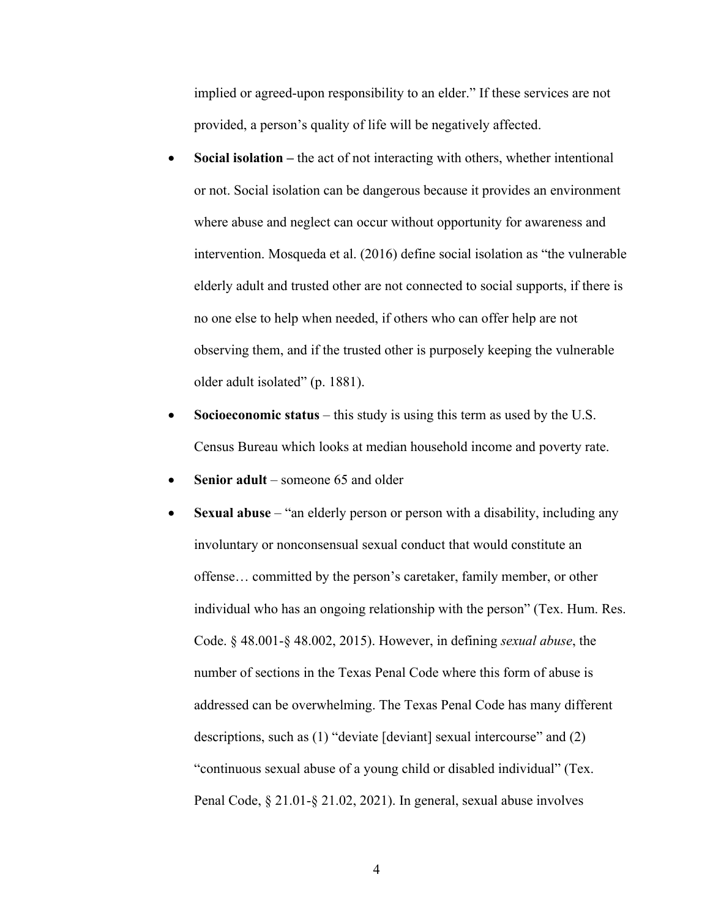implied or agreed-upon responsibility to an elder." If these services are not provided, a person's quality of life will be negatively affected.

- **Social isolation –** the act of not interacting with others, whether intentional or not. Social isolation can be dangerous because it provides an environment where abuse and neglect can occur without opportunity for awareness and intervention. Mosqueda et al. (2016) define social isolation as "the vulnerable elderly adult and trusted other are not connected to social supports, if there is no one else to help when needed, if others who can offer help are not observing them, and if the trusted other is purposely keeping the vulnerable older adult isolated" (p. 1881).
- **Socioeconomic status** – this study is using this term as used by the U.S. Census Bureau which looks at median household income and poverty rate.
- **Senior adult** – someone 65 and older
- **Sexual abuse** – "an elderly person or person with a disability, including any involuntary or nonconsensual sexual conduct that would constitute an offense… committed by the person's caretaker, family member, or other individual who has an ongoing relationship with the person" (Tex. Hum. Res. Code. § 48.001-§ 48.002, 2015). However, in defining *sexual abuse*, the number of sections in the Texas Penal Code where this form of abuse is addressed can be overwhelming. The Texas Penal Code has many different descriptions, such as (1) "deviate [deviant] sexual intercourse" and (2) "continuous sexual abuse of a young child or disabled individual" (Tex. Penal Code, § 21.01-§ 21.02, 2021). In general, sexual abuse involves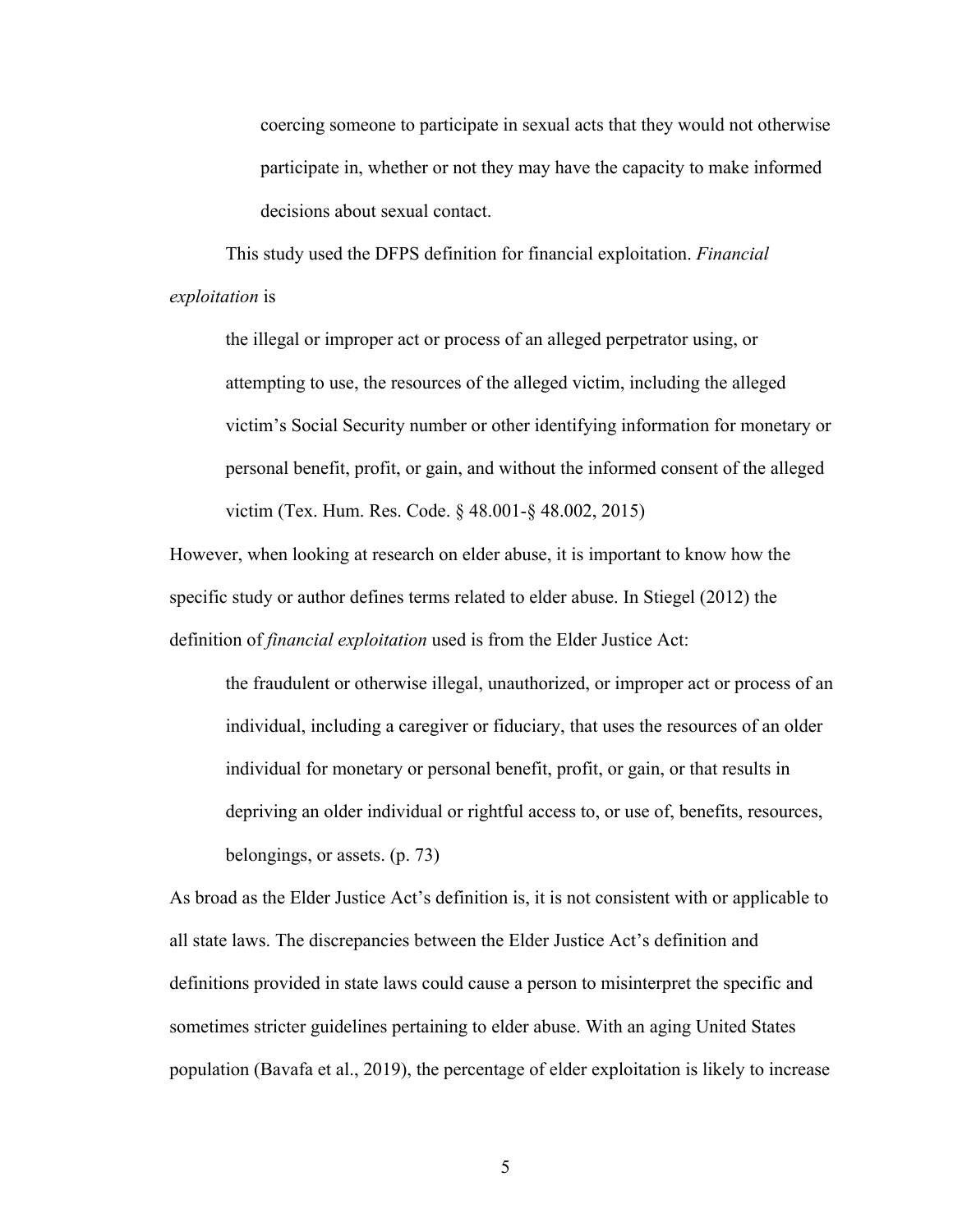> coercing someone to participate in sexual acts that they would not otherwise participate in, whether or not they may have the capacity to make informed decisions about sexual contact.

This study used the DFPS definition for financial exploitation. *Financial exploitation* is

> the illegal or improper act or process of an alleged perpetrator using, or attempting to use, the resources of the alleged victim, including the alleged victim's Social Security number or other identifying information for monetary or personal benefit, profit, or gain, and without the informed consent of the alleged victim (Tex. Hum. Res. Code. § 48.001-§ 48.002, 2015)

However, when looking at research on elder abuse, it is important to know how the specific study or author defines terms related to elder abuse. In Stiegel (2012) the definition of *financial exploitation* used is from the Elder Justice Act:

> the fraudulent or otherwise illegal, unauthorized, or improper act or process of an individual, including a caregiver or fiduciary, that uses the resources of an older individual for monetary or personal benefit, profit, or gain, or that results in depriving an older individual or rightful access to, or use of, benefits, resources, belongings, or assets. (p. 73)

As broad as the Elder Justice Act's definition is, it is not consistent with or applicable to all state laws. The discrepancies between the Elder Justice Act's definition and definitions provided in state laws could cause a person to misinterpret the specific and sometimes stricter guidelines pertaining to elder abuse. With an aging United States population (Bavafa et al., 2019), the percentage of elder exploitation is likely to increase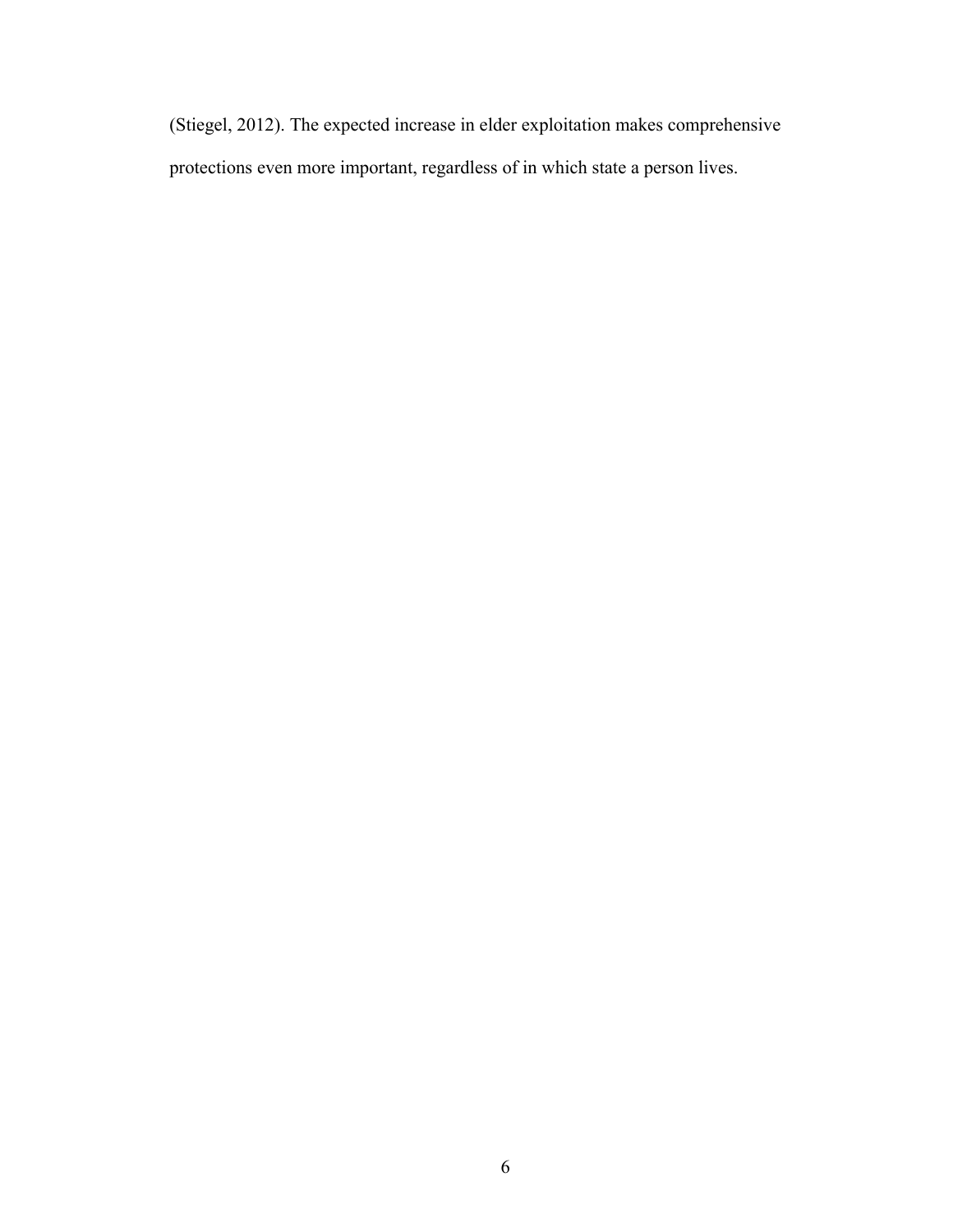(Stiegel, 2012). The expected increase in elder exploitation makes comprehensive protections even more important, regardless of in which state a person lives.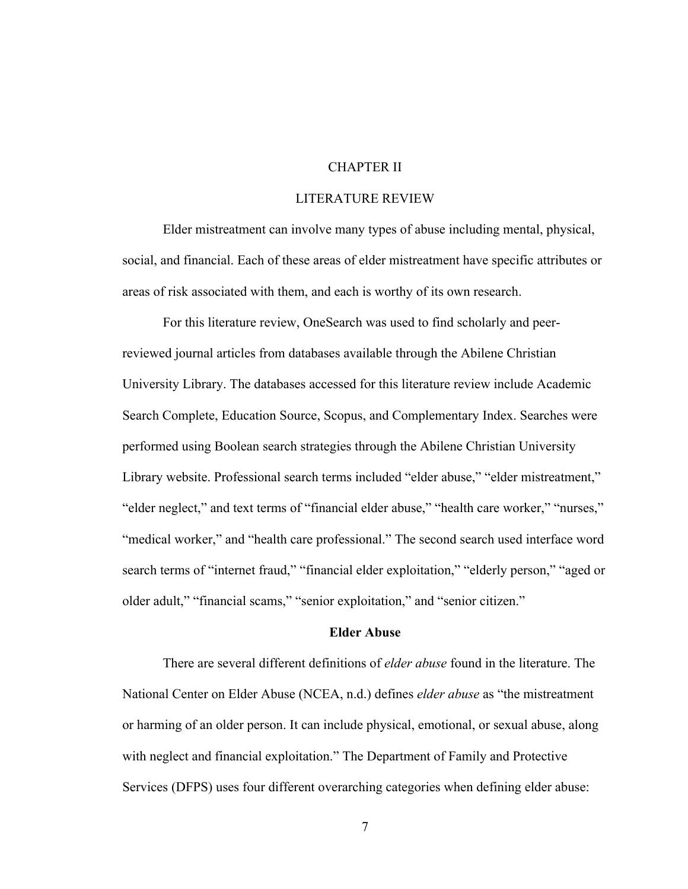# CHAPTER II

# LITERATURE REVIEW

Elder mistreatment can involve many types of abuse including mental, physical, social, and financial. Each of these areas of elder mistreatment have specific attributes or areas of risk associated with them, and each is worthy of its own research.

For this literature review, OneSearch was used to find scholarly and peer-reviewed journal articles from databases available through the Abilene Christian University Library. The databases accessed for this literature review include Academic Search Complete, Education Source, Scopus, and Complementary Index. Searches were performed using Boolean search strategies through the Abilene Christian University Library website. Professional search terms included "elder abuse," "elder mistreatment," "elder neglect," and text terms of "financial elder abuse," "health care worker," "nurses," "medical worker," and "health care professional." The second search used interface word search terms of "internet fraud," "financial elder exploitation," "elderly person," "aged or older adult," "financial scams," "senior exploitation," and "senior citizen."

## Elder Abuse

There are several different definitions of *elder abuse* found in the literature. The National Center on Elder Abuse (NCEA, n.d.) defines *elder abuse* as "the mistreatment or harming of an older person. It can include physical, emotional, or sexual abuse, along with neglect and financial exploitation." The Department of Family and Protective Services (DFPS) uses four different overarching categories when defining elder abuse: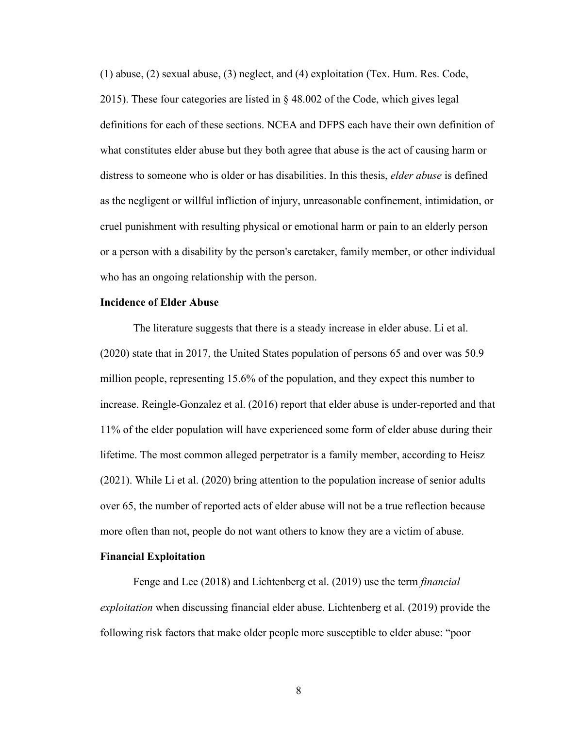(1) abuse, (2) sexual abuse, (3) neglect, and (4) exploitation (Tex. Hum. Res. Code, 2015). These four categories are listed in § 48.002 of the Code, which gives legal definitions for each of these sections. NCEA and DFPS each have their own definition of what constitutes elder abuse but they both agree that abuse is the act of causing harm or distress to someone who is older or has disabilities. In this thesis, *elder abuse* is defined as the negligent or willful infliction of injury, unreasonable confinement, intimidation, or cruel punishment with resulting physical or emotional harm or pain to an elderly person or a person with a disability by the person's caretaker, family member, or other individual who has an ongoing relationship with the person.

### Incidence of Elder Abuse

The literature suggests that there is a steady increase in elder abuse. Li et al. (2020) state that in 2017, the United States population of persons 65 and over was 50.9 million people, representing 15.6% of the population, and they expect this number to increase. Reingle-Gonzalez et al. (2016) report that elder abuse is under-reported and that 11% of the elder population will have experienced some form of elder abuse during their lifetime. The most common alleged perpetrator is a family member, according to Heisz (2021). While Li et al. (2020) bring attention to the population increase of senior adults over 65, the number of reported acts of elder abuse will not be a true reflection because more often than not, people do not want others to know they are a victim of abuse.

### Financial Exploitation

Fenge and Lee (2018) and Lichtenberg et al. (2019) use the term *financial exploitation* when discussing financial elder abuse. Lichtenberg et al. (2019) provide the following risk factors that make older people more susceptible to elder abuse: "poor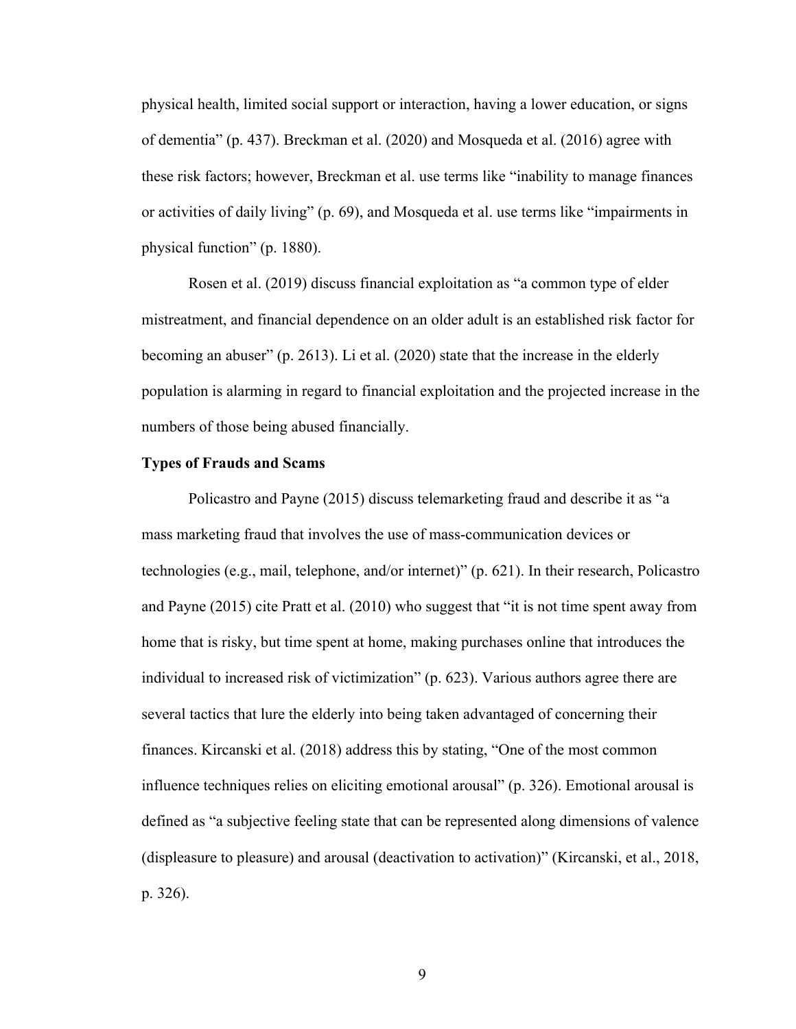physical health, limited social support or interaction, having a lower education, or signs of dementia" (p. 437). Breckman et al. (2020) and Mosqueda et al. (2016) agree with these risk factors; however, Breckman et al. use terms like "inability to manage finances or activities of daily living" (p. 69), and Mosqueda et al. use terms like "impairments in physical function" (p. 1880).

Rosen et al. (2019) discuss financial exploitation as "a common type of elder mistreatment, and financial dependence on an older adult is an established risk factor for becoming an abuser" (p. 2613). Li et al. (2020) state that the increase in the elderly population is alarming in regard to financial exploitation and the projected increase in the numbers of those being abused financially.

**Types of Frauds and Scams**

Policastro and Payne (2015) discuss telemarketing fraud and describe it as "a mass marketing fraud that involves the use of mass-communication devices or technologies (e.g., mail, telephone, and/or internet)" (p. 621). In their research, Policastro and Payne (2015) cite Pratt et al. (2010) who suggest that "it is not time spent away from home that is risky, but time spent at home, making purchases online that introduces the individual to increased risk of victimization" (p. 623). Various authors agree there are several tactics that lure the elderly into being taken advantaged of concerning their finances. Kircanski et al. (2018) address this by stating, "One of the most common influence techniques relies on eliciting emotional arousal" (p. 326). Emotional arousal is defined as "a subjective feeling state that can be represented along dimensions of valence (displeasure to pleasure) and arousal (deactivation to activation)" (Kircanski, et al., 2018, p. 326).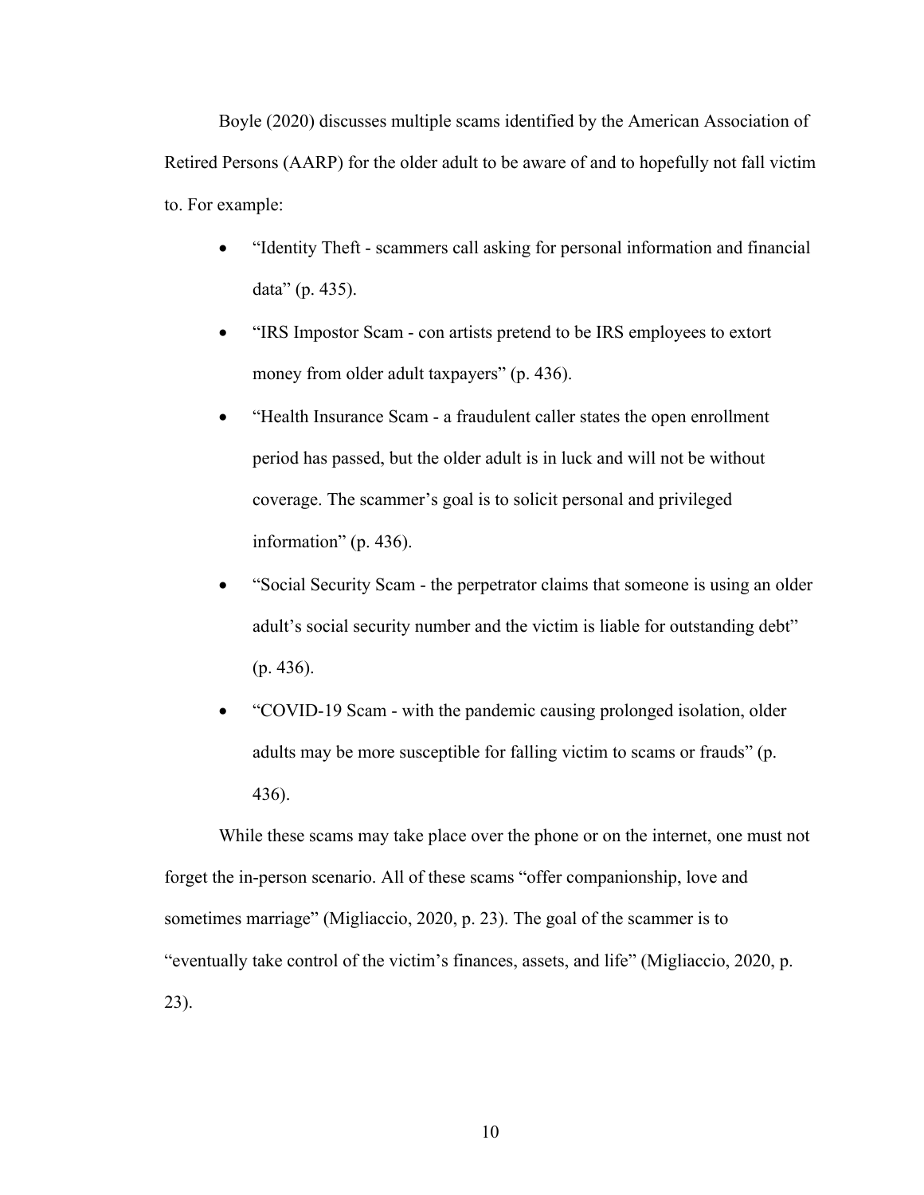Boyle (2020) discusses multiple scams identified by the American Association of Retired Persons (AARP) for the older adult to be aware of and to hopefully not fall victim to. For example:

- "Identity Theft - scammers call asking for personal information and financial data" (p. 435).
- "IRS Impostor Scam - con artists pretend to be IRS employees to extort money from older adult taxpayers" (p. 436).
- "Health Insurance Scam - a fraudulent caller states the open enrollment period has passed, but the older adult is in luck and will not be without coverage. The scammer's goal is to solicit personal and privileged information" (p. 436).
- "Social Security Scam - the perpetrator claims that someone is using an older adult's social security number and the victim is liable for outstanding debt" (p. 436).
- "COVID-19 Scam - with the pandemic causing prolonged isolation, older adults may be more susceptible for falling victim to scams or frauds" (p. 436).

While these scams may take place over the phone or on the internet, one must not forget the in-person scenario. All of these scams "offer companionship, love and sometimes marriage" (Migliaccio, 2020, p. 23). The goal of the scammer is to "eventually take control of the victim's finances, assets, and life" (Migliaccio, 2020, p. 23).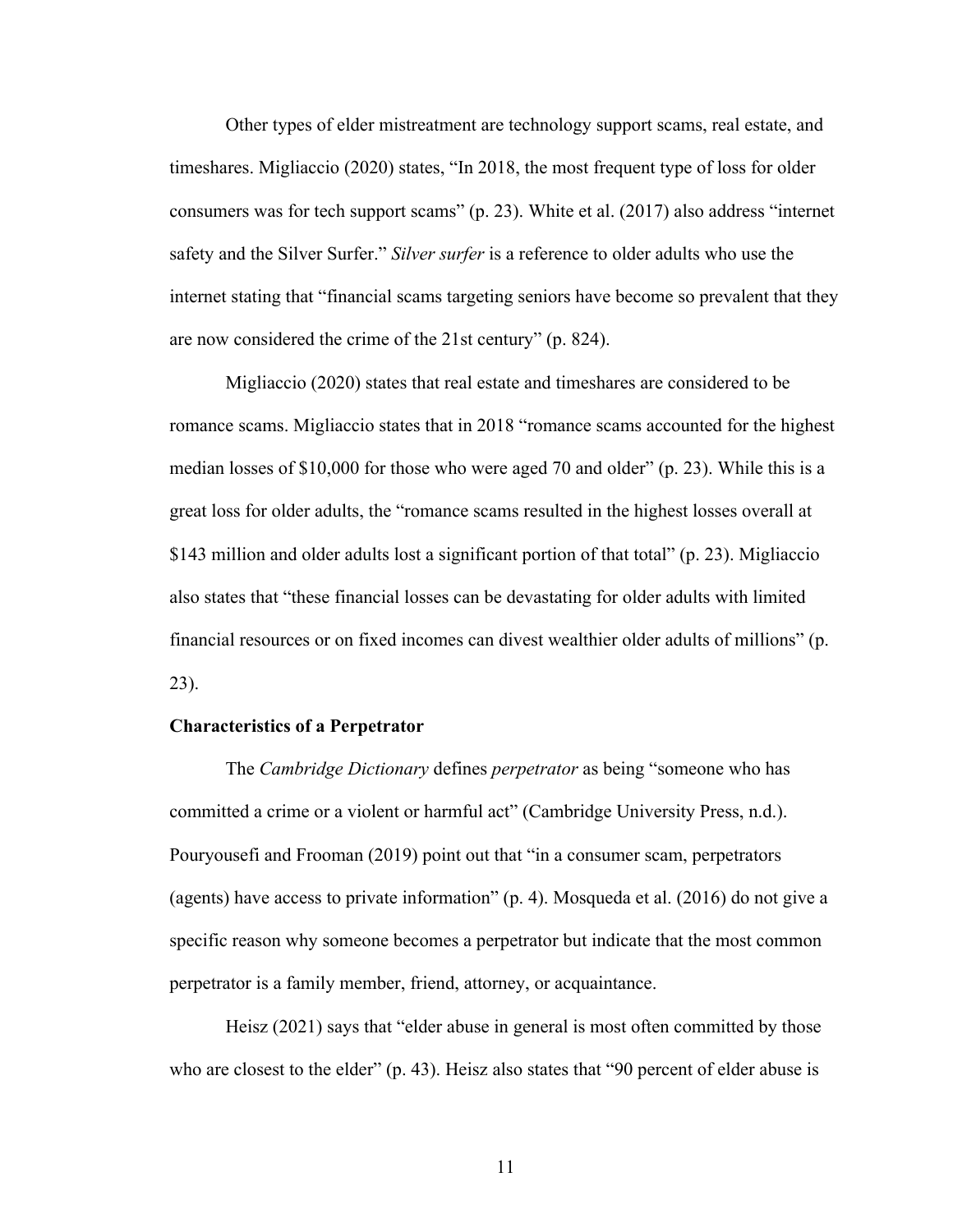Other types of elder mistreatment are technology support scams, real estate, and timeshares. Migliaccio (2020) states, "In 2018, the most frequent type of loss for older consumers was for tech support scams" (p. 23). White et al. (2017) also address "internet safety and the Silver Surfer." *Silver surfer* is a reference to older adults who use the internet stating that "financial scams targeting seniors have become so prevalent that they are now considered the crime of the 21st century" (p. 824).

Migliaccio (2020) states that real estate and timeshares are considered to be romance scams. Migliaccio states that in 2018 "romance scams accounted for the highest median losses of $10,000 for those who were aged 70 and older" (p. 23). While this is a great loss for older adults, the "romance scams resulted in the highest losses overall at $143 million and older adults lost a significant portion of that total" (p. 23). Migliaccio also states that "these financial losses can be devastating for older adults with limited financial resources or on fixed incomes can divest wealthier older adults of millions" (p. 23).

**Characteristics of a Perpetrator**

The *Cambridge Dictionary* defines *perpetrator* as being "someone who has committed a crime or a violent or harmful act" (Cambridge University Press, n.d.). Pouryousefi and Frooman (2019) point out that "in a consumer scam, perpetrators (agents) have access to private information" (p. 4). Mosqueda et al. (2016) do not give a specific reason why someone becomes a perpetrator but indicate that the most common perpetrator is a family member, friend, attorney, or acquaintance.

Heisz (2021) says that "elder abuse in general is most often committed by those who are closest to the elder" (p. 43). Heisz also states that "90 percent of elder abuse is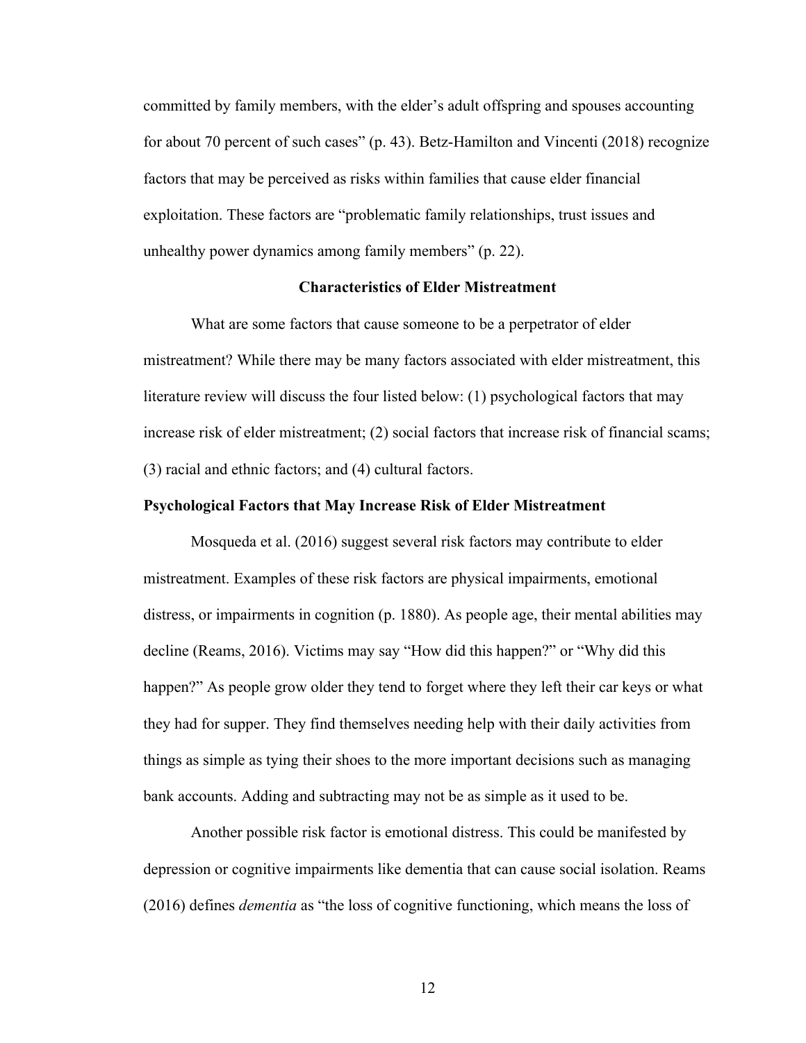committed by family members, with the elder's adult offspring and spouses accounting for about 70 percent of such cases" (p. 43). Betz-Hamilton and Vincenti (2018) recognize factors that may be perceived as risks within families that cause elder financial exploitation. These factors are "problematic family relationships, trust issues and unhealthy power dynamics among family members" (p. 22).

## Characteristics of Elder Mistreatment

What are some factors that cause someone to be a perpetrator of elder mistreatment? While there may be many factors associated with elder mistreatment, this literature review will discuss the four listed below: (1) psychological factors that may increase risk of elder mistreatment; (2) social factors that increase risk of financial scams; (3) racial and ethnic factors; and (4) cultural factors.

### Psychological Factors that May Increase Risk of Elder Mistreatment

Mosqueda et al. (2016) suggest several risk factors may contribute to elder mistreatment. Examples of these risk factors are physical impairments, emotional distress, or impairments in cognition (p. 1880). As people age, their mental abilities may decline (Reams, 2016). Victims may say "How did this happen?" or "Why did this happen?" As people grow older they tend to forget where they left their car keys or what they had for supper. They find themselves needing help with their daily activities from things as simple as tying their shoes to the more important decisions such as managing bank accounts. Adding and subtracting may not be as simple as it used to be.

Another possible risk factor is emotional distress. This could be manifested by depression or cognitive impairments like dementia that can cause social isolation. Reams (2016) defines *dementia* as "the loss of cognitive functioning, which means the loss of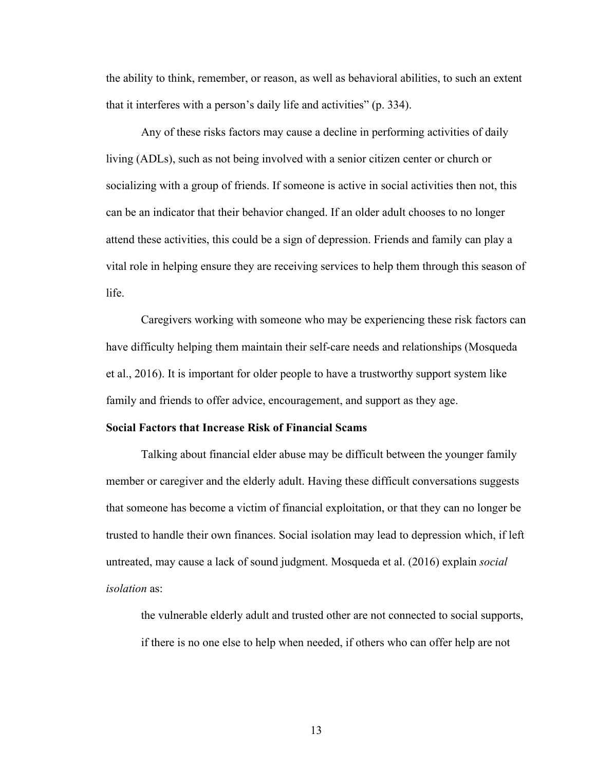the ability to think, remember, or reason, as well as behavioral abilities, to such an extent that it interferes with a person's daily life and activities" (p. 334).

Any of these risks factors may cause a decline in performing activities of daily living (ADLs), such as not being involved with a senior citizen center or church or socializing with a group of friends. If someone is active in social activities then not, this can be an indicator that their behavior changed. If an older adult chooses to no longer attend these activities, this could be a sign of depression. Friends and family can play a vital role in helping ensure they are receiving services to help them through this season of life.

Caregivers working with someone who may be experiencing these risk factors can have difficulty helping them maintain their self-care needs and relationships (Mosqueda et al., 2016). It is important for older people to have a trustworthy support system like family and friends to offer advice, encouragement, and support as they age.

**Social Factors that Increase Risk of Financial Scams**

Talking about financial elder abuse may be difficult between the younger family member or caregiver and the elderly adult. Having these difficult conversations suggests that someone has become a victim of financial exploitation, or that they can no longer be trusted to handle their own finances. Social isolation may lead to depression which, if left untreated, may cause a lack of sound judgment. Mosqueda et al. (2016) explain *social isolation* as:

> the vulnerable elderly adult and trusted other are not connected to social supports, if there is no one else to help when needed, if others who can offer help are not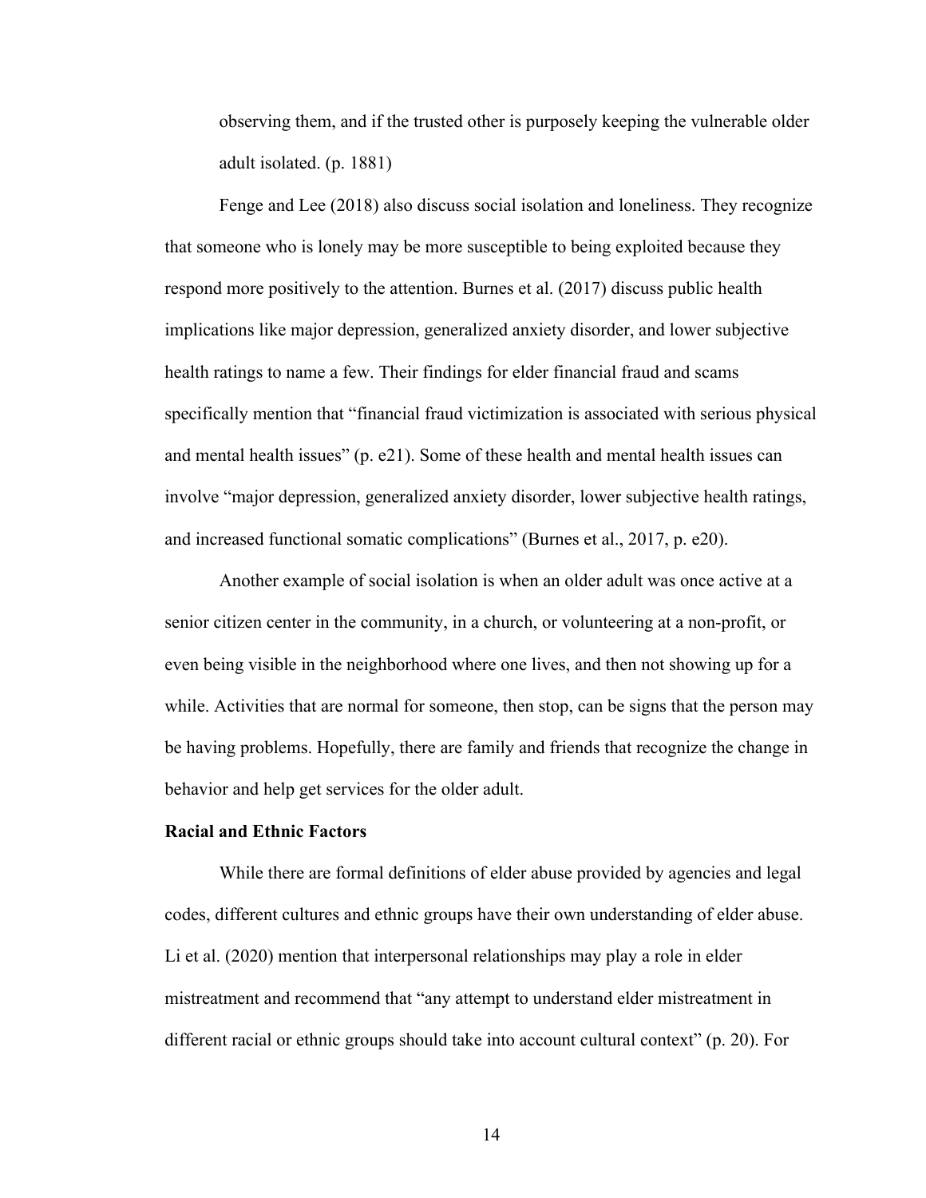> observing them, and if the trusted other is purposely keeping the vulnerable older adult isolated. (p. 1881)

Fenge and Lee (2018) also discuss social isolation and loneliness. They recognize that someone who is lonely may be more susceptible to being exploited because they respond more positively to the attention. Burnes et al. (2017) discuss public health implications like major depression, generalized anxiety disorder, and lower subjective health ratings to name a few. Their findings for elder financial fraud and scams specifically mention that "financial fraud victimization is associated with serious physical and mental health issues" (p. e21). Some of these health and mental health issues can involve "major depression, generalized anxiety disorder, lower subjective health ratings, and increased functional somatic complications" (Burnes et al., 2017, p. e20).

Another example of social isolation is when an older adult was once active at a senior citizen center in the community, in a church, or volunteering at a non-profit, or even being visible in the neighborhood where one lives, and then not showing up for a while. Activities that are normal for someone, then stop, can be signs that the person may be having problems. Hopefully, there are family and friends that recognize the change in behavior and help get services for the older adult.

**Racial and Ethnic Factors**

While there are formal definitions of elder abuse provided by agencies and legal codes, different cultures and ethnic groups have their own understanding of elder abuse. Li et al. (2020) mention that interpersonal relationships may play a role in elder mistreatment and recommend that "any attempt to understand elder mistreatment in different racial or ethnic groups should take into account cultural context" (p. 20). For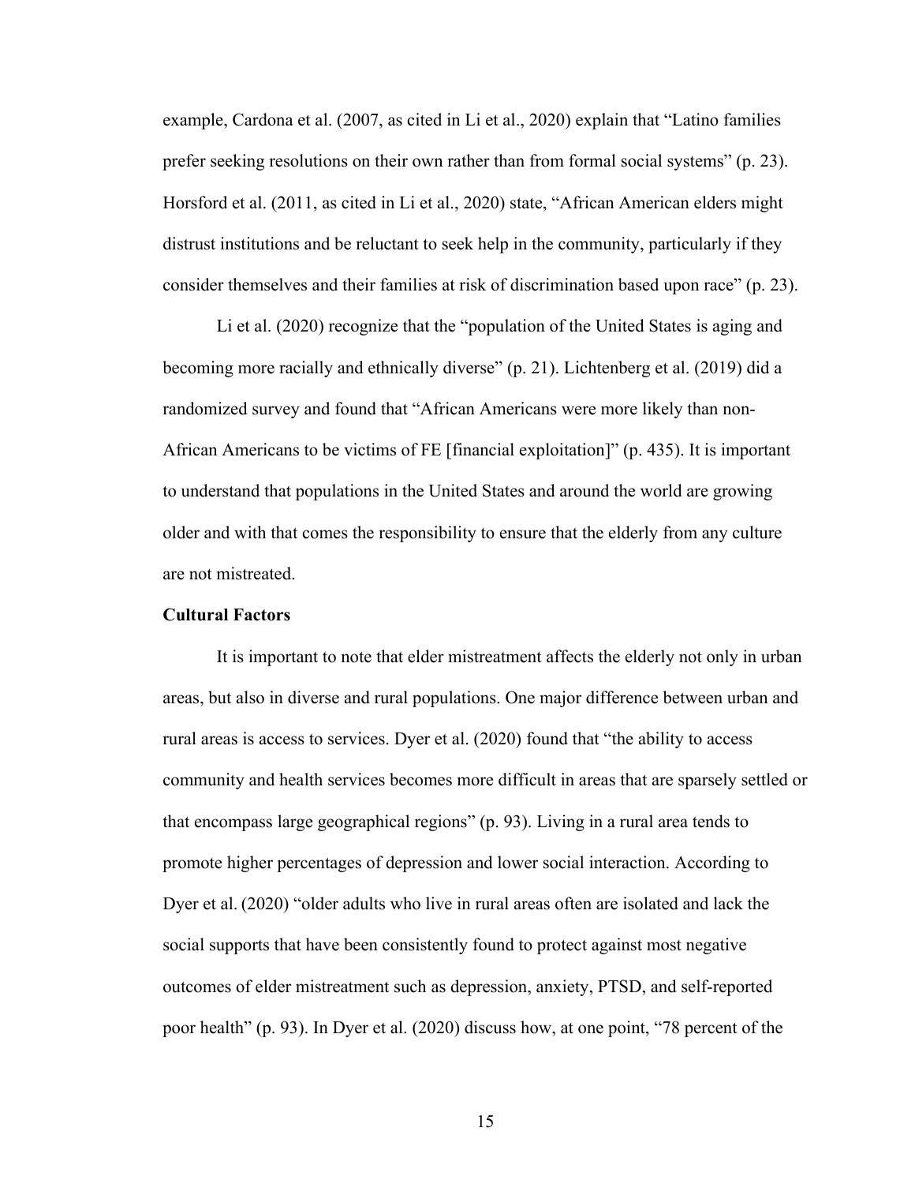example, Cardona et al. (2007, as cited in Li et al., 2020) explain that "Latino families prefer seeking resolutions on their own rather than from formal social systems" (p. 23). Horsford et al. (2011, as cited in Li et al., 2020) state, "African American elders might distrust institutions and be reluctant to seek help in the community, particularly if they consider themselves and their families at risk of discrimination based upon race" (p. 23).

Li et al. (2020) recognize that the "population of the United States is aging and becoming more racially and ethnically diverse" (p. 21). Lichtenberg et al. (2019) did a randomized survey and found that "African Americans were more likely than non-African Americans to be victims of FE [financial exploitation]" (p. 435). It is important to understand that populations in the United States and around the world are growing older and with that comes the responsibility to ensure that the elderly from any culture are not mistreated.

**Cultural Factors**

It is important to note that elder mistreatment affects the elderly not only in urban areas, but also in diverse and rural populations. One major difference between urban and rural areas is access to services. Dyer et al. (2020) found that "the ability to access community and health services becomes more difficult in areas that are sparsely settled or that encompass large geographical regions" (p. 93). Living in a rural area tends to promote higher percentages of depression and lower social interaction. According to Dyer et al. (2020) "older adults who live in rural areas often are isolated and lack the social supports that have been consistently found to protect against most negative outcomes of elder mistreatment such as depression, anxiety, PTSD, and self-reported poor health" (p. 93). In Dyer et al. (2020) discuss how, at one point, "78 percent of the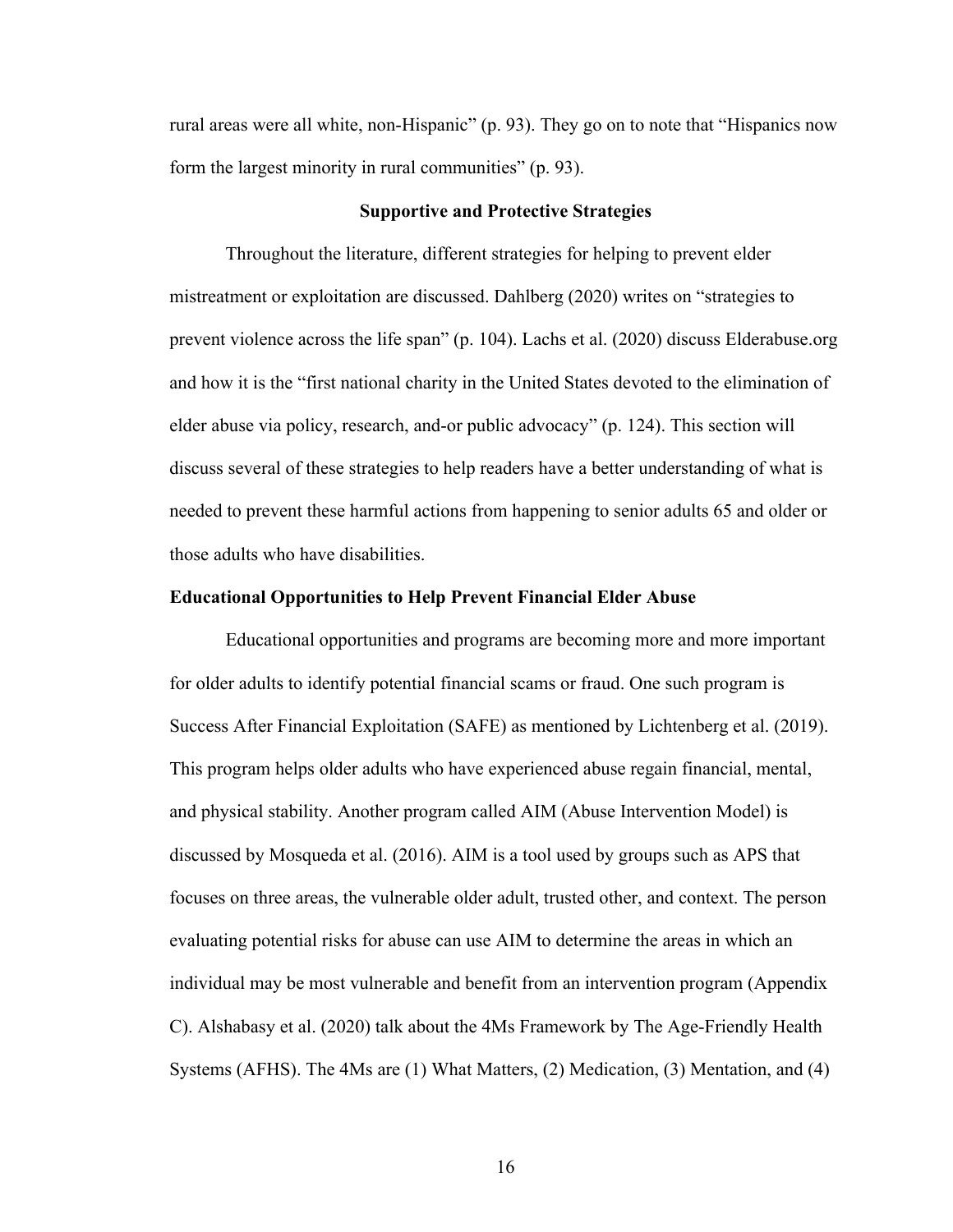rural areas were all white, non-Hispanic" (p. 93). They go on to note that "Hispanics now form the largest minority in rural communities" (p. 93).

## Supportive and Protective Strategies

Throughout the literature, different strategies for helping to prevent elder mistreatment or exploitation are discussed. Dahlberg (2020) writes on "strategies to prevent violence across the life span" (p. 104). Lachs et al. (2020) discuss Elderabuse.org and how it is the "first national charity in the United States devoted to the elimination of elder abuse via policy, research, and-or public advocacy" (p. 124). This section will discuss several of these strategies to help readers have a better understanding of what is needed to prevent these harmful actions from happening to senior adults 65 and older or those adults who have disabilities.

### Educational Opportunities to Help Prevent Financial Elder Abuse

Educational opportunities and programs are becoming more and more important for older adults to identify potential financial scams or fraud. One such program is Success After Financial Exploitation (SAFE) as mentioned by Lichtenberg et al. (2019). This program helps older adults who have experienced abuse regain financial, mental, and physical stability. Another program called AIM (Abuse Intervention Model) is discussed by Mosqueda et al. (2016). AIM is a tool used by groups such as APS that focuses on three areas, the vulnerable older adult, trusted other, and context. The person evaluating potential risks for abuse can use AIM to determine the areas in which an individual may be most vulnerable and benefit from an intervention program (Appendix C). Alshabasy et al. (2020) talk about the 4Ms Framework by The Age-Friendly Health Systems (AFHS). The 4Ms are (1) What Matters, (2) Medication, (3) Mentation, and (4)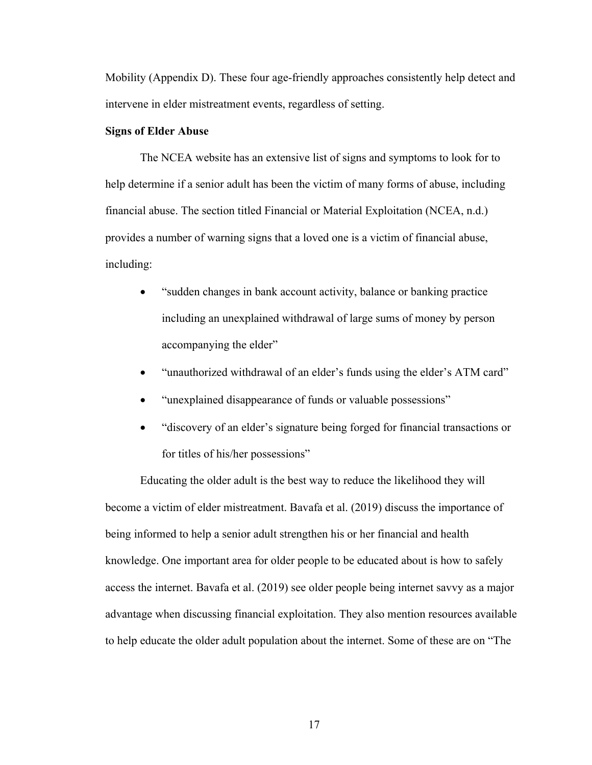Mobility (Appendix D). These four age-friendly approaches consistently help detect and intervene in elder mistreatment events, regardless of setting.

**Signs of Elder Abuse**

The NCEA website has an extensive list of signs and symptoms to look for to help determine if a senior adult has been the victim of many forms of abuse, including financial abuse. The section titled Financial or Material Exploitation (NCEA, n.d.) provides a number of warning signs that a loved one is a victim of financial abuse, including:

- "sudden changes in bank account activity, balance or banking practice including an unexplained withdrawal of large sums of money by person accompanying the elder"
- "unauthorized withdrawal of an elder's funds using the elder's ATM card"
- "unexplained disappearance of funds or valuable possessions"
- "discovery of an elder's signature being forged for financial transactions or for titles of his/her possessions"

Educating the older adult is the best way to reduce the likelihood they will become a victim of elder mistreatment. Bavafa et al. (2019) discuss the importance of being informed to help a senior adult strengthen his or her financial and health knowledge. One important area for older people to be educated about is how to safely access the internet. Bavafa et al. (2019) see older people being internet savvy as a major advantage when discussing financial exploitation. They also mention resources available to help educate the older adult population about the internet. Some of these are on "The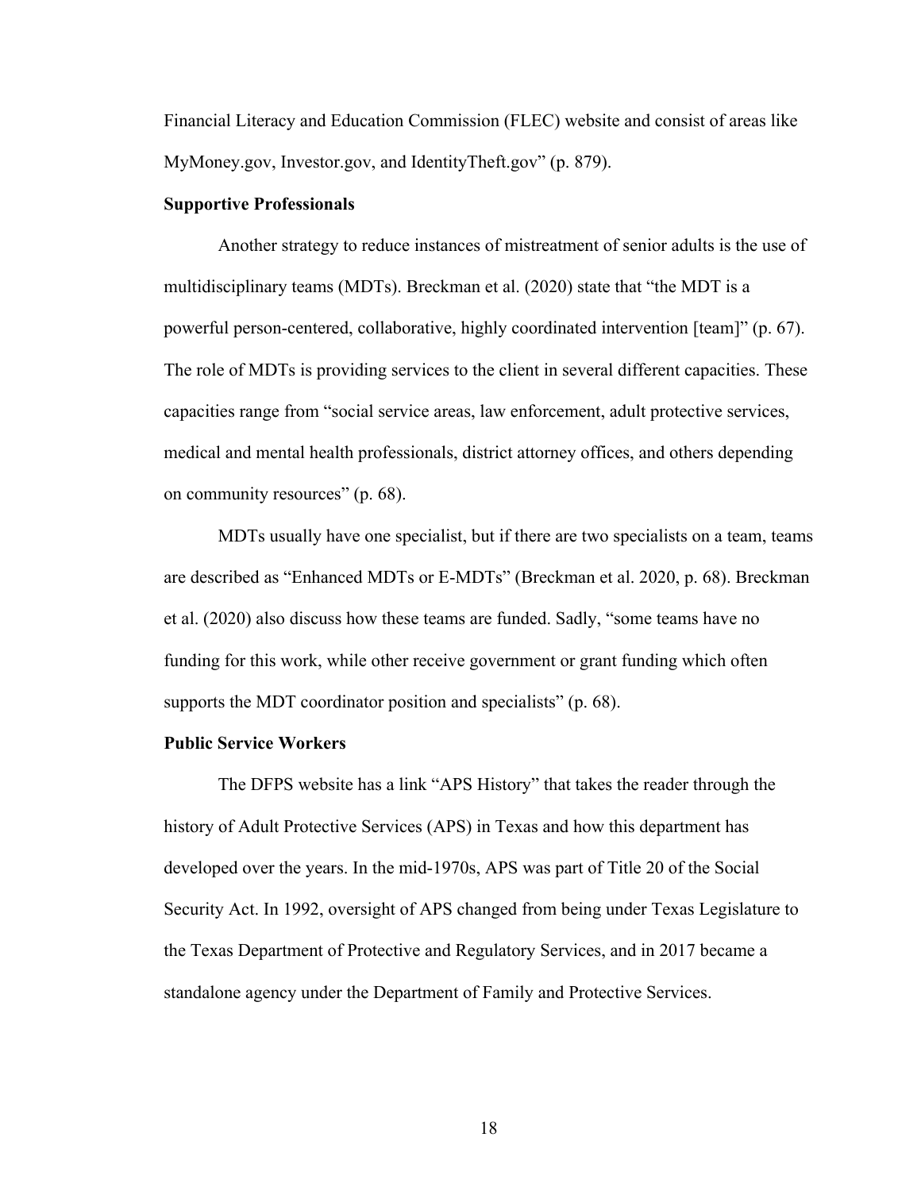Financial Literacy and Education Commission (FLEC) website and consist of areas like MyMoney.gov, Investor.gov, and IdentityTheft.gov" (p. 879).

### Supportive Professionals

Another strategy to reduce instances of mistreatment of senior adults is the use of multidisciplinary teams (MDTs). Breckman et al. (2020) state that "the MDT is a powerful person-centered, collaborative, highly coordinated intervention [team]" (p. 67). The role of MDTs is providing services to the client in several different capacities. These capacities range from "social service areas, law enforcement, adult protective services, medical and mental health professionals, district attorney offices, and others depending on community resources" (p. 68).

MDTs usually have one specialist, but if there are two specialists on a team, teams are described as "Enhanced MDTs or E-MDTs" (Breckman et al. 2020, p. 68). Breckman et al. (2020) also discuss how these teams are funded. Sadly, "some teams have no funding for this work, while other receive government or grant funding which often supports the MDT coordinator position and specialists" (p. 68).

### Public Service Workers

The DFPS website has a link "APS History" that takes the reader through the history of Adult Protective Services (APS) in Texas and how this department has developed over the years. In the mid-1970s, APS was part of Title 20 of the Social Security Act. In 1992, oversight of APS changed from being under Texas Legislature to the Texas Department of Protective and Regulatory Services, and in 2017 became a standalone agency under the Department of Family and Protective Services.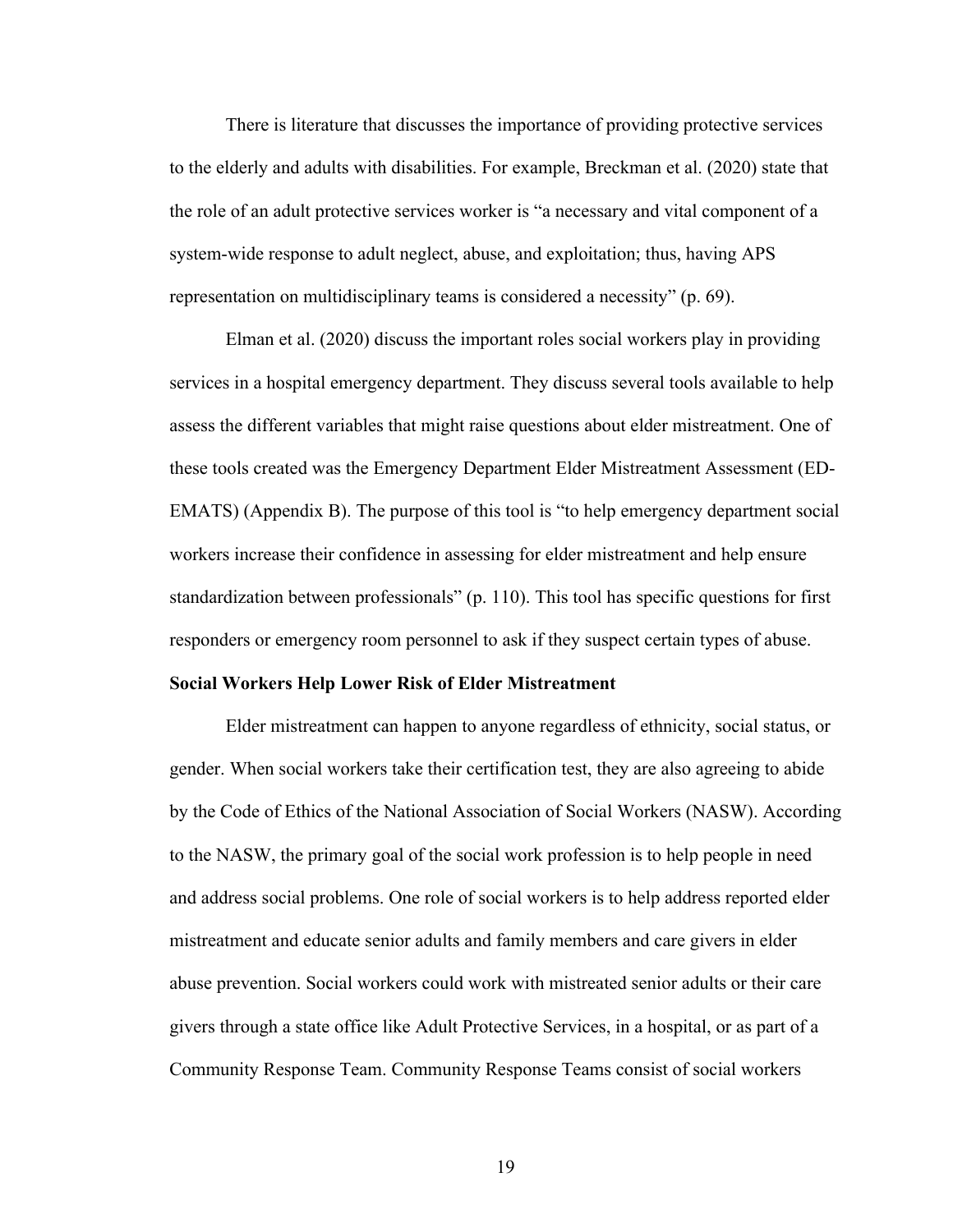There is literature that discusses the importance of providing protective services to the elderly and adults with disabilities. For example, Breckman et al. (2020) state that the role of an adult protective services worker is "a necessary and vital component of a system-wide response to adult neglect, abuse, and exploitation; thus, having APS representation on multidisciplinary teams is considered a necessity" (p. 69).

Elman et al. (2020) discuss the important roles social workers play in providing services in a hospital emergency department. They discuss several tools available to help assess the different variables that might raise questions about elder mistreatment. One of these tools created was the Emergency Department Elder Mistreatment Assessment (ED-EMATS) (Appendix B). The purpose of this tool is "to help emergency department social workers increase their confidence in assessing for elder mistreatment and help ensure standardization between professionals" (p. 110). This tool has specific questions for first responders or emergency room personnel to ask if they suspect certain types of abuse.

**Social Workers Help Lower Risk of Elder Mistreatment**

Elder mistreatment can happen to anyone regardless of ethnicity, social status, or gender. When social workers take their certification test, they are also agreeing to abide by the Code of Ethics of the National Association of Social Workers (NASW). According to the NASW, the primary goal of the social work profession is to help people in need and address social problems. One role of social workers is to help address reported elder mistreatment and educate senior adults and family members and care givers in elder abuse prevention. Social workers could work with mistreated senior adults or their care givers through a state office like Adult Protective Services, in a hospital, or as part of a Community Response Team. Community Response Teams consist of social workers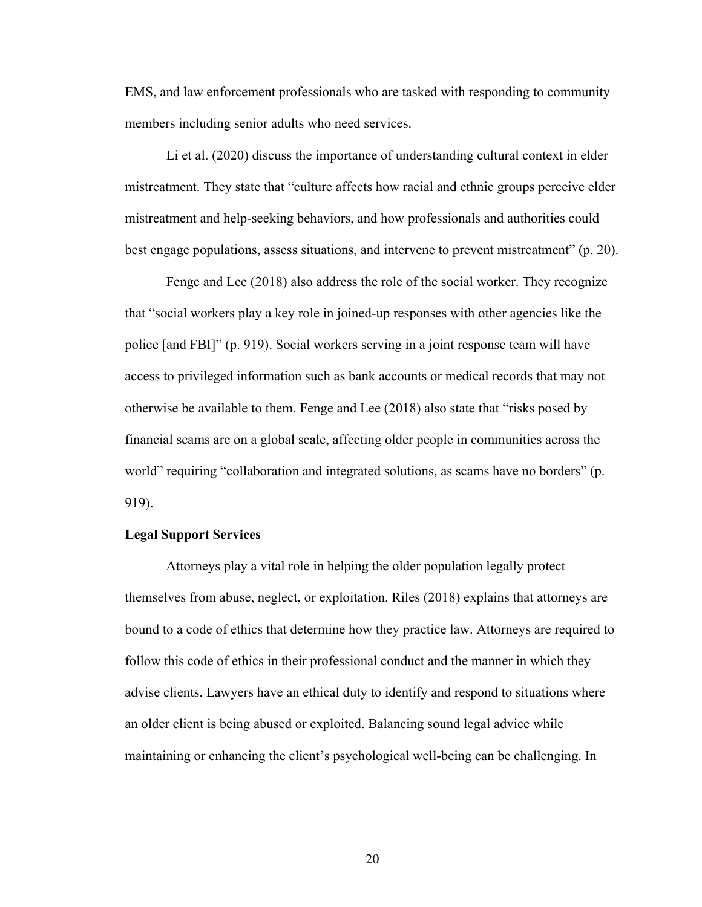EMS, and law enforcement professionals who are tasked with responding to community members including senior adults who need services.

Li et al. (2020) discuss the importance of understanding cultural context in elder mistreatment. They state that "culture affects how racial and ethnic groups perceive elder mistreatment and help-seeking behaviors, and how professionals and authorities could best engage populations, assess situations, and intervene to prevent mistreatment" (p. 20).

Fenge and Lee (2018) also address the role of the social worker. They recognize that "social workers play a key role in joined-up responses with other agencies like the police [and FBI]" (p. 919). Social workers serving in a joint response team will have access to privileged information such as bank accounts or medical records that may not otherwise be available to them. Fenge and Lee (2018) also state that "risks posed by financial scams are on a global scale, affecting older people in communities across the world" requiring "collaboration and integrated solutions, as scams have no borders" (p. 919).

**Legal Support Services**

Attorneys play a vital role in helping the older population legally protect themselves from abuse, neglect, or exploitation. Riles (2018) explains that attorneys are bound to a code of ethics that determine how they practice law. Attorneys are required to follow this code of ethics in their professional conduct and the manner in which they advise clients. Lawyers have an ethical duty to identify and respond to situations where an older client is being abused or exploited. Balancing sound legal advice while maintaining or enhancing the client's psychological well-being can be challenging. In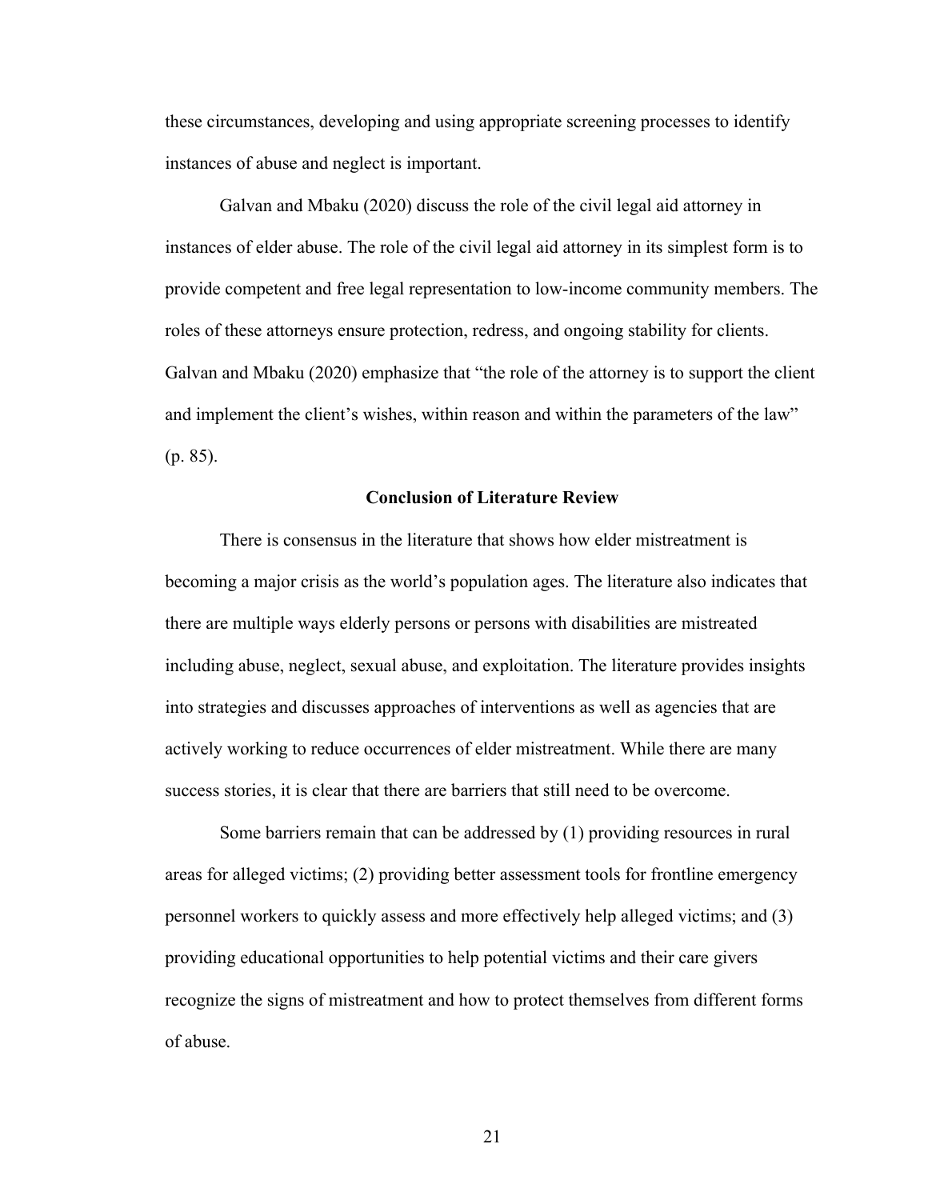these circumstances, developing and using appropriate screening processes to identify instances of abuse and neglect is important.

Galvan and Mbaku (2020) discuss the role of the civil legal aid attorney in instances of elder abuse. The role of the civil legal aid attorney in its simplest form is to provide competent and free legal representation to low-income community members. The roles of these attorneys ensure protection, redress, and ongoing stability for clients. Galvan and Mbaku (2020) emphasize that "the role of the attorney is to support the client and implement the client's wishes, within reason and within the parameters of the law" (p. 85).

## Conclusion of Literature Review

There is consensus in the literature that shows how elder mistreatment is becoming a major crisis as the world's population ages. The literature also indicates that there are multiple ways elderly persons or persons with disabilities are mistreated including abuse, neglect, sexual abuse, and exploitation. The literature provides insights into strategies and discusses approaches of interventions as well as agencies that are actively working to reduce occurrences of elder mistreatment. While there are many success stories, it is clear that there are barriers that still need to be overcome.

Some barriers remain that can be addressed by (1) providing resources in rural areas for alleged victims; (2) providing better assessment tools for frontline emergency personnel workers to quickly assess and more effectively help alleged victims; and (3) providing educational opportunities to help potential victims and their care givers recognize the signs of mistreatment and how to protect themselves from different forms of abuse.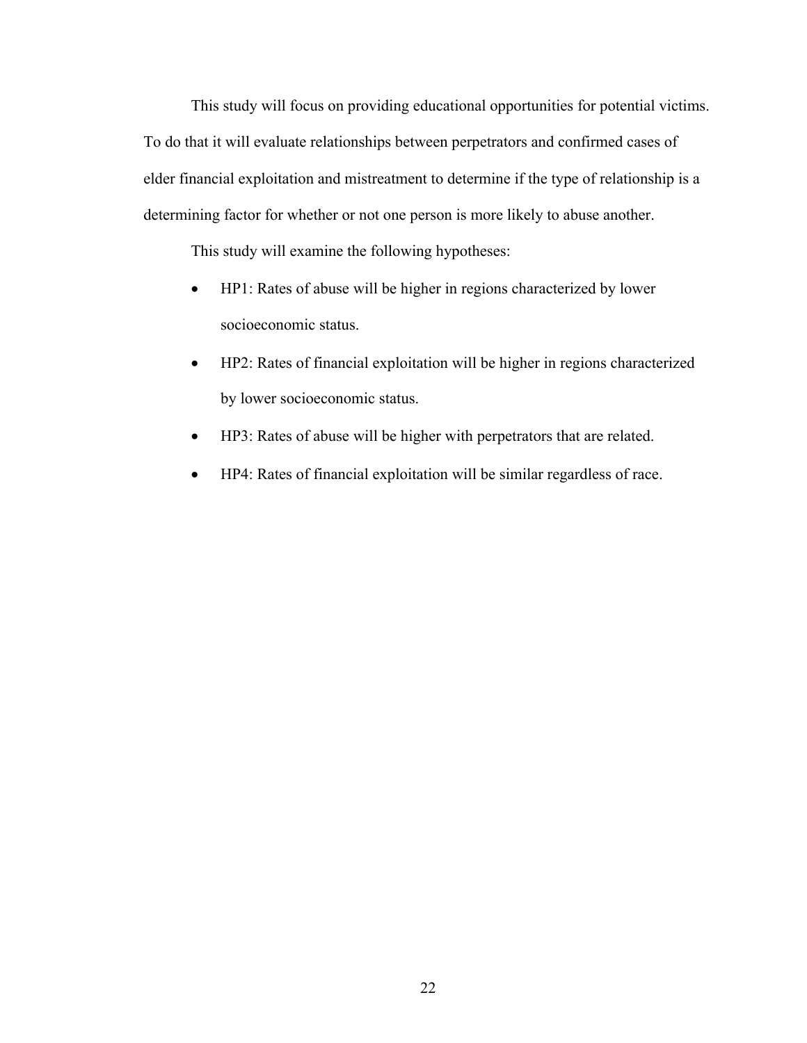This study will focus on providing educational opportunities for potential victims. To do that it will evaluate relationships between perpetrators and confirmed cases of elder financial exploitation and mistreatment to determine if the type of relationship is a determining factor for whether or not one person is more likely to abuse another.

This study will examine the following hypotheses:

- HP1: Rates of abuse will be higher in regions characterized by lower socioeconomic status.
- HP2: Rates of financial exploitation will be higher in regions characterized by lower socioeconomic status.
- HP3: Rates of abuse will be higher with perpetrators that are related.
- HP4: Rates of financial exploitation will be similar regardless of race.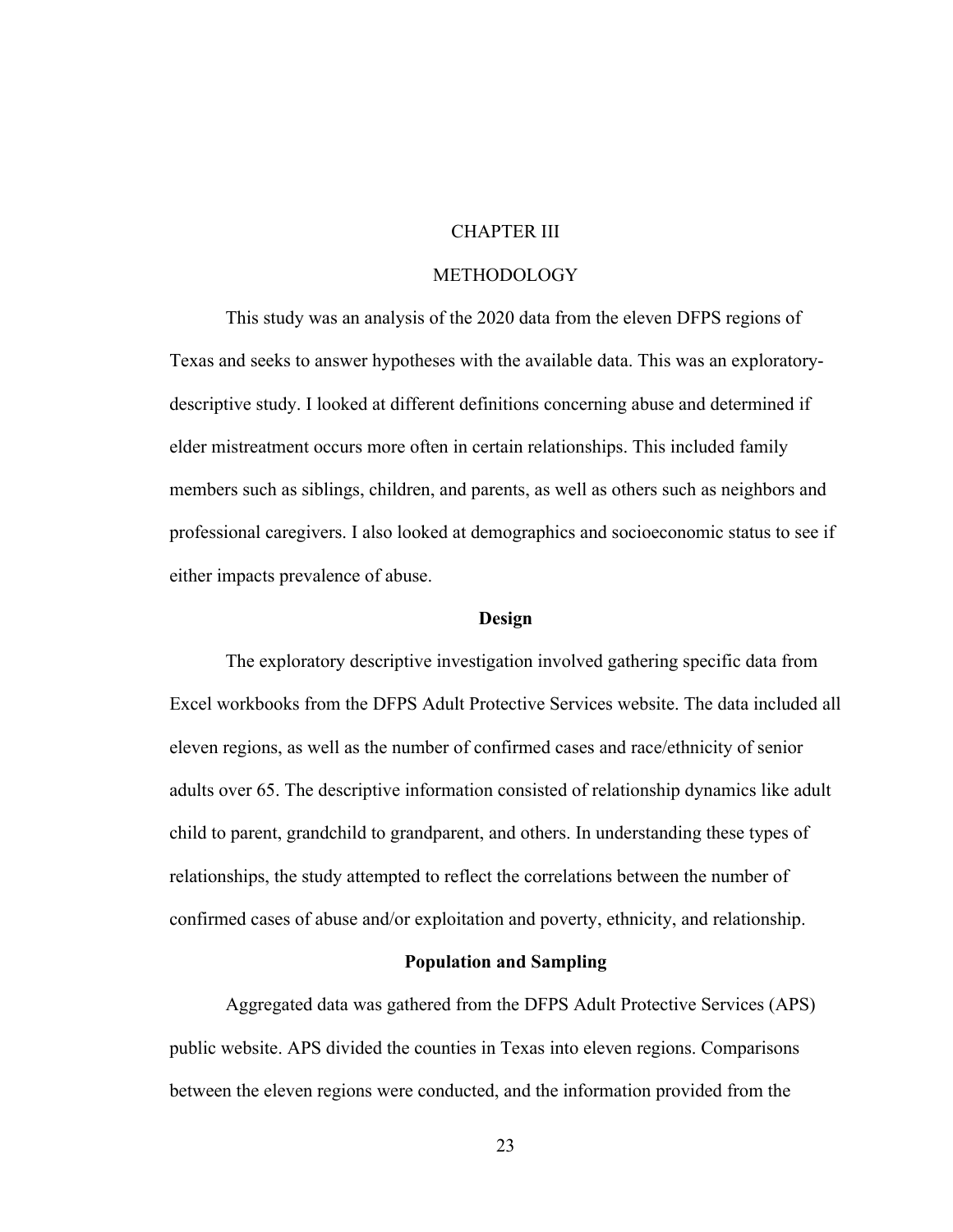# CHAPTER III

# METHODOLOGY

This study was an analysis of the 2020 data from the eleven DFPS regions of Texas and seeks to answer hypotheses with the available data. This was an exploratory-descriptive study. I looked at different definitions concerning abuse and determined if elder mistreatment occurs more often in certain relationships. This included family members such as siblings, children, and parents, as well as others such as neighbors and professional caregivers. I also looked at demographics and socioeconomic status to see if either impacts prevalence of abuse.

## Design

The exploratory descriptive investigation involved gathering specific data from Excel workbooks from the DFPS Adult Protective Services website. The data included all eleven regions, as well as the number of confirmed cases and race/ethnicity of senior adults over 65. The descriptive information consisted of relationship dynamics like adult child to parent, grandchild to grandparent, and others. In understanding these types of relationships, the study attempted to reflect the correlations between the number of confirmed cases of abuse and/or exploitation and poverty, ethnicity, and relationship.

## Population and Sampling

Aggregated data was gathered from the DFPS Adult Protective Services (APS) public website. APS divided the counties in Texas into eleven regions. Comparisons between the eleven regions were conducted, and the information provided from the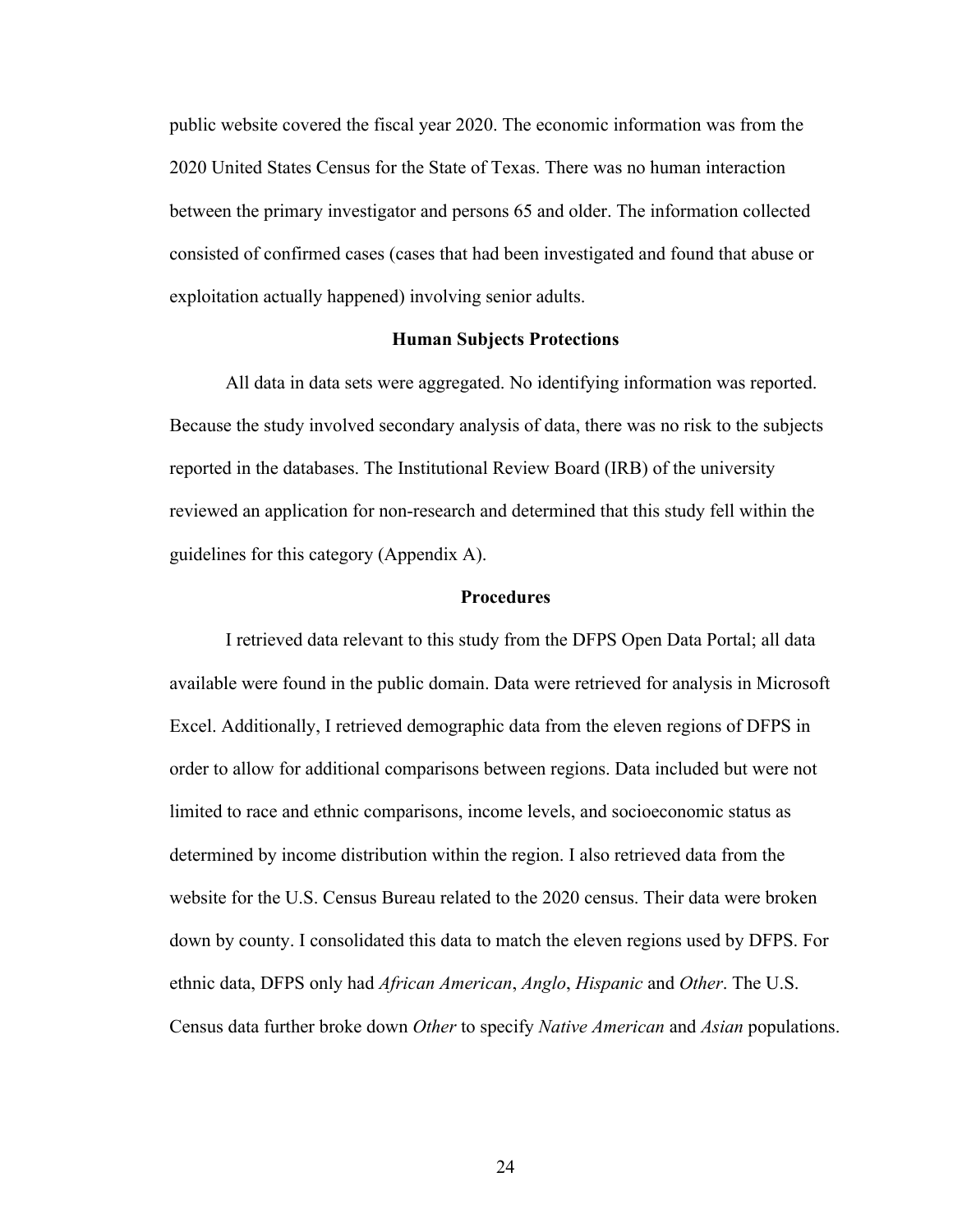public website covered the fiscal year 2020. The economic information was from the 2020 United States Census for the State of Texas. There was no human interaction between the primary investigator and persons 65 and older. The information collected consisted of confirmed cases (cases that had been investigated and found that abuse or exploitation actually happened) involving senior adults.

## Human Subjects Protections

All data in data sets were aggregated. No identifying information was reported. Because the study involved secondary analysis of data, there was no risk to the subjects reported in the databases. The Institutional Review Board (IRB) of the university reviewed an application for non-research and determined that this study fell within the guidelines for this category (Appendix A).

## Procedures

I retrieved data relevant to this study from the DFPS Open Data Portal; all data available were found in the public domain. Data were retrieved for analysis in Microsoft Excel. Additionally, I retrieved demographic data from the eleven regions of DFPS in order to allow for additional comparisons between regions. Data included but were not limited to race and ethnic comparisons, income levels, and socioeconomic status as determined by income distribution within the region. I also retrieved data from the website for the U.S. Census Bureau related to the 2020 census. Their data were broken down by county. I consolidated this data to match the eleven regions used by DFPS. For ethnic data, DFPS only had *African American*, *Anglo*, *Hispanic* and *Other*. The U.S. Census data further broke down *Other* to specify *Native American* and *Asian* populations.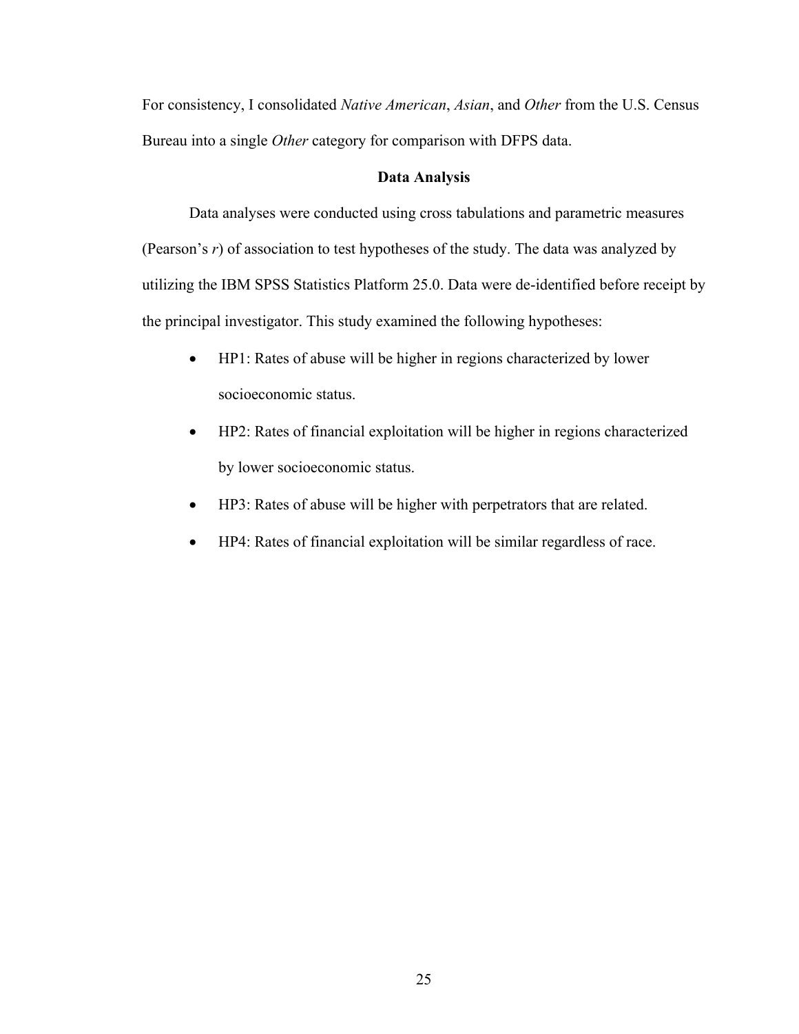For consistency, I consolidated *Native American*, *Asian*, and *Other* from the U.S. Census Bureau into a single *Other* category for comparison with DFPS data.

## Data Analysis

Data analyses were conducted using cross tabulations and parametric measures (Pearson's $r$) of association to test hypotheses of the study. The data was analyzed by utilizing the IBM SPSS Statistics Platform 25.0. Data were de-identified before receipt by the principal investigator. This study examined the following hypotheses:

- HP1: Rates of abuse will be higher in regions characterized by lower socioeconomic status.
- HP2: Rates of financial exploitation will be higher in regions characterized by lower socioeconomic status.
- HP3: Rates of abuse will be higher with perpetrators that are related.
- HP4: Rates of financial exploitation will be similar regardless of race.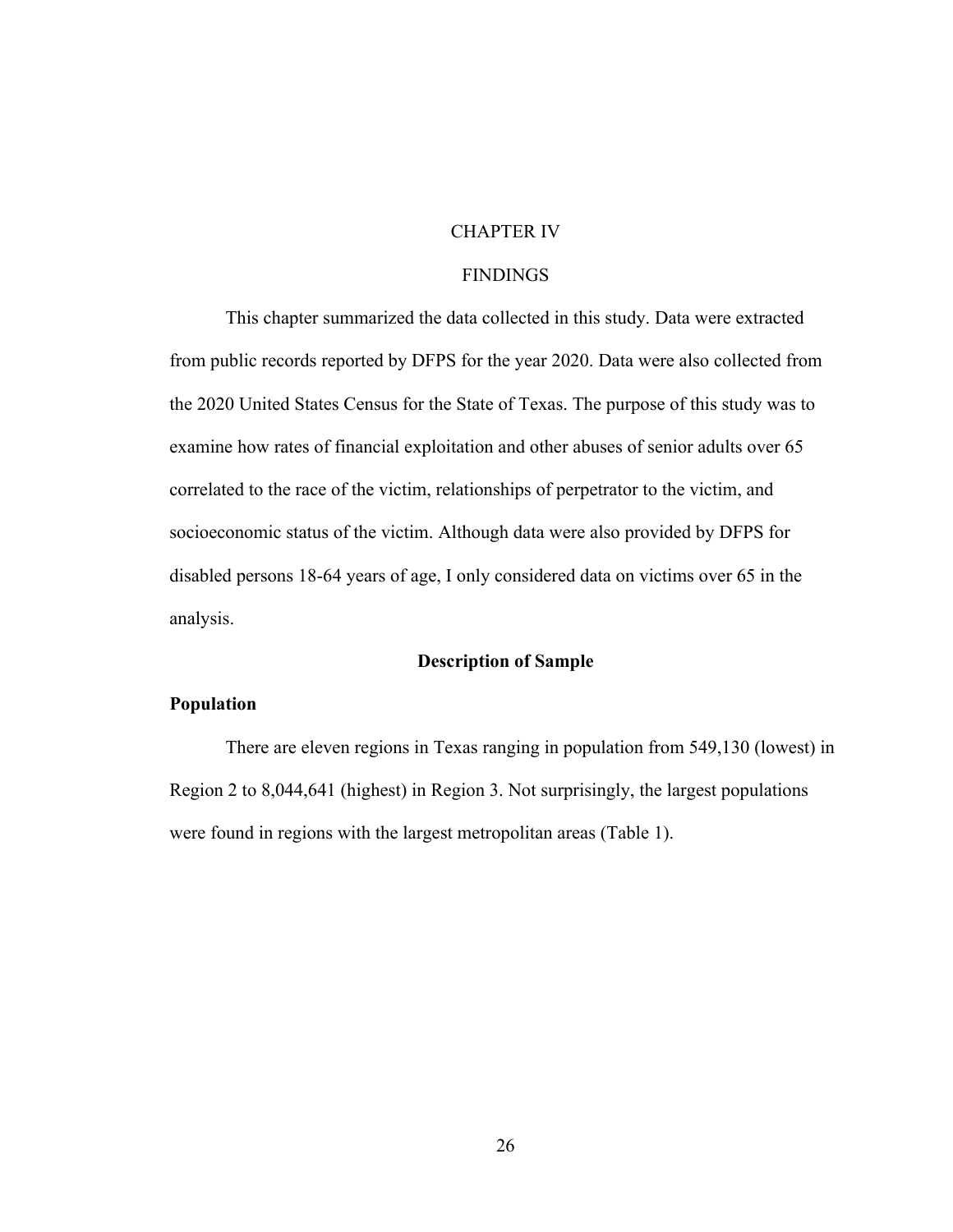# CHAPTER IV

# FINDINGS

This chapter summarized the data collected in this study. Data were extracted from public records reported by DFPS for the year 2020. Data were also collected from the 2020 United States Census for the State of Texas. The purpose of this study was to examine how rates of financial exploitation and other abuses of senior adults over 65 correlated to the race of the victim, relationships of perpetrator to the victim, and socioeconomic status of the victim. Although data were also provided by DFPS for disabled persons 18-64 years of age, I only considered data on victims over 65 in the analysis.

## Description of Sample

### Population

There are eleven regions in Texas ranging in population from 549,130 (lowest) in Region 2 to 8,044,641 (highest) in Region 3. Not surprisingly, the largest populations were found in regions with the largest metropolitan areas (Table 1).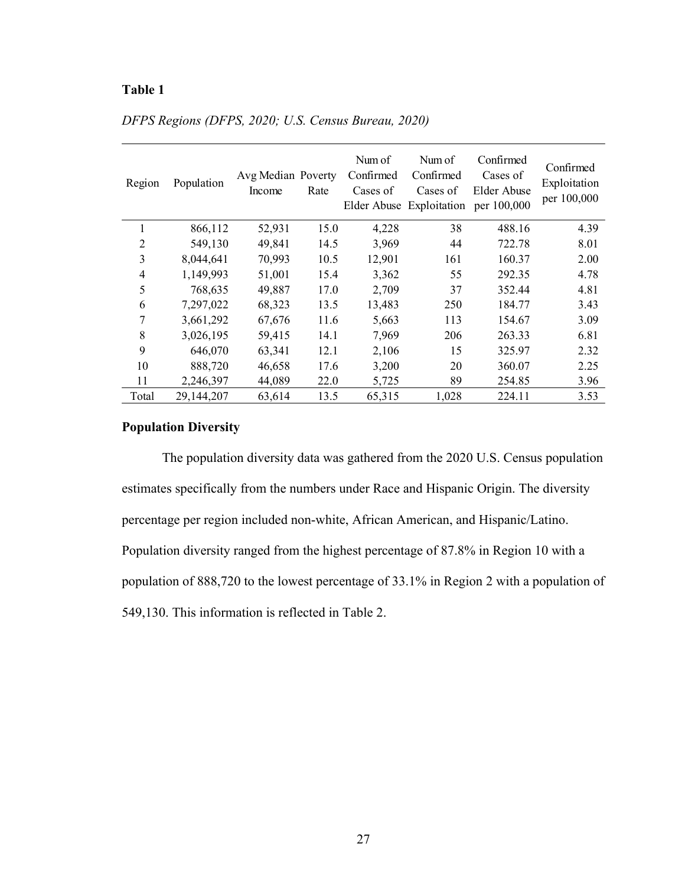**Table 1**

*DFPS Regions (DFPS, 2020; U.S. Census Bureau, 2020)*

| Region | Population | Avg Median Income | Poverty Rate | Num of Confirmed Cases of Elder Abuse | Num of Confirmed Cases of Exploitation | Confirmed Cases of Elder Abuse per 100,000 | Confirmed Exploitation per 100,000 |
|---|---|---|---|---|---|---|---|
| 1 | 866,112 | 52,931 | 15.0 | 4,228 | 38 | 488.16 | 4.39 |
| 2 | 549,130 | 49,841 | 14.5 | 3,969 | 44 | 722.78 | 8.01 |
| 3 | 8,044,641 | 70,993 | 10.5 | 12,901 | 161 | 160.37 | 2.00 |
| 4 | 1,149,993 | 51,001 | 15.4 | 3,362 | 55 | 292.35 | 4.78 |
| 5 | 768,635 | 49,887 | 17.0 | 2,709 | 37 | 352.44 | 4.81 |
| 6 | 7,297,022 | 68,323 | 13.5 | 13,483 | 250 | 184.77 | 3.43 |
| 7 | 3,661,292 | 67,676 | 11.6 | 5,663 | 113 | 154.67 | 3.09 |
| 8 | 3,026,195 | 59,415 | 14.1 | 7,969 | 206 | 263.33 | 6.81 |
| 9 | 646,070 | 63,341 | 12.1 | 2,106 | 15 | 325.97 | 2.32 |
| 10 | 888,720 | 46,658 | 17.6 | 3,200 | 20 | 360.07 | 2.25 |
| 11 | 2,246,397 | 44,089 | 22.0 | 5,725 | 89 | 254.85 | 3.96 |
| Total | 29,144,207 | 63,614 | 13.5 | 65,315 | 1,028 | 224.11 | 3.53 |

## Population Diversity

The population diversity data was gathered from the 2020 U.S. Census population estimates specifically from the numbers under Race and Hispanic Origin. The diversity percentage per region included non-white, African American, and Hispanic/Latino. Population diversity ranged from the highest percentage of 87.8% in Region 10 with a population of 888,720 to the lowest percentage of 33.1% in Region 2 with a population of 549,130. This information is reflected in Table 2.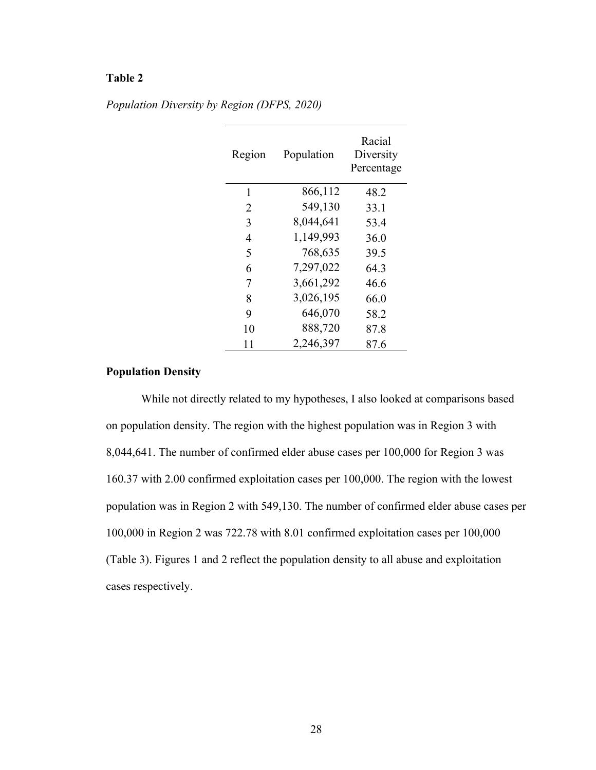**Table 2**

*Population Diversity by Region (DFPS, 2020)*

| Region | Population | Racial Diversity Percentage |
|---|---|---|
| 1 | 866,112 | 48.2 |
| 2 | 549,130 | 33.1 |
| 3 | 8,044,641 | 53.4 |
| 4 | 1,149,993 | 36.0 |
| 5 | 768,635 | 39.5 |
| 6 | 7,297,022 | 64.3 |
| 7 | 3,661,292 | 46.6 |
| 8 | 3,026,195 | 66.0 |
| 9 | 646,070 | 58.2 |
| 10 | 888,720 | 87.8 |
| 11 | 2,246,397 | 87.6 |

**Population Density**

While not directly related to my hypotheses, I also looked at comparisons based on population density. The region with the highest population was in Region 3 with 8,044,641. The number of confirmed elder abuse cases per 100,000 for Region 3 was 160.37 with 2.00 confirmed exploitation cases per 100,000. The region with the lowest population was in Region 2 with 549,130. The number of confirmed elder abuse cases per 100,000 in Region 2 was 722.78 with 8.01 confirmed exploitation cases per 100,000 (Table 3). Figures 1 and 2 reflect the population density to all abuse and exploitation cases respectively.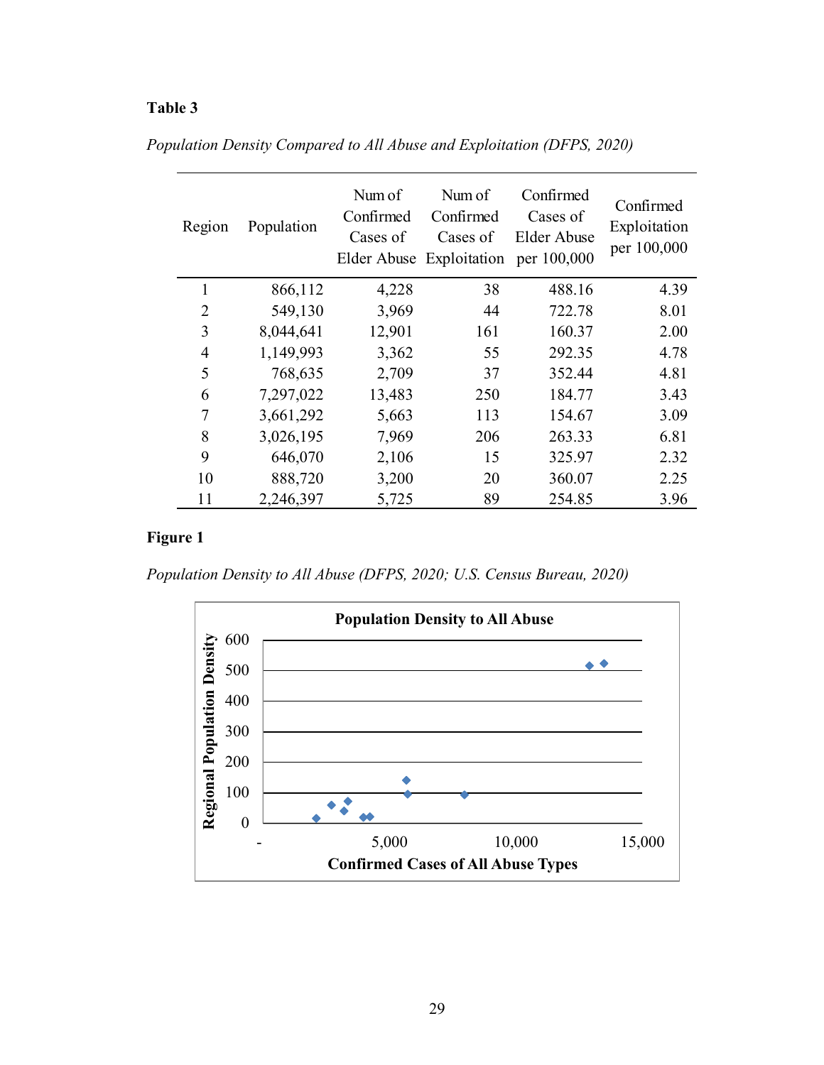**Table 3**

*Population Density Compared to All Abuse and Exploitation (DFPS, 2020)*

| Region | Population | Num of Confirmed Cases of Elder Abuse | Num of Confirmed Cases of Exploitation | Confirmed Cases of Elder Abuse per 100,000 | Confirmed Exploitation per 100,000 |
|---|---|---|---|---|---|
| 1 | 866,112 | 4,228 | 38 | 488.16 | 4.39 |
| 2 | 549,130 | 3,969 | 44 | 722.78 | 8.01 |
| 3 | 8,044,641 | 12,901 | 161 | 160.37 | 2.00 |
| 4 | 1,149,993 | 3,362 | 55 | 292.35 | 4.78 |
| 5 | 768,635 | 2,709 | 37 | 352.44 | 4.81 |
| 6 | 7,297,022 | 13,483 | 250 | 184.77 | 3.43 |
| 7 | 3,661,292 | 5,663 | 113 | 154.67 | 3.09 |
| 8 | 3,026,195 | 7,969 | 206 | 263.33 | 6.81 |
| 9 | 646,070 | 2,106 | 15 | 325.97 | 2.32 |
| 10 | 888,720 | 3,200 | 20 | 360.07 | 2.25 |
| 11 | 2,246,397 | 5,725 | 89 | 254.85 | 3.96 |

**Figure 1**

*Population Density to All Abuse (DFPS, 2020; U.S. Census Bureau, 2020)*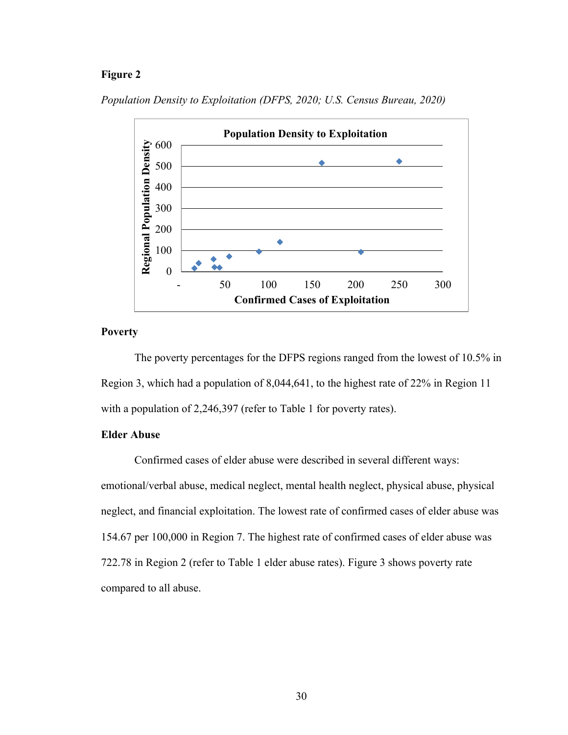**Figure 2**

*Population Density to Exploitation (DFPS, 2020; U.S. Census Bureau, 2020)*

**Poverty**

The poverty percentages for the DFPS regions ranged from the lowest of 10.5% in Region 3, which had a population of 8,044,641, to the highest rate of 22% in Region 11 with a population of 2,246,397 (refer to Table 1 for poverty rates).

**Elder Abuse**

Confirmed cases of elder abuse were described in several different ways: emotional/verbal abuse, medical neglect, mental health neglect, physical abuse, physical neglect, and financial exploitation. The lowest rate of confirmed cases of elder abuse was 154.67 per 100,000 in Region 7. The highest rate of confirmed cases of elder abuse was 722.78 in Region 2 (refer to Table 1 elder abuse rates). Figure 3 shows poverty rate compared to all abuse.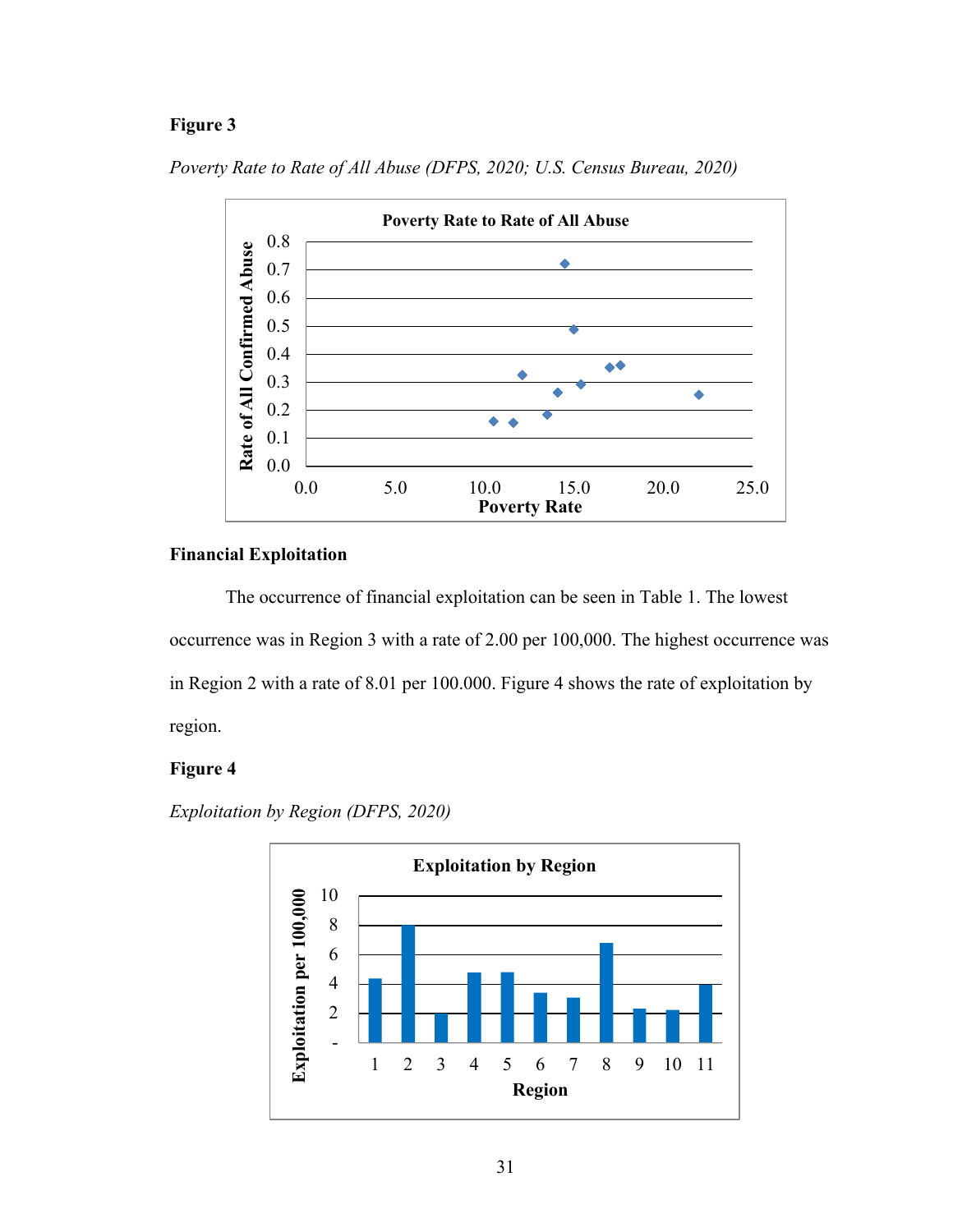**Figure 3**

*Poverty Rate to Rate of All Abuse (DFPS, 2020; U.S. Census Bureau, 2020)*

**Financial Exploitation**

The occurrence of financial exploitation can be seen in Table 1. The lowest occurrence was in Region 3 with a rate of 2.00 per 100,000. The highest occurrence was in Region 2 with a rate of 8.01 per 100.000. Figure 4 shows the rate of exploitation by region.

**Figure 4**

*Exploitation by Region (DFPS, 2020)*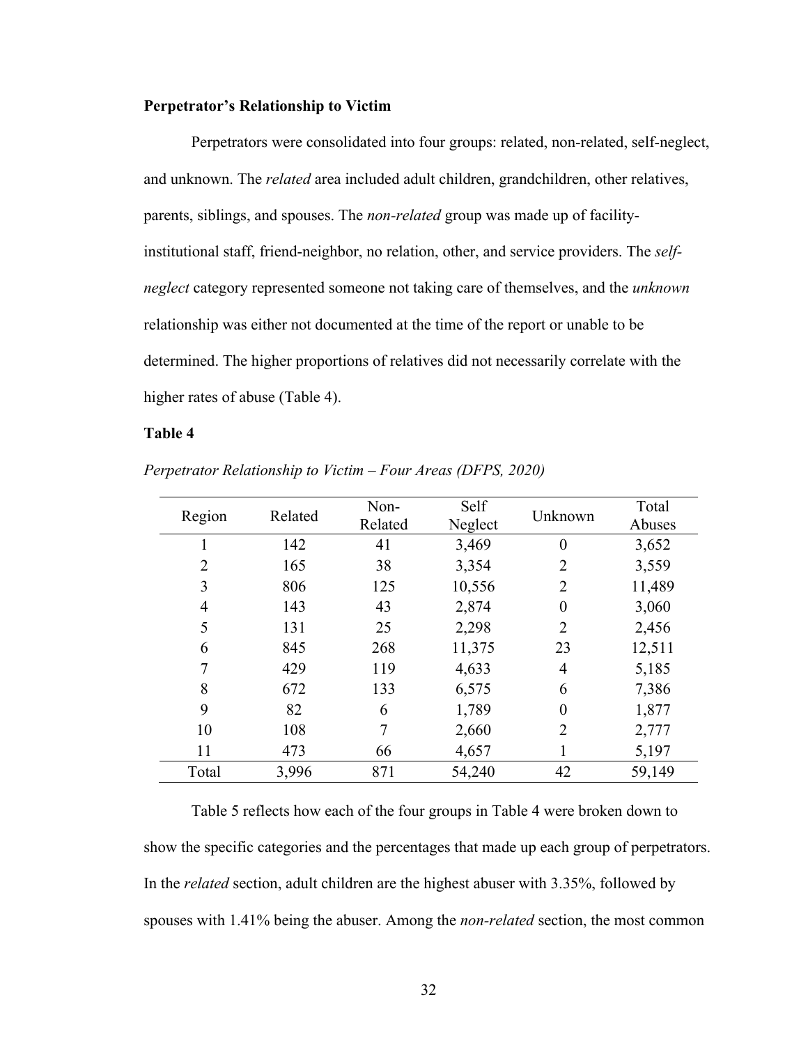### Perpetrator's Relationship to Victim

Perpetrators were consolidated into four groups: related, non-related, self-neglect, and unknown. The *related* area included adult children, grandchildren, other relatives, parents, siblings, and spouses. The *non-related* group was made up of facility-institutional staff, friend-neighbor, no relation, other, and service providers. The *self-neglect* category represented someone not taking care of themselves, and the *unknown* relationship was either not documented at the time of the report or unable to be determined. The higher proportions of relatives did not necessarily correlate with the higher rates of abuse (Table 4).

**Table 4**

*Perpetrator Relationship to Victim – Four Areas (DFPS, 2020)*

| Region | Related | Non-Related | Self Neglect | Unknown | Total Abuses |
|---|---|---|---|---|---|
| 1 | 142 | 41 | 3,469 | 0 | 3,652 |
| 2 | 165 | 38 | 3,354 | 2 | 3,559 |
| 3 | 806 | 125 | 10,556 | 2 | 11,489 |
| 4 | 143 | 43 | 2,874 | 0 | 3,060 |
| 5 | 131 | 25 | 2,298 | 2 | 2,456 |
| 6 | 845 | 268 | 11,375 | 23 | 12,511 |
| 7 | 429 | 119 | 4,633 | 4 | 5,185 |
| 8 | 672 | 133 | 6,575 | 6 | 7,386 |
| 9 | 82 | 6 | 1,789 | 0 | 1,877 |
| 10 | 108 | 7 | 2,660 | 2 | 2,777 |
| 11 | 473 | 66 | 4,657 | 1 | 5,197 |
| Total | 3,996 | 871 | 54,240 | 42 | 59,149 |

Table 5 reflects how each of the four groups in Table 4 were broken down to show the specific categories and the percentages that made up each group of perpetrators. In the *related* section, adult children are the highest abuser with 3.35%, followed by spouses with 1.41% being the abuser. Among the *non-related* section, the most common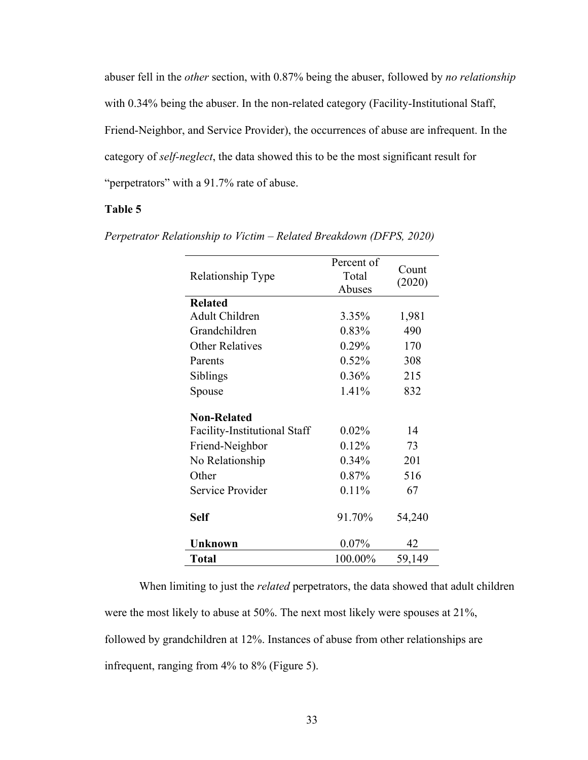abuser fell in the *other* section, with 0.87% being the abuser, followed by *no relationship* with 0.34% being the abuser. In the non-related category (Facility-Institutional Staff, Friend-Neighbor, and Service Provider), the occurrences of abuse are infrequent. In the category of *self-neglect*, the data showed this to be the most significant result for "perpetrators" with a 91.7% rate of abuse.

**Table 5**

*Perpetrator Relationship to Victim – Related Breakdown (DFPS, 2020)*

| Relationship Type | Percent of Total Abuses | Count (2020) |
|---|---|---|
| **Related** | | |
| Adult Children | 3.35% | 1,981 |
| Grandchildren | 0.83% | 490 |
| Other Relatives | 0.29% | 170 |
| Parents | 0.52% | 308 |
| Siblings | 0.36% | 215 |
| Spouse | 1.41% | 832 |
| **Non-Related** | | |
| Facility-Institutional Staff | 0.02% | 14 |
| Friend-Neighbor | 0.12% | 73 |
| No Relationship | 0.34% | 201 |
| Other | 0.87% | 516 |
| Service Provider | 0.11% | 67 |
| **Self** | 91.70% | 54,240 |
| **Unknown** | 0.07% | 42 |
| **Total** | 100.00% | 59,149 |

When limiting to just the *related* perpetrators, the data showed that adult children were the most likely to abuse at 50%. The next most likely were spouses at 21%, followed by grandchildren at 12%. Instances of abuse from other relationships are infrequent, ranging from 4% to 8% (Figure 5).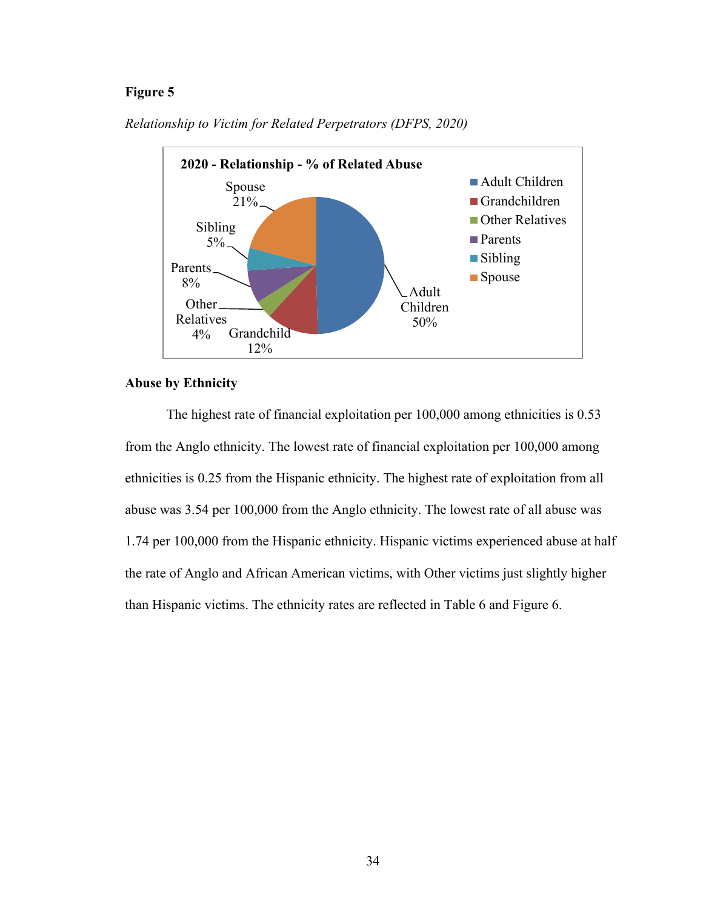**Figure 5**

*Relationship to Victim for Related Perpetrators (DFPS, 2020)*

**2020 - Relationship - % of Related Abuse**

| Relationship | % |
|---|---|
| Adult Children | 50% |
| Grandchild | 12% |
| Other Relatives | 4% |
| Parents | 8% |
| Sibling | 5% |
| Spouse | 21% |

## Abuse by Ethnicity

The highest rate of financial exploitation per 100,000 among ethnicities is 0.53 from the Anglo ethnicity. The lowest rate of financial exploitation per 100,000 among ethnicities is 0.25 from the Hispanic ethnicity. The highest rate of exploitation from all abuse was 3.54 per 100,000 from the Anglo ethnicity. The lowest rate of all abuse was 1.74 per 100,000 from the Hispanic ethnicity. Hispanic victims experienced abuse at half the rate of Anglo and African American victims, with Other victims just slightly higher than Hispanic victims. The ethnicity rates are reflected in Table 6 and Figure 6.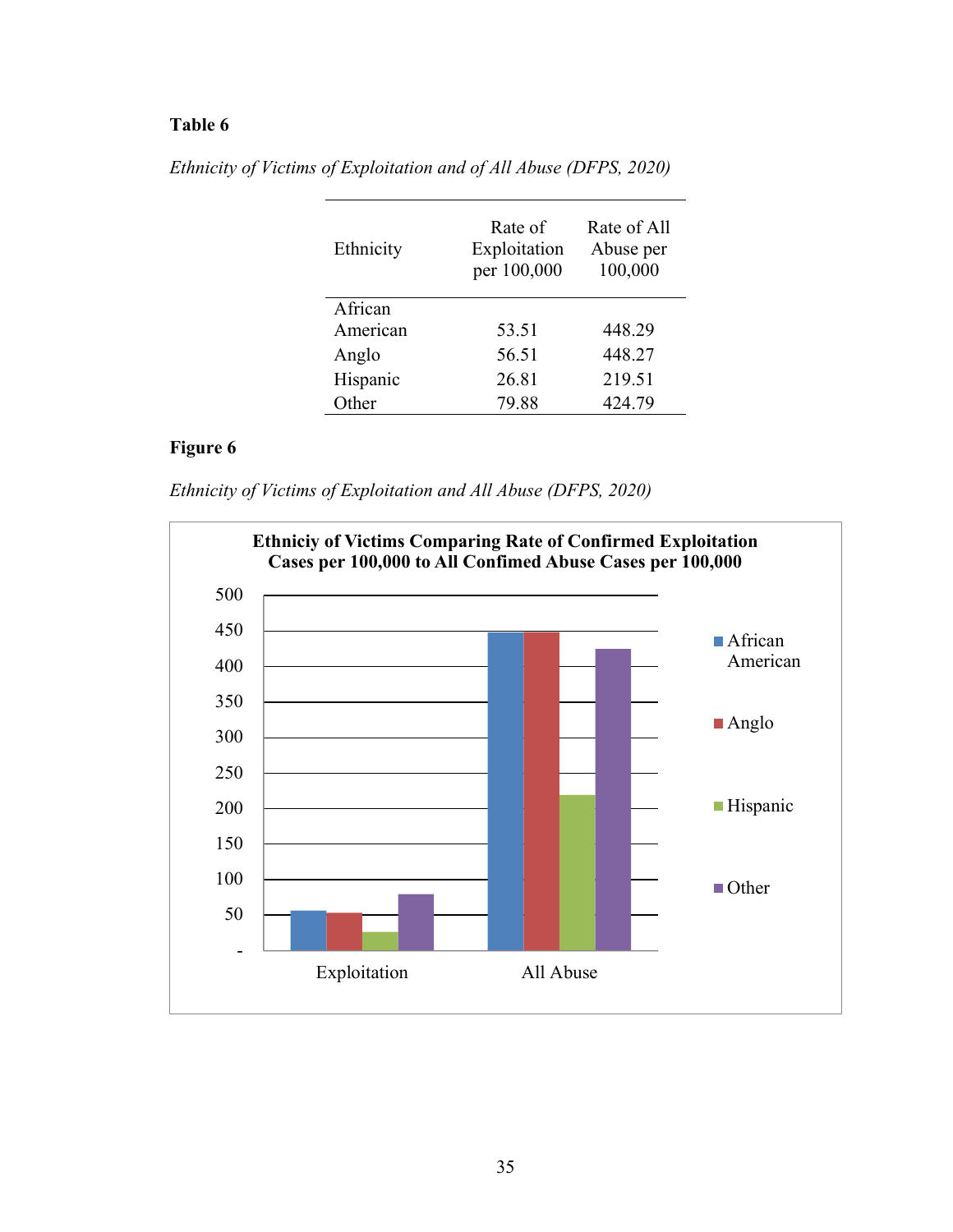**Table 6**

*Ethnicity of Victims of Exploitation and of All Abuse (DFPS, 2020)*

| Ethnicity | Rate of Exploitation per 100,000 | Rate of All Abuse per 100,000 |
|---|---|---|
| African American | 53.51 | 448.29 |
| Anglo | 56.51 | 448.27 |
| Hispanic | 26.81 | 219.51 |
| Other | 79.88 | 424.79 |

**Figure 6**

*Ethnicity of Victims of Exploitation and All Abuse (DFPS, 2020)*

**Ethniciy of Victims Comparing Rate of Confirmed Exploitation Cases per 100,000 to All Confimed Abuse Cases per 100,000**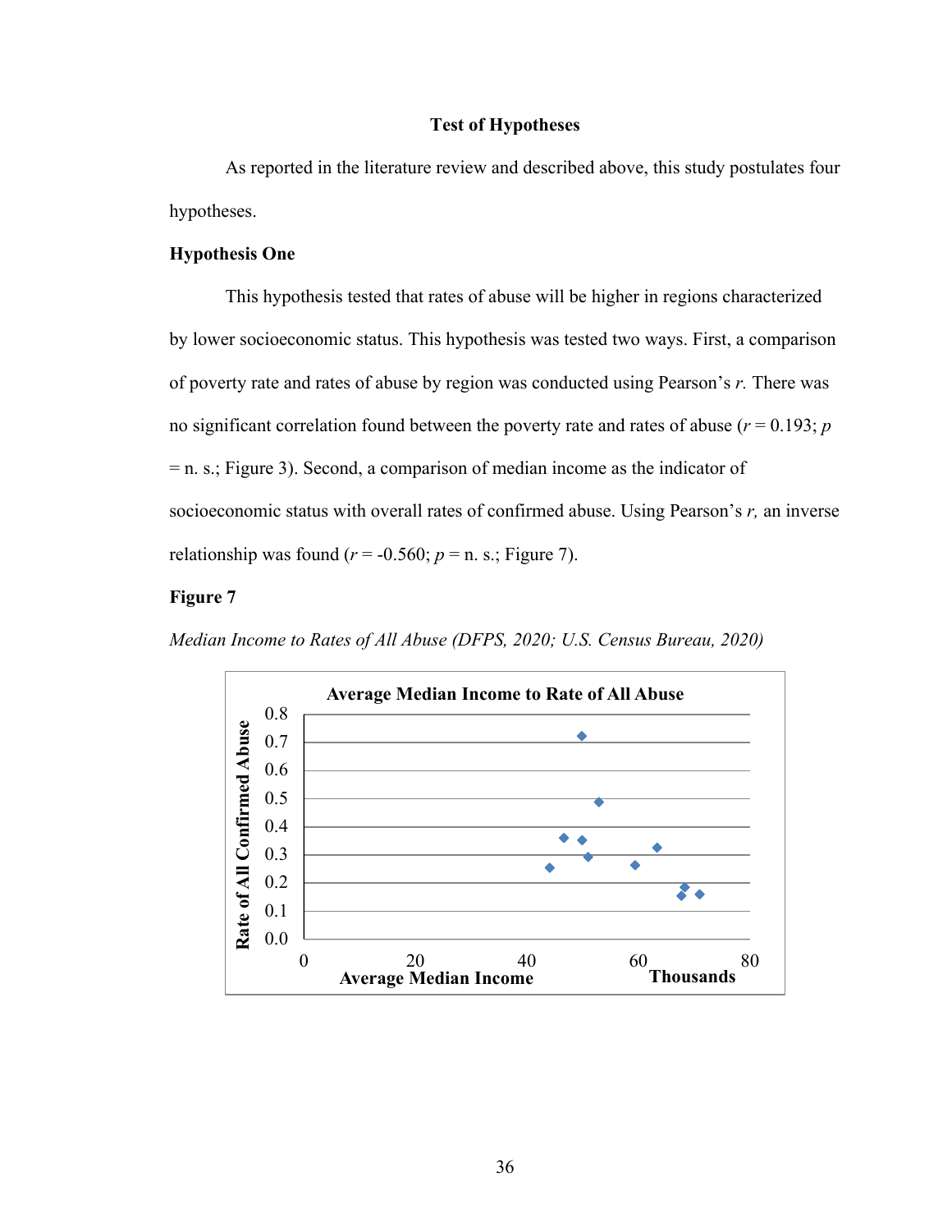## Test of Hypotheses

As reported in the literature review and described above, this study postulates four hypotheses.

### Hypothesis One

This hypothesis tested that rates of abuse will be higher in regions characterized by lower socioeconomic status. This hypothesis was tested two ways. First, a comparison of poverty rate and rates of abuse by region was conducted using Pearson's $r$. There was no significant correlation found between the poverty rate and rates of abuse ($r = 0.193$; $p$ = n. s.; Figure 3). Second, a comparison of median income as the indicator of socioeconomic status with overall rates of confirmed abuse. Using Pearson's $r$, an inverse relationship was found ($r = -0.560$; $p$ = n. s.; Figure 7).

**Figure 7**

*Median Income to Rates of All Abuse (DFPS, 2020; U.S. Census Bureau, 2020)*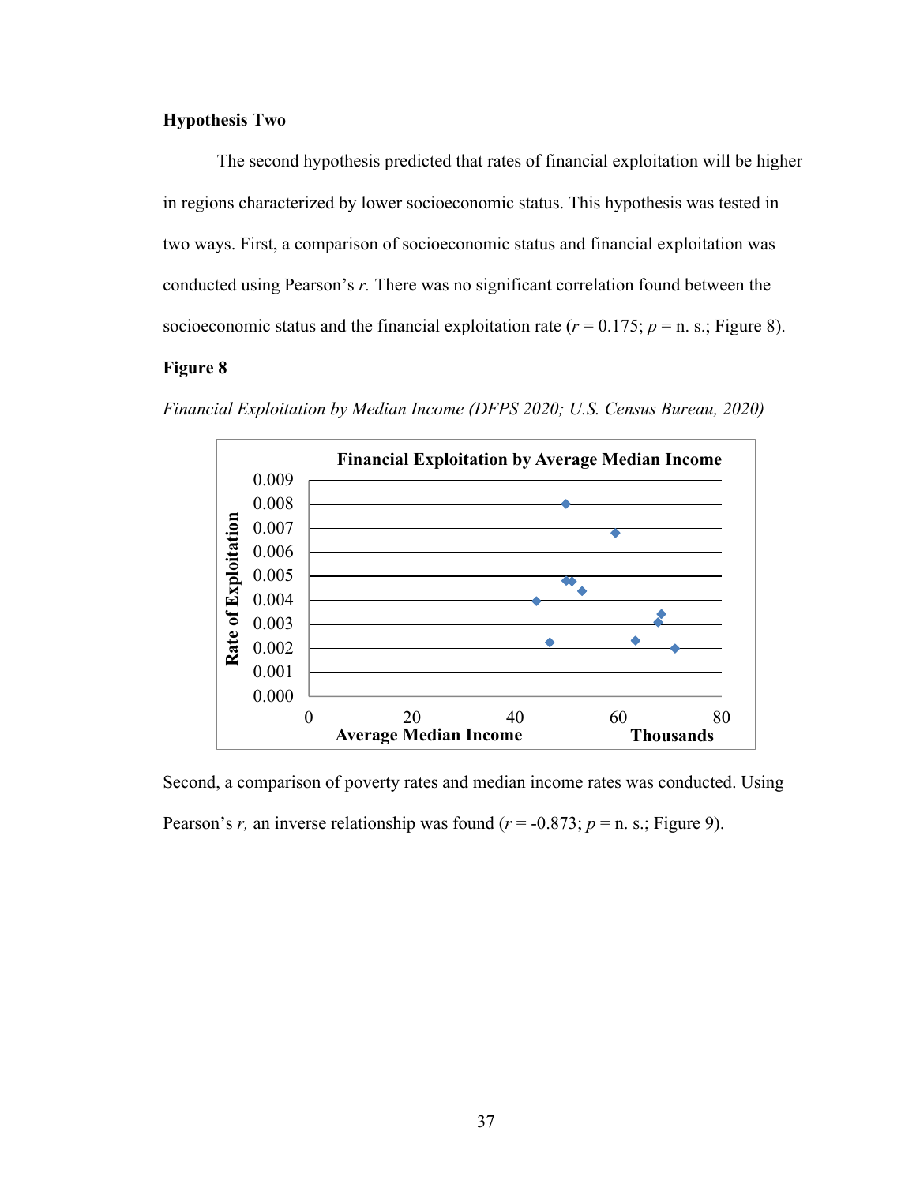**Hypothesis Two**

The second hypothesis predicted that rates of financial exploitation will be higher in regions characterized by lower socioeconomic status. This hypothesis was tested in two ways. First, a comparison of socioeconomic status and financial exploitation was conducted using Pearson's *r.* There was no significant correlation found between the socioeconomic status and the financial exploitation rate ($r = 0.175$; $p =$ n. s.; Figure 8).

**Figure 8**

*Financial Exploitation by Median Income (DFPS 2020; U.S. Census Bureau, 2020)*

Financial Exploitation by Average Median Income

Second, a comparison of poverty rates and median income rates was conducted. Using Pearson's *r,* an inverse relationship was found ($r = -0.873$; $p =$ n. s.; Figure 9).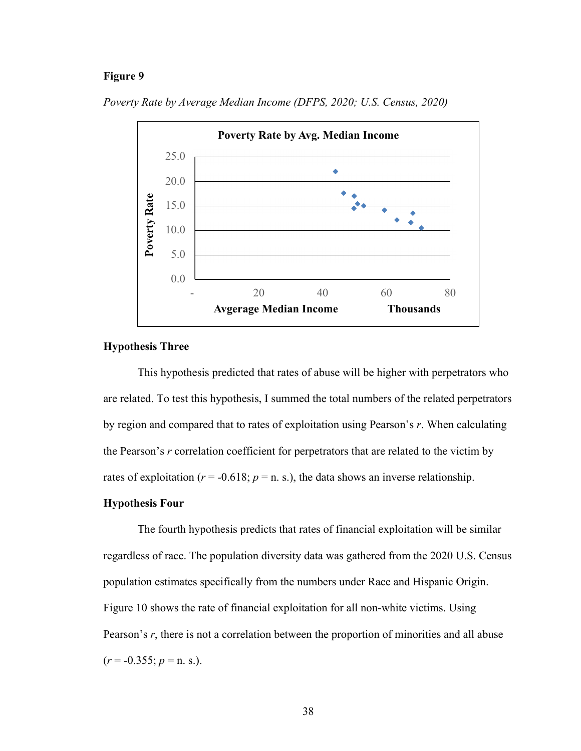**Figure 9**

*Poverty Rate by Average Median Income (DFPS, 2020; U.S. Census, 2020)*

**Hypothesis Three**

This hypothesis predicted that rates of abuse will be higher with perpetrators who are related. To test this hypothesis, I summed the total numbers of the related perpetrators by region and compared that to rates of exploitation using Pearson's *r*. When calculating the Pearson's *r* correlation coefficient for perpetrators that are related to the victim by rates of exploitation ($r$ = -0.618; $p$ = n. s.), the data shows an inverse relationship.

**Hypothesis Four**

The fourth hypothesis predicts that rates of financial exploitation will be similar regardless of race. The population diversity data was gathered from the 2020 U.S. Census population estimates specifically from the numbers under Race and Hispanic Origin. Figure 10 shows the rate of financial exploitation for all non-white victims. Using Pearson's *r*, there is not a correlation between the proportion of minorities and all abuse ($r$ = -0.355; $p$ = n. s.).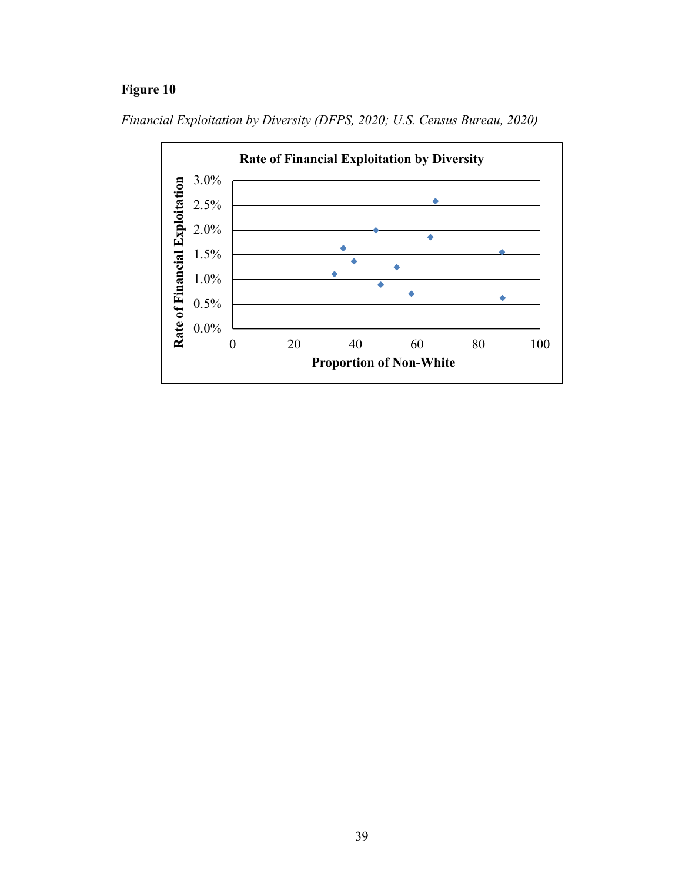**Figure 10**

*Financial Exploitation by Diversity (DFPS, 2020; U.S. Census Bureau, 2020)*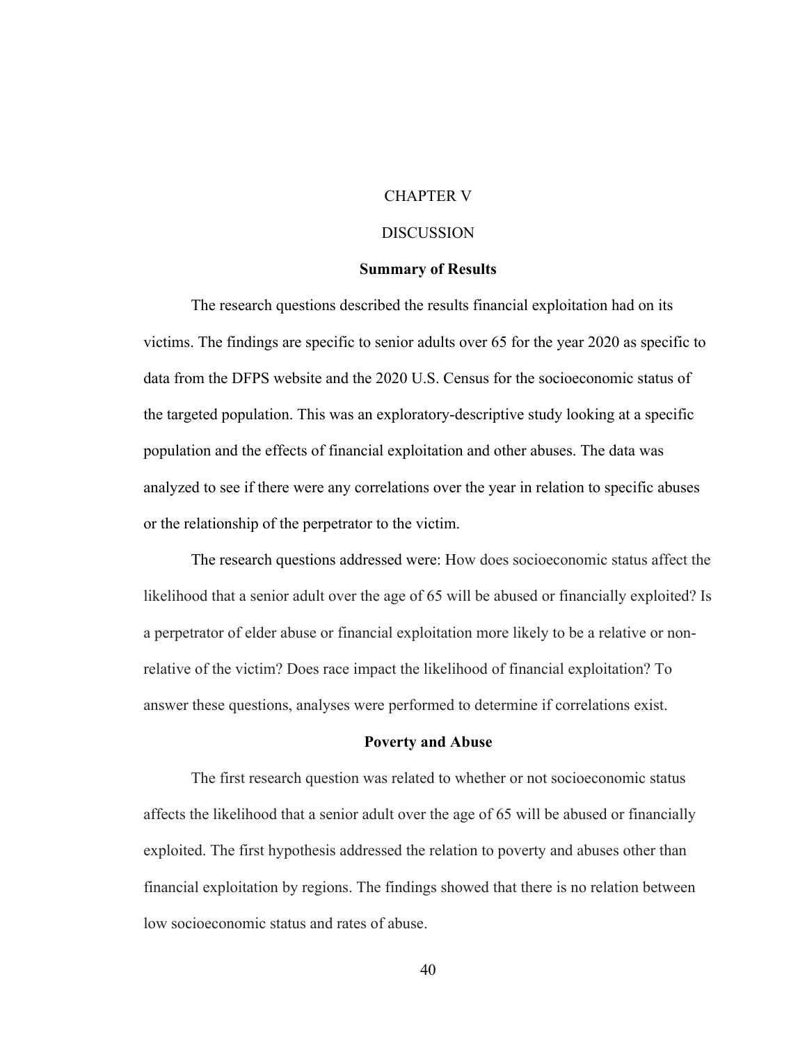# CHAPTER V

# DISCUSSION

## Summary of Results

The research questions described the results financial exploitation had on its victims. The findings are specific to senior adults over 65 for the year 2020 as specific to data from the DFPS website and the 2020 U.S. Census for the socioeconomic status of the targeted population. This was an exploratory-descriptive study looking at a specific population and the effects of financial exploitation and other abuses. The data was analyzed to see if there were any correlations over the year in relation to specific abuses or the relationship of the perpetrator to the victim.

The research questions addressed were: How does socioeconomic status affect the likelihood that a senior adult over the age of 65 will be abused or financially exploited? Is a perpetrator of elder abuse or financial exploitation more likely to be a relative or non-relative of the victim? Does race impact the likelihood of financial exploitation? To answer these questions, analyses were performed to determine if correlations exist.

## Poverty and Abuse

The first research question was related to whether or not socioeconomic status affects the likelihood that a senior adult over the age of 65 will be abused or financially exploited. The first hypothesis addressed the relation to poverty and abuses other than financial exploitation by regions. The findings showed that there is no relation between low socioeconomic status and rates of abuse.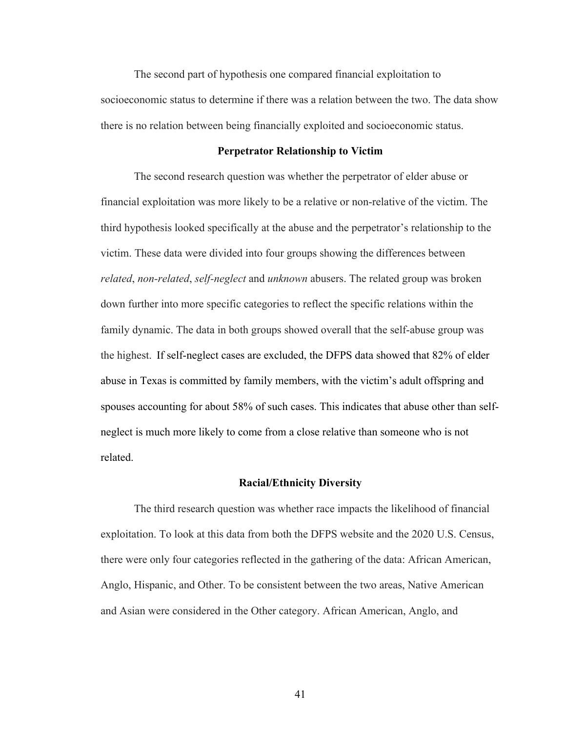The second part of hypothesis one compared financial exploitation to socioeconomic status to determine if there was a relation between the two. The data show there is no relation between being financially exploited and socioeconomic status.

## Perpetrator Relationship to Victim

The second research question was whether the perpetrator of elder abuse or financial exploitation was more likely to be a relative or non-relative of the victim. The third hypothesis looked specifically at the abuse and the perpetrator's relationship to the victim. These data were divided into four groups showing the differences between *related*, *non-related*, *self-neglect* and *unknown* abusers. The related group was broken down further into more specific categories to reflect the specific relations within the family dynamic. The data in both groups showed overall that the self-abuse group was the highest. If self-neglect cases are excluded, the DFPS data showed that 82% of elder abuse in Texas is committed by family members, with the victim's adult offspring and spouses accounting for about 58% of such cases. This indicates that abuse other than self-neglect is much more likely to come from a close relative than someone who is not related.

## Racial/Ethnicity Diversity

The third research question was whether race impacts the likelihood of financial exploitation. To look at this data from both the DFPS website and the 2020 U.S. Census, there were only four categories reflected in the gathering of the data: African American, Anglo, Hispanic, and Other. To be consistent between the two areas, Native American and Asian were considered in the Other category. African American, Anglo, and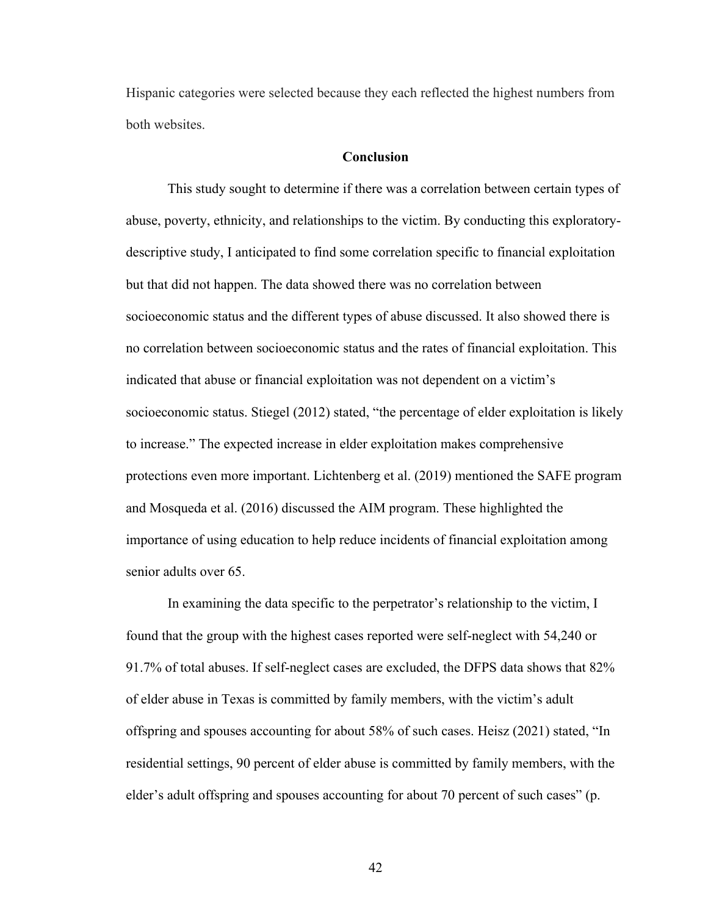Hispanic categories were selected because they each reflected the highest numbers from both websites.

## Conclusion

This study sought to determine if there was a correlation between certain types of abuse, poverty, ethnicity, and relationships to the victim. By conducting this exploratory-descriptive study, I anticipated to find some correlation specific to financial exploitation but that did not happen. The data showed there was no correlation between socioeconomic status and the different types of abuse discussed. It also showed there is no correlation between socioeconomic status and the rates of financial exploitation. This indicated that abuse or financial exploitation was not dependent on a victim's socioeconomic status. Stiegel (2012) stated, "the percentage of elder exploitation is likely to increase." The expected increase in elder exploitation makes comprehensive protections even more important. Lichtenberg et al. (2019) mentioned the SAFE program and Mosqueda et al. (2016) discussed the AIM program. These highlighted the importance of using education to help reduce incidents of financial exploitation among senior adults over 65.

In examining the data specific to the perpetrator's relationship to the victim, I found that the group with the highest cases reported were self-neglect with 54,240 or 91.7% of total abuses. If self-neglect cases are excluded, the DFPS data shows that 82% of elder abuse in Texas is committed by family members, with the victim's adult offspring and spouses accounting for about 58% of such cases. Heisz (2021) stated, "In residential settings, 90 percent of elder abuse is committed by family members, with the elder's adult offspring and spouses accounting for about 70 percent of such cases" (p.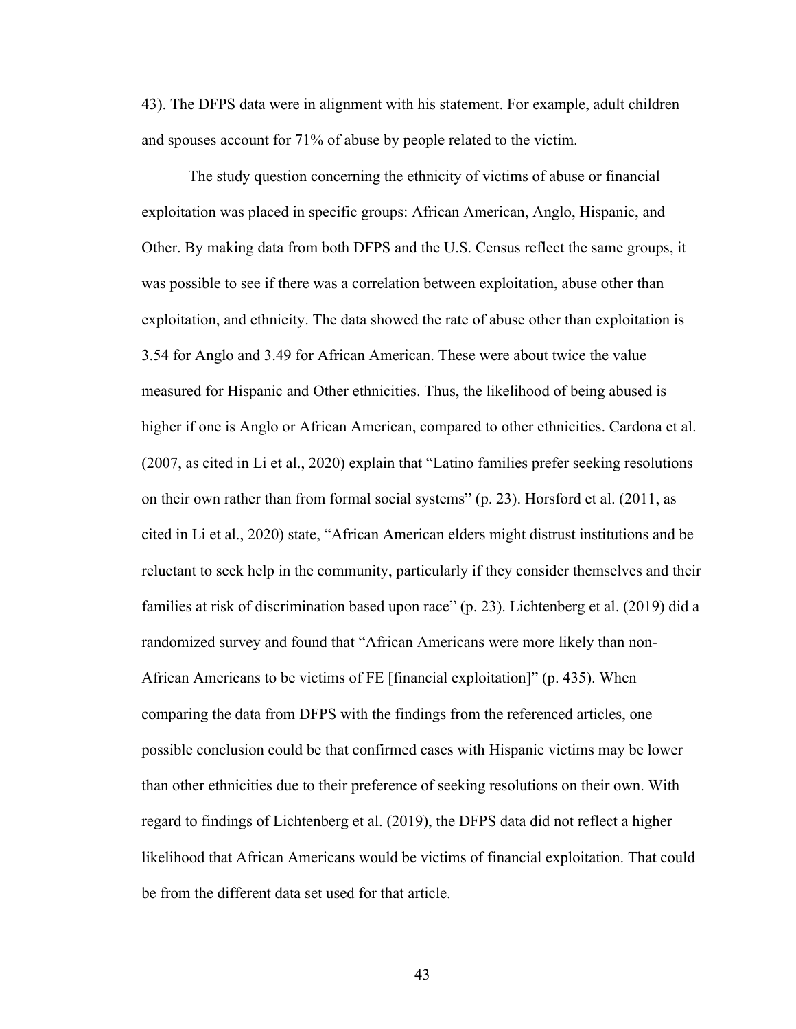43). The DFPS data were in alignment with his statement. For example, adult children and spouses account for 71% of abuse by people related to the victim.

The study question concerning the ethnicity of victims of abuse or financial exploitation was placed in specific groups: African American, Anglo, Hispanic, and Other. By making data from both DFPS and the U.S. Census reflect the same groups, it was possible to see if there was a correlation between exploitation, abuse other than exploitation, and ethnicity. The data showed the rate of abuse other than exploitation is 3.54 for Anglo and 3.49 for African American. These were about twice the value measured for Hispanic and Other ethnicities. Thus, the likelihood of being abused is higher if one is Anglo or African American, compared to other ethnicities. Cardona et al. (2007, as cited in Li et al., 2020) explain that "Latino families prefer seeking resolutions on their own rather than from formal social systems" (p. 23). Horsford et al. (2011, as cited in Li et al., 2020) state, "African American elders might distrust institutions and be reluctant to seek help in the community, particularly if they consider themselves and their families at risk of discrimination based upon race" (p. 23). Lichtenberg et al. (2019) did a randomized survey and found that "African Americans were more likely than non-African Americans to be victims of FE [financial exploitation]" (p. 435). When comparing the data from DFPS with the findings from the referenced articles, one possible conclusion could be that confirmed cases with Hispanic victims may be lower than other ethnicities due to their preference of seeking resolutions on their own. With regard to findings of Lichtenberg et al. (2019), the DFPS data did not reflect a higher likelihood that African Americans would be victims of financial exploitation. That could be from the different data set used for that article.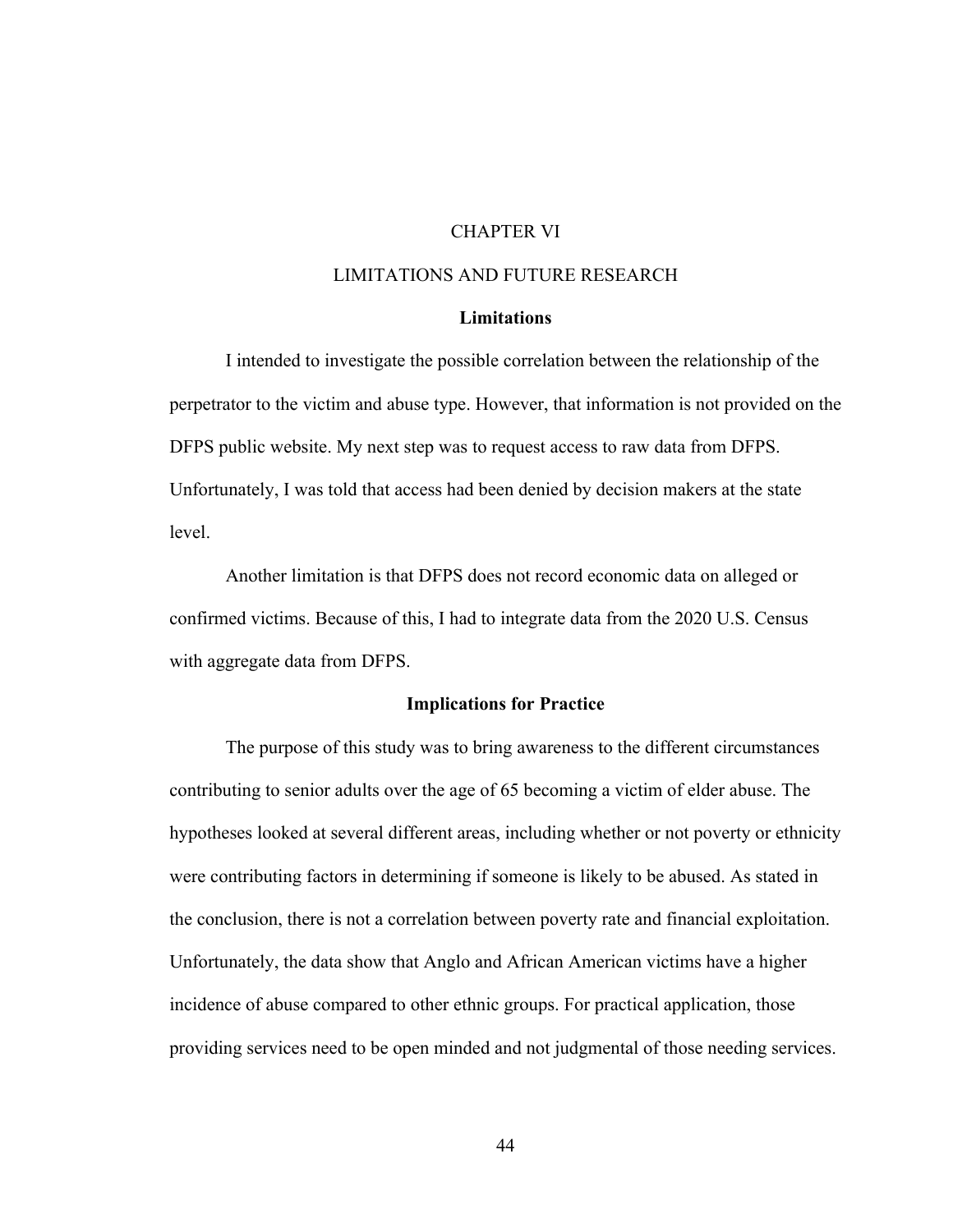# CHAPTER VI

# LIMITATIONS AND FUTURE RESEARCH

## Limitations

I intended to investigate the possible correlation between the relationship of the perpetrator to the victim and abuse type. However, that information is not provided on the DFPS public website. My next step was to request access to raw data from DFPS. Unfortunately, I was told that access had been denied by decision makers at the state level.

Another limitation is that DFPS does not record economic data on alleged or confirmed victims. Because of this, I had to integrate data from the 2020 U.S. Census with aggregate data from DFPS.

## Implications for Practice

The purpose of this study was to bring awareness to the different circumstances contributing to senior adults over the age of 65 becoming a victim of elder abuse. The hypotheses looked at several different areas, including whether or not poverty or ethnicity were contributing factors in determining if someone is likely to be abused. As stated in the conclusion, there is not a correlation between poverty rate and financial exploitation. Unfortunately, the data show that Anglo and African American victims have a higher incidence of abuse compared to other ethnic groups. For practical application, those providing services need to be open minded and not judgmental of those needing services.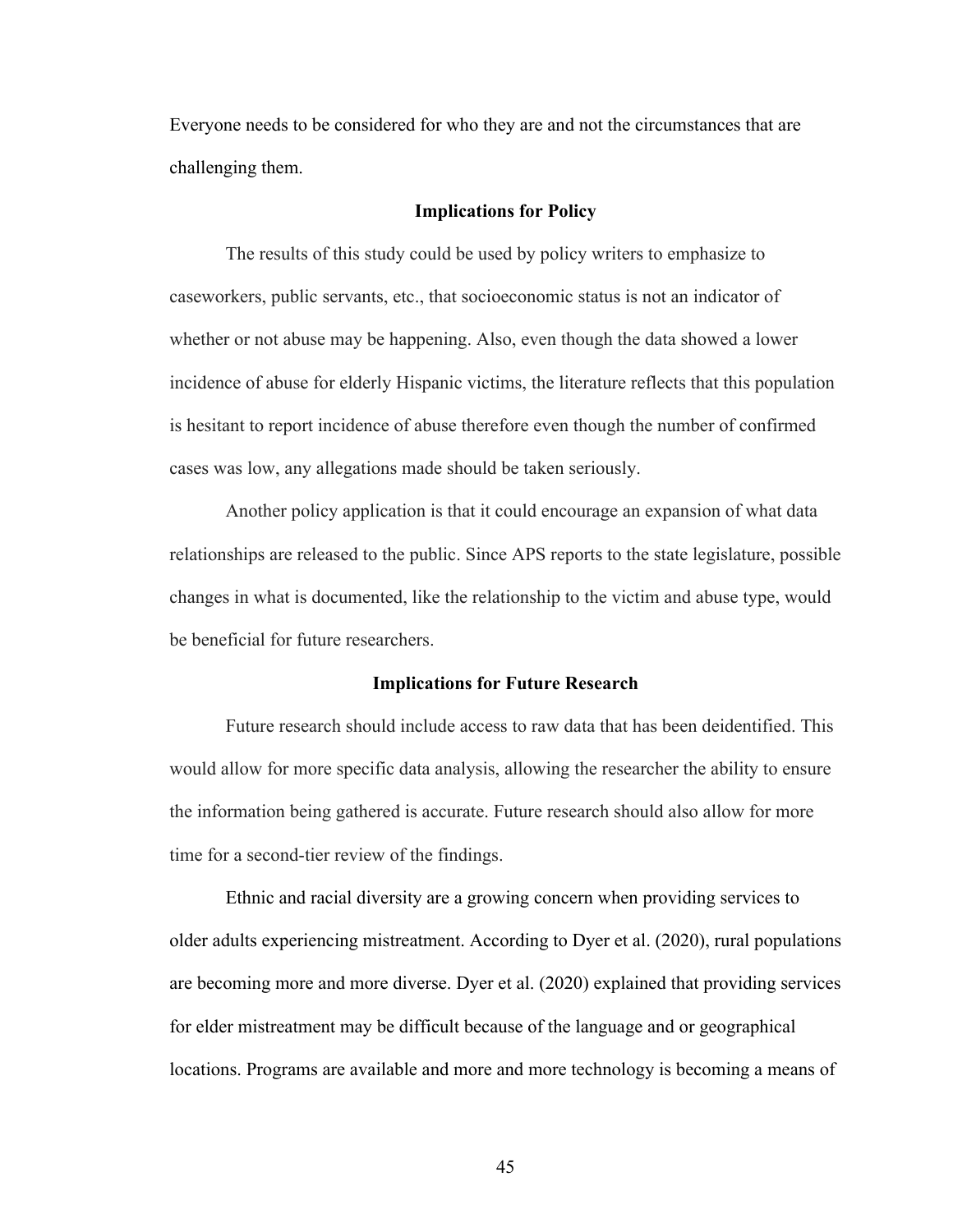Everyone needs to be considered for who they are and not the circumstances that are challenging them.

## Implications for Policy

The results of this study could be used by policy writers to emphasize to caseworkers, public servants, etc., that socioeconomic status is not an indicator of whether or not abuse may be happening. Also, even though the data showed a lower incidence of abuse for elderly Hispanic victims, the literature reflects that this population is hesitant to report incidence of abuse therefore even though the number of confirmed cases was low, any allegations made should be taken seriously.

Another policy application is that it could encourage an expansion of what data relationships are released to the public. Since APS reports to the state legislature, possible changes in what is documented, like the relationship to the victim and abuse type, would be beneficial for future researchers.

## Implications for Future Research

Future research should include access to raw data that has been deidentified. This would allow for more specific data analysis, allowing the researcher the ability to ensure the information being gathered is accurate. Future research should also allow for more time for a second-tier review of the findings.

Ethnic and racial diversity are a growing concern when providing services to older adults experiencing mistreatment. According to Dyer et al. (2020), rural populations are becoming more and more diverse. Dyer et al. (2020) explained that providing services for elder mistreatment may be difficult because of the language and or geographical locations. Programs are available and more and more technology is becoming a means of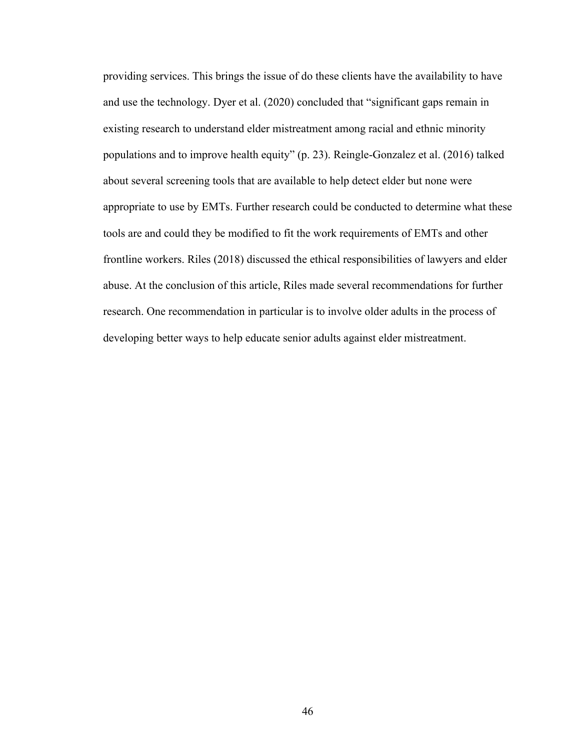providing services. This brings the issue of do these clients have the availability to have and use the technology. Dyer et al. (2020) concluded that "significant gaps remain in existing research to understand elder mistreatment among racial and ethnic minority populations and to improve health equity" (p. 23). Reingle-Gonzalez et al. (2016) talked about several screening tools that are available to help detect elder but none were appropriate to use by EMTs. Further research could be conducted to determine what these tools are and could they be modified to fit the work requirements of EMTs and other frontline workers. Riles (2018) discussed the ethical responsibilities of lawyers and elder abuse. At the conclusion of this article, Riles made several recommendations for further research. One recommendation in particular is to involve older adults in the process of developing better ways to help educate senior adults against elder mistreatment.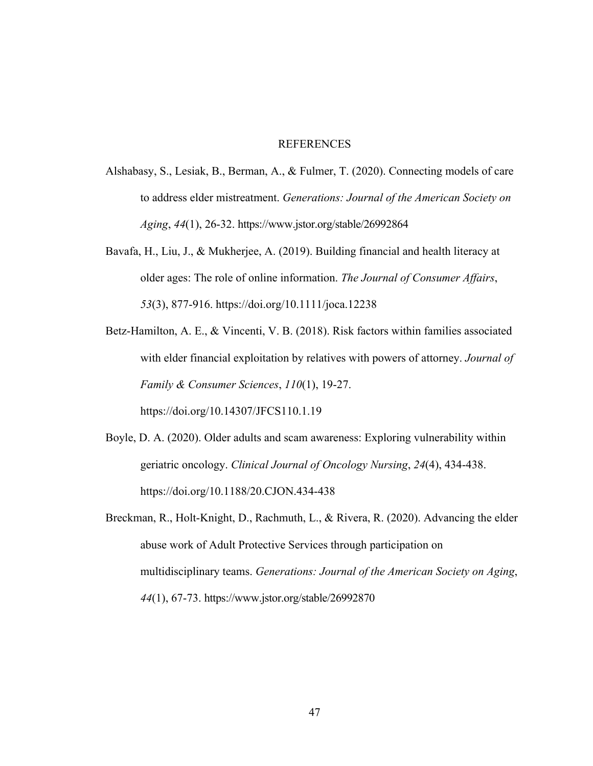# REFERENCES

Alshabasy, S., Lesiak, B., Berman, A., & Fulmer, T. (2020). Connecting models of care to address elder mistreatment. *Generations: Journal of the American Society on Aging*, *44*(1), 26-32. https://www.jstor.org/stable/26992864

Bavafa, H., Liu, J., & Mukherjee, A. (2019). Building financial and health literacy at older ages: The role of online information. *The Journal of Consumer Affairs*, *53*(3), 877-916. https://doi.org/10.1111/joca.12238

Betz-Hamilton, A. E., & Vincenti, V. B. (2018). Risk factors within families associated with elder financial exploitation by relatives with powers of attorney. *Journal of Family & Consumer Sciences*, *110*(1), 19-27. https://doi.org/10.14307/JFCS110.1.19

Boyle, D. A. (2020). Older adults and scam awareness: Exploring vulnerability within geriatric oncology. *Clinical Journal of Oncology Nursing*, *24*(4), 434-438. https://doi.org/10.1188/20.CJON.434-438

Breckman, R., Holt-Knight, D., Rachmuth, L., & Rivera, R. (2020). Advancing the elder abuse work of Adult Protective Services through participation on multidisciplinary teams. *Generations: Journal of the American Society on Aging*, *44*(1), 67-73. https://www.jstor.org/stable/26992870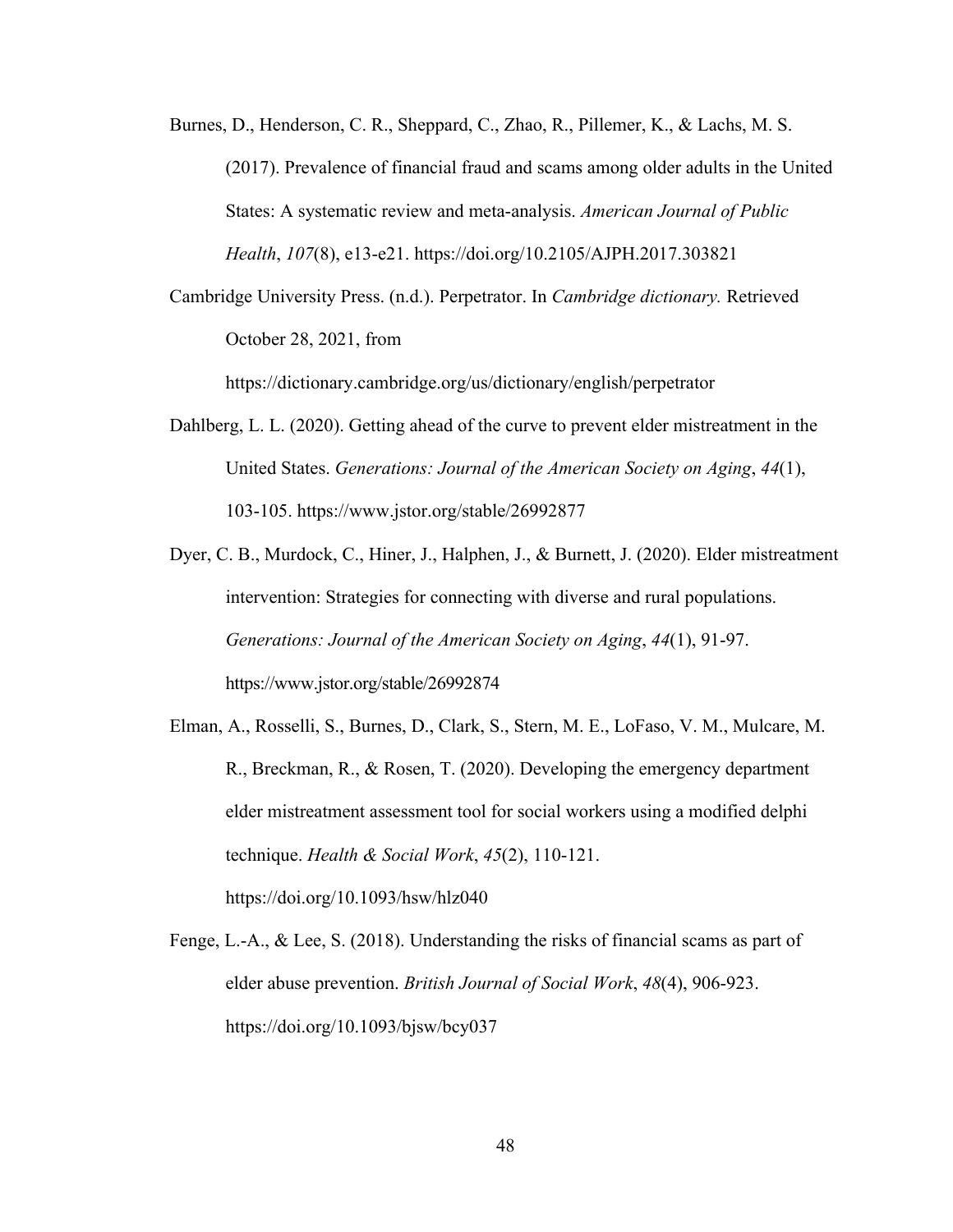Burnes, D., Henderson, C. R., Sheppard, C., Zhao, R., Pillemer, K., & Lachs, M. S. (2017). Prevalence of financial fraud and scams among older adults in the United States: A systematic review and meta-analysis. *American Journal of Public Health*, *107*(8), e13-e21. https://doi.org/10.2105/AJPH.2017.303821

Cambridge University Press. (n.d.). Perpetrator. In *Cambridge dictionary.* Retrieved October 28, 2021, from https://dictionary.cambridge.org/us/dictionary/english/perpetrator

Dahlberg, L. L. (2020). Getting ahead of the curve to prevent elder mistreatment in the United States. *Generations: Journal of the American Society on Aging*, *44*(1), 103-105. https://www.jstor.org/stable/26992877

Dyer, C. B., Murdock, C., Hiner, J., Halphen, J., & Burnett, J. (2020). Elder mistreatment intervention: Strategies for connecting with diverse and rural populations. *Generations: Journal of the American Society on Aging*, *44*(1), 91-97. https://www.jstor.org/stable/26992874

Elman, A., Rosselli, S., Burnes, D., Clark, S., Stern, M. E., LoFaso, V. M., Mulcare, M. R., Breckman, R., & Rosen, T. (2020). Developing the emergency department elder mistreatment assessment tool for social workers using a modified delphi technique. *Health & Social Work*, *45*(2), 110-121. https://doi.org/10.1093/hsw/hlz040

Fenge, L.-A., & Lee, S. (2018). Understanding the risks of financial scams as part of elder abuse prevention. *British Journal of Social Work*, *48*(4), 906-923. https://doi.org/10.1093/bjsw/bcy037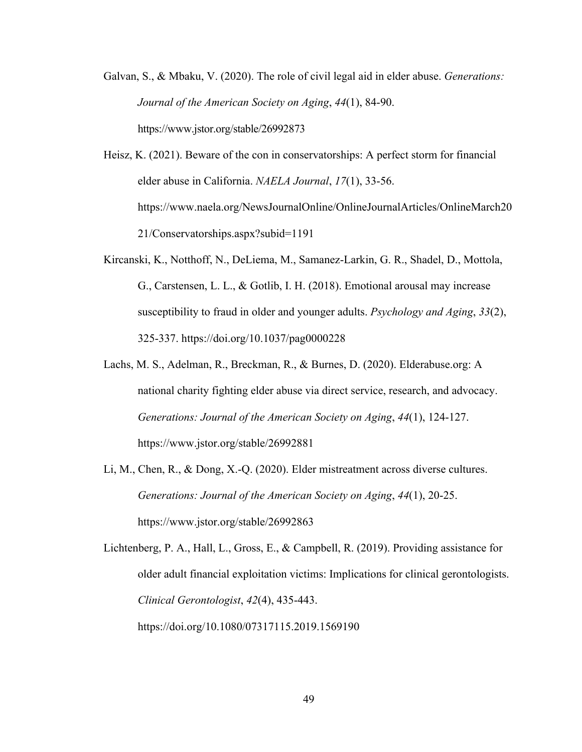Galvan, S., & Mbaku, V. (2020). The role of civil legal aid in elder abuse. *Generations: Journal of the American Society on Aging*, *44*(1), 84-90. https://www.jstor.org/stable/26992873

Heisz, K. (2021). Beware of the con in conservatorships: A perfect storm for financial elder abuse in California. *NAELA Journal*, *17*(1), 33-56. https://www.naela.org/NewsJournalOnline/OnlineJournalArticles/OnlineMarch2021/Conservatorships.aspx?subid=1191

Kircanski, K., Notthoff, N., DeLiema, M., Samanez-Larkin, G. R., Shadel, D., Mottola, G., Carstensen, L. L., & Gotlib, I. H. (2018). Emotional arousal may increase susceptibility to fraud in older and younger adults. *Psychology and Aging*, *33*(2), 325-337. https://doi.org/10.1037/pag0000228

Lachs, M. S., Adelman, R., Breckman, R., & Burnes, D. (2020). Elderabuse.org: A national charity fighting elder abuse via direct service, research, and advocacy. *Generations: Journal of the American Society on Aging*, *44*(1), 124-127. https://www.jstor.org/stable/26992881

Li, M., Chen, R., & Dong, X.-Q. (2020). Elder mistreatment across diverse cultures. *Generations: Journal of the American Society on Aging*, *44*(1), 20-25. https://www.jstor.org/stable/26992863

Lichtenberg, P. A., Hall, L., Gross, E., & Campbell, R. (2019). Providing assistance for older adult financial exploitation victims: Implications for clinical gerontologists. *Clinical Gerontologist*, *42*(4), 435-443. https://doi.org/10.1080/07317115.2019.1569190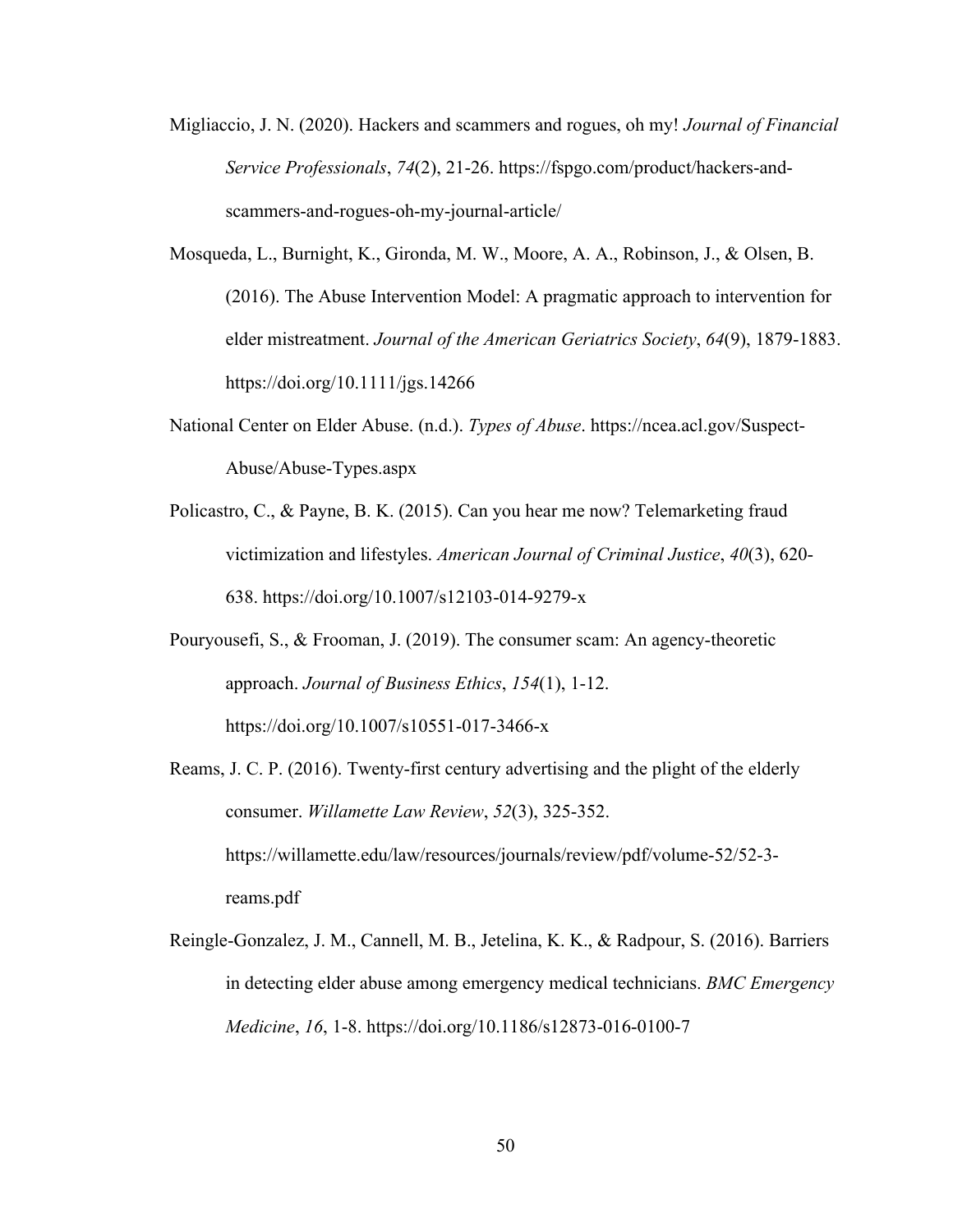Migliaccio, J. N. (2020). Hackers and scammers and rogues, oh my! *Journal of Financial Service Professionals*, *74*(2), 21-26. https://fspgo.com/product/hackers-and-scammers-and-rogues-oh-my-journal-article/

Mosqueda, L., Burnight, K., Gironda, M. W., Moore, A. A., Robinson, J., & Olsen, B. (2016). The Abuse Intervention Model: A pragmatic approach to intervention for elder mistreatment. *Journal of the American Geriatrics Society*, *64*(9), 1879-1883. https://doi.org/10.1111/jgs.14266

National Center on Elder Abuse. (n.d.). *Types of Abuse*. https://ncea.acl.gov/Suspect-Abuse/Abuse-Types.aspx

Policastro, C., & Payne, B. K. (2015). Can you hear me now? Telemarketing fraud victimization and lifestyles. *American Journal of Criminal Justice*, *40*(3), 620-638. https://doi.org/10.1007/s12103-014-9279-x

Pouryousefi, S., & Frooman, J. (2019). The consumer scam: An agency-theoretic approach. *Journal of Business Ethics*, *154*(1), 1-12. https://doi.org/10.1007/s10551-017-3466-x

Reams, J. C. P. (2016). Twenty-first century advertising and the plight of the elderly consumer. *Willamette Law Review*, *52*(3), 325-352. https://willamette.edu/law/resources/journals/review/pdf/volume-52/52-3-reams.pdf

Reingle-Gonzalez, J. M., Cannell, M. B., Jetelina, K. K., & Radpour, S. (2016). Barriers in detecting elder abuse among emergency medical technicians. *BMC Emergency Medicine*, *16*, 1-8. https://doi.org/10.1186/s12873-016-0100-7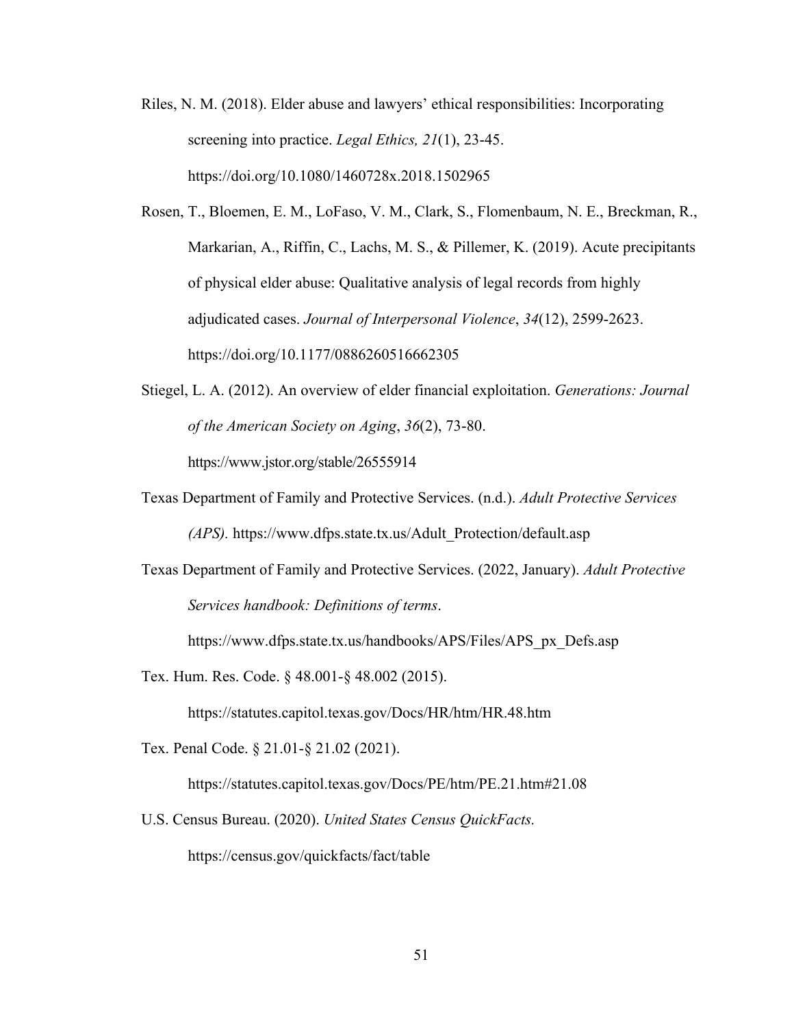Riles, N. M. (2018). Elder abuse and lawyers' ethical responsibilities: Incorporating screening into practice. *Legal Ethics, 21*(1), 23-45. https://doi.org/10.1080/1460728x.2018.1502965

Rosen, T., Bloemen, E. M., LoFaso, V. M., Clark, S., Flomenbaum, N. E., Breckman, R., Markarian, A., Riffin, C., Lachs, M. S., & Pillemer, K. (2019). Acute precipitants of physical elder abuse: Qualitative analysis of legal records from highly adjudicated cases. *Journal of Interpersonal Violence*, *34*(12), 2599-2623. https://doi.org/10.1177/0886260516662305

Stiegel, L. A. (2012). An overview of elder financial exploitation. *Generations: Journal of the American Society on Aging*, *36*(2), 73-80. https://www.jstor.org/stable/26555914

Texas Department of Family and Protective Services. (n.d.). *Adult Protective Services (APS).* https://www.dfps.state.tx.us/Adult_Protection/default.asp

Texas Department of Family and Protective Services. (2022, January). *Adult Protective Services handbook: Definitions of terms*. https://www.dfps.state.tx.us/handbooks/APS/Files/APS_px_Defs.asp

Tex. Hum. Res. Code. § 48.001-§ 48.002 (2015). https://statutes.capitol.texas.gov/Docs/HR/htm/HR.48.htm

Tex. Penal Code. § 21.01-§ 21.02 (2021). https://statutes.capitol.texas.gov/Docs/PE/htm/PE.21.htm#21.08

U.S. Census Bureau. (2020). *United States Census QuickFacts.* https://census.gov/quickfacts/fact/table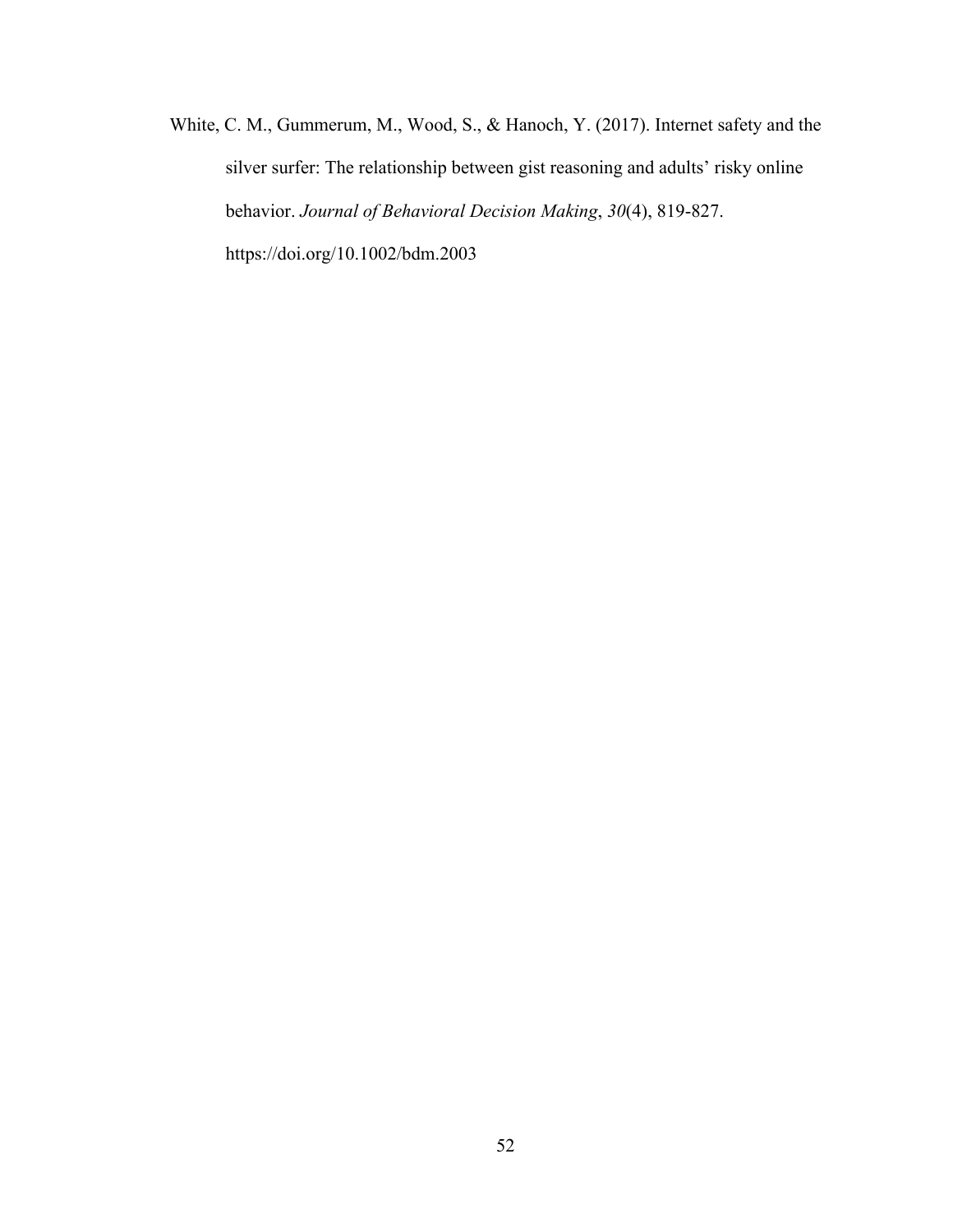White, C. M., Gummerum, M., Wood, S., & Hanoch, Y. (2017). Internet safety and the silver surfer: The relationship between gist reasoning and adults' risky online behavior. *Journal of Behavioral Decision Making*, *30*(4), 819-827. https://doi.org/10.1002/bdm.2003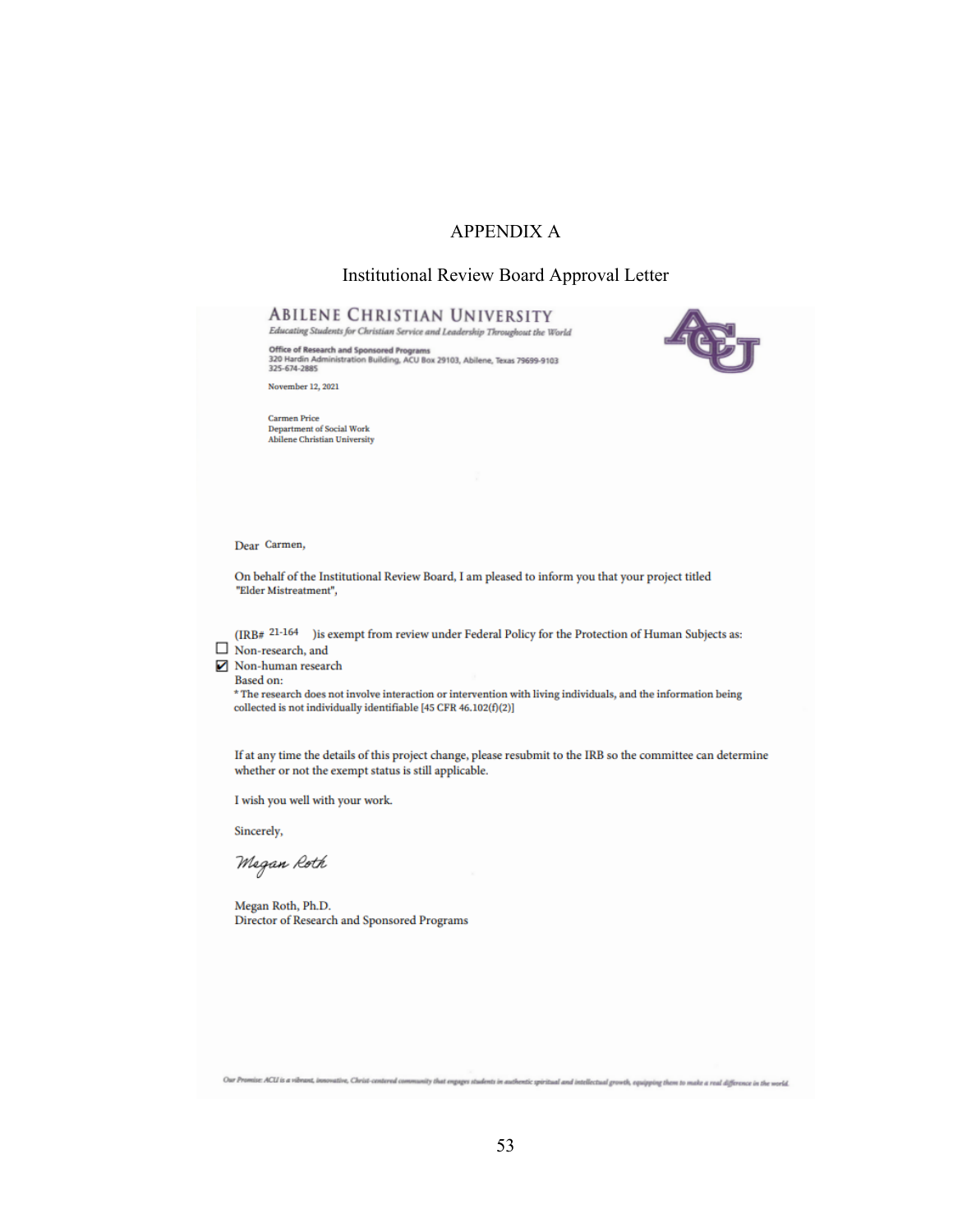# APPENDIX A

## Institutional Review Board Approval Letter

**ABILENE CHRISTIAN UNIVERSITY**
*Educating Students for Christian Service and Leadership Throughout the World*

**Office of Research and Sponsored Programs**
320 Hardin Administration Building, ACU Box 29103, Abilene, Texas 79699-9103
325-674-2885

November 12, 2021

Carmen Price
Department of Social Work
Abilene Christian University

Dear Carmen,

On behalf of the Institutional Review Board, I am pleased to inform you that your project titled "Elder Mistreatment",

(IRB# 21-164 )is exempt from review under Federal Policy for the Protection of Human Subjects as:

☐ Non-research, and
☑ Non-human research

Based on:
* The research does not involve interaction or intervention with living individuals, and the information being collected is not individually identifiable [45 CFR 46.102(f)(2)]

If at any time the details of this project change, please resubmit to the IRB so the committee can determine whether or not the exempt status is still applicable.

I wish you well with your work.

Sincerely,

*Megan Roth*

Megan Roth, Ph.D.
Director of Research and Sponsored Programs

*Our Promise: ACU is a vibrant, innovative, Christ-centered community that engages students in authentic spiritual and intellectual growth, equipping them to make a real difference in the world.*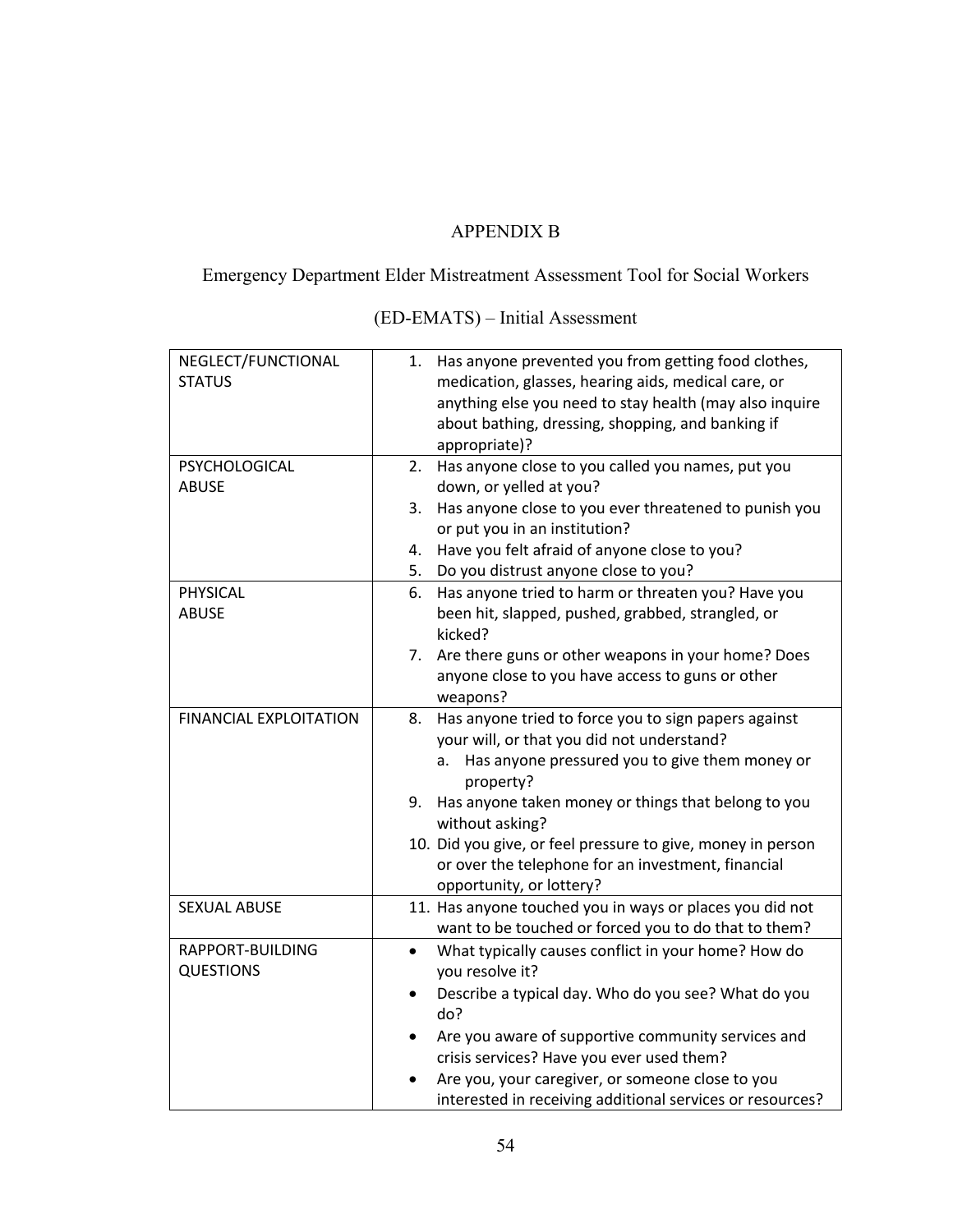# APPENDIX B

## Emergency Department Elder Mistreatment Assessment Tool for Social Workers (ED-EMATS) – Initial Assessment

| | |
|---|---|
| NEGLECT/FUNCTIONAL STATUS | 1. Has anyone prevented you from getting food clothes, medication, glasses, hearing aids, medical care, or anything else you need to stay health (may also inquire about bathing, dressing, shopping, and banking if appropriate)? |
| PSYCHOLOGICAL ABUSE | 2. Has anyone close to you called you names, put you down, or yelled at you?<br>3. Has anyone close to you ever threatened to punish you or put you in an institution?<br>4. Have you felt afraid of anyone close to you?<br>5. Do you distrust anyone close to you? |
| PHYSICAL ABUSE | 6. Has anyone tried to harm or threaten you? Have you been hit, slapped, pushed, grabbed, strangled, or kicked?<br>7. Are there guns or other weapons in your home? Does anyone close to you have access to guns or other weapons? |
| FINANCIAL EXPLOITATION | 8. Has anyone tried to force you to sign papers against your will, or that you did not understand?<br>a. Has anyone pressured you to give them money or property?<br>9. Has anyone taken money or things that belong to you without asking?<br>10. Did you give, or feel pressure to give, money in person or over the telephone for an investment, financial opportunity, or lottery? |
| SEXUAL ABUSE | 11. Has anyone touched you in ways or places you did not want to be touched or forced you to do that to them? |
| RAPPORT-BUILDING QUESTIONS | • What typically causes conflict in your home? How do you resolve it?<br>• Describe a typical day. Who do you see? What do you do?<br>• Are you aware of supportive community services and crisis services? Have you ever used them?<br>• Are you, your caregiver, or someone close to you interested in receiving additional services or resources? |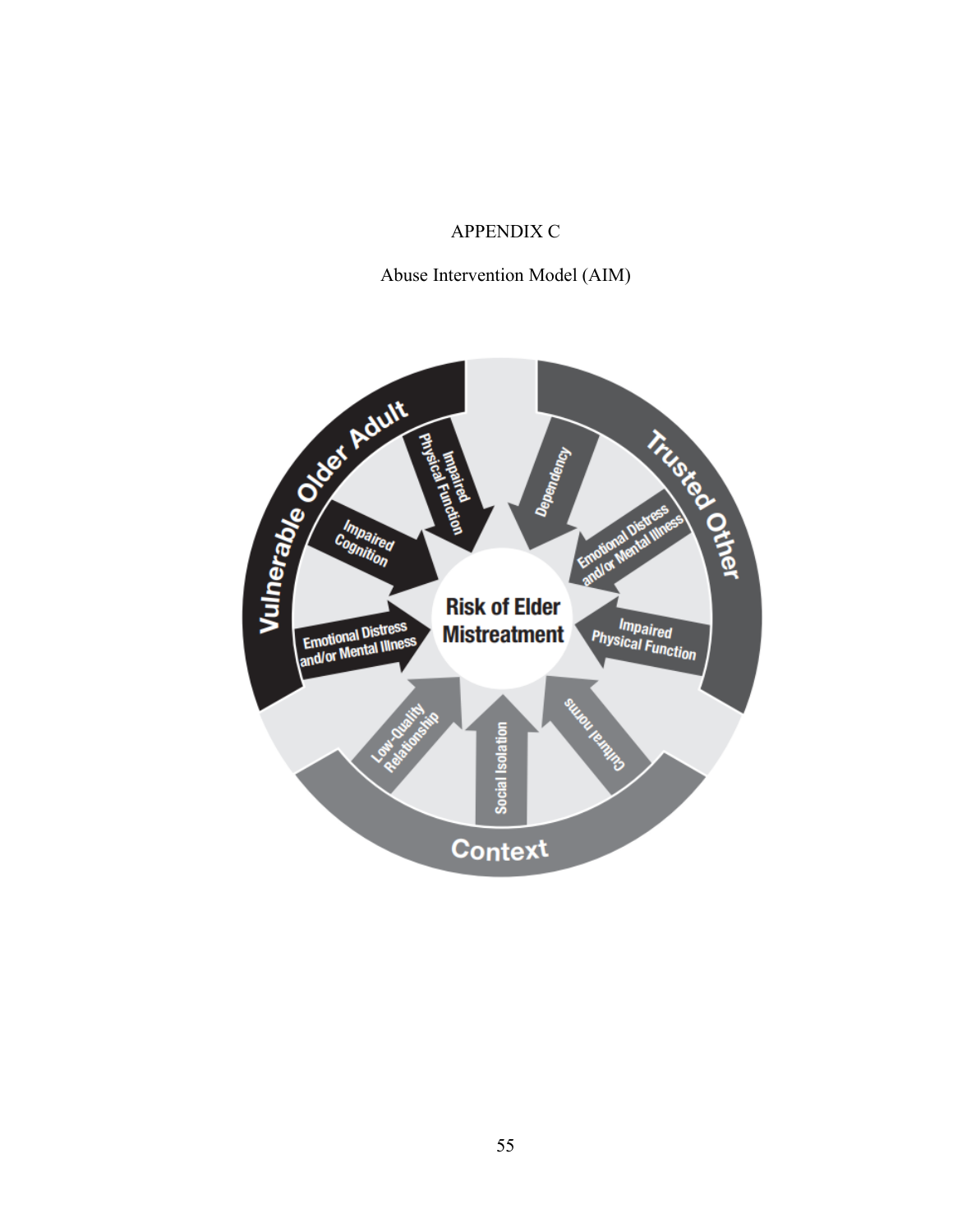# APPENDIX C

## Abuse Intervention Model (AIM)

Vulnerable Older Adult

Impaired Physical Function

Impaired Cognition

Emotional Distress and/or Mental Illness

Trusted Other

Dependency

Emotional Distress and/or Mental Illness

Impaired Physical Function

Context

Low-Quality Relationship

Social Isolation

Cultural norms

Risk of Elder Mistreatment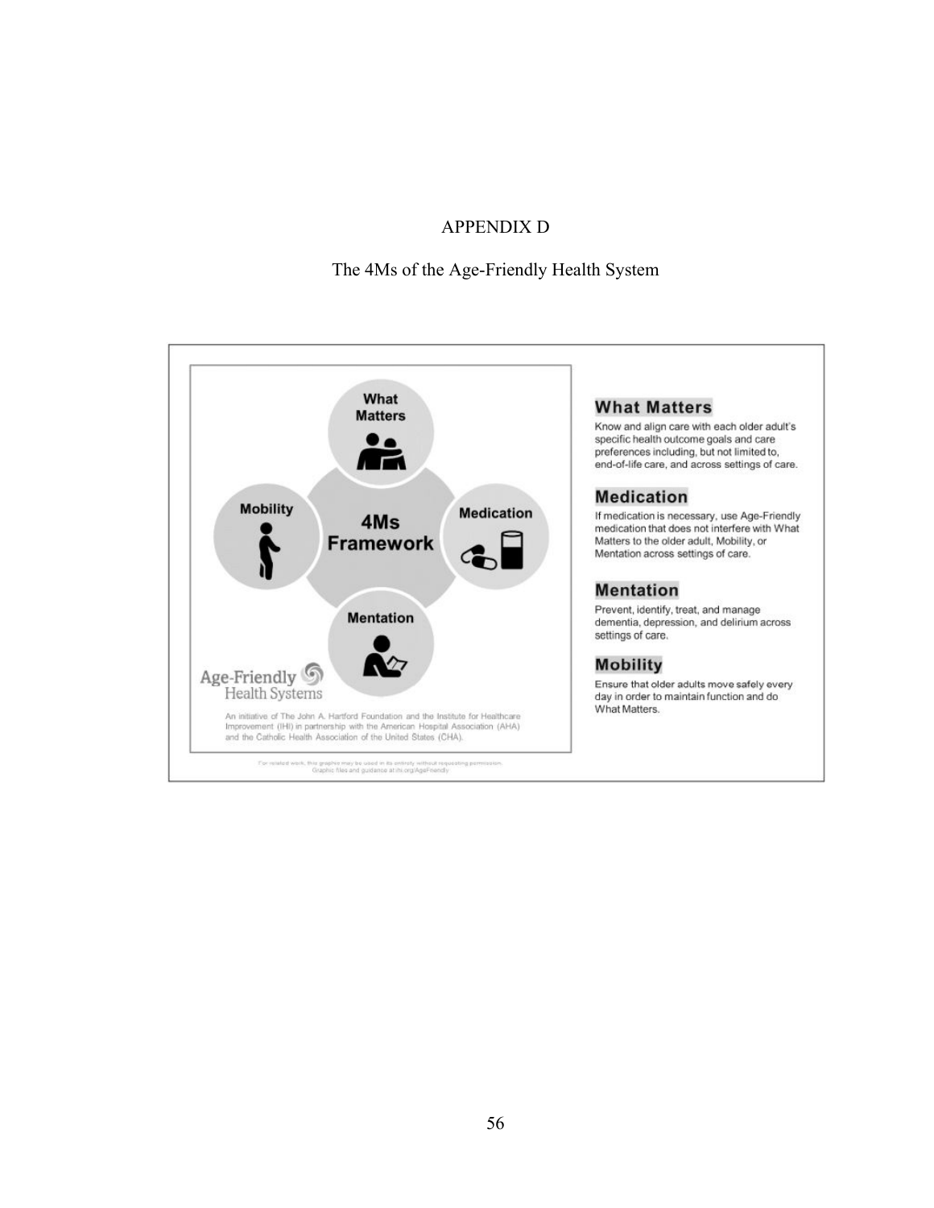# APPENDIX D

## The 4Ms of the Age-Friendly Health System

What Matters

Mobility

4Ms Framework

Medication

Mentation

Age-Friendly Health Systems

An initiative of The John A. Hartford Foundation and the Institute for Healthcare Improvement (IHI) in partnership with the American Hospital Association (AHA) and the Catholic Health Association of the United States (CHA).

**What Matters**

Know and align care with each older adult's specific health outcome goals and care preferences including, but not limited to, end-of-life care, and across settings of care.

**Medication**

If medication is necessary, use Age-Friendly medication that does not interfere with What Matters to the older adult, Mobility, or Mentation across settings of care.

**Mentation**

Prevent, identify, treat, and manage dementia, depression, and delirium across settings of care.

**Mobility**

Ensure that older adults move safely every day in order to maintain function and do What Matters.

For related work, this graphic may be used in its entirety without requesting permission. Graphic files and guidance at ihi.org/AgeFriendly